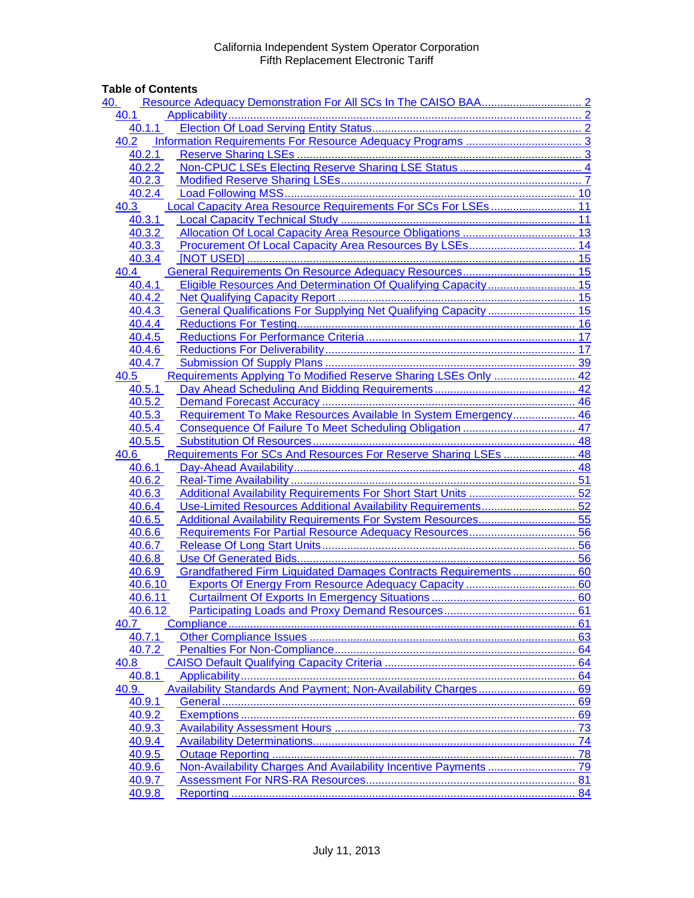California Independent System Operator Corporation
Fifth Replacement Electronic Tariff

**Table of Contents**

- 40. Resource Adequacy Demonstration For All SCs In The CAISO BAA ..... 2
  - 40.1 Applicability ..... 2
    - 40.1.1 Election Of Load Serving Entity Status ..... 2
  - 40.2 Information Requirements For Resource Adequacy Programs ..... 3
    - 40.2.1 Reserve Sharing LSEs ..... 3
    - 40.2.2 Non-CPUC LSEs Electing Reserve Sharing LSE Status ..... 4
    - 40.2.3 Modified Reserve Sharing LSEs ..... 7
    - 40.2.4 Load Following MSS ..... 10
  - 40.3 Local Capacity Area Resource Requirements For SCs For LSEs ..... 11
    - 40.3.1 Local Capacity Technical Study ..... 11
    - 40.3.2 Allocation Of Local Capacity Area Resource Obligations ..... 13
    - 40.3.3 Procurement Of Local Capacity Area Resources By LSEs ..... 14
    - 40.3.4 [NOT USED] ..... 15
  - 40.4 General Requirements On Resource Adequacy Resources ..... 15
    - 40.4.1 Eligible Resources And Determination Of Qualifying Capacity ..... 15
    - 40.4.2 Net Qualifying Capacity Report ..... 15
    - 40.4.3 General Qualifications For Supplying Net Qualifying Capacity ..... 15
    - 40.4.4 Reductions For Testing ..... 16
    - 40.4.5 Reductions For Performance Criteria ..... 17
    - 40.4.6 Reductions For Deliverability ..... 17
    - 40.4.7 Submission Of Supply Plans ..... 39
  - 40.5 Requirements Applying To Modified Reserve Sharing LSEs Only ..... 42
    - 40.5.1 Day Ahead Scheduling And Bidding Requirements ..... 42
    - 40.5.2 Demand Forecast Accuracy ..... 46
    - 40.5.3 Requirement To Make Resources Available In System Emergency ..... 46
    - 40.5.4 Consequence Of Failure To Meet Scheduling Obligation ..... 47
    - 40.5.5 Substitution Of Resources ..... 48
  - 40.6 Requirements For SCs And Resources For Reserve Sharing LSEs ..... 48
    - 40.6.1 Day-Ahead Availability ..... 48
    - 40.6.2 Real-Time Availability ..... 51
    - 40.6.3 Additional Availability Requirements For Short Start Units ..... 52
    - 40.6.4 Use-Limited Resources Additional Availability Requirements ..... 52
    - 40.6.5 Additional Availability Requirements For System Resources ..... 55
    - 40.6.6 Requirements For Partial Resource Adequacy Resources ..... 56
    - 40.6.7 Release Of Long Start Units ..... 56
    - 40.6.8 Use Of Generated Bids ..... 56
    - 40.6.9 Grandfathered Firm Liquidated Damages Contracts Requirements ..... 60
    - 40.6.10 Exports Of Energy From Resource Adequacy Capacity ..... 60
    - 40.6.11 Curtailment Of Exports In Emergency Situations ..... 60
    - 40.6.12 Participating Loads and Proxy Demand Resources ..... 61
  - 40.7 Compliance ..... 61
    - 40.7.1 Other Compliance Issues ..... 63
    - 40.7.2 Penalties For Non-Compliance ..... 64
  - 40.8 CAISO Default Qualifying Capacity Criteria ..... 64
    - 40.8.1 Applicability ..... 64
  - 40.9. Availability Standards And Payment; Non-Availability Charges ..... 69
    - 40.9.1 General ..... 69
    - 40.9.2 Exemptions ..... 69
    - 40.9.3 Availability Assessment Hours ..... 73
    - 40.9.4 Availability Determinations ..... 74
    - 40.9.5 Outage Reporting ..... 78
    - 40.9.6 Non-Availability Charges And Availability Incentive Payments ..... 79
    - 40.9.7 Assessment For NRS-RA Resources ..... 81
    - 40.9.8 Reporting ..... 84

July 11, 2013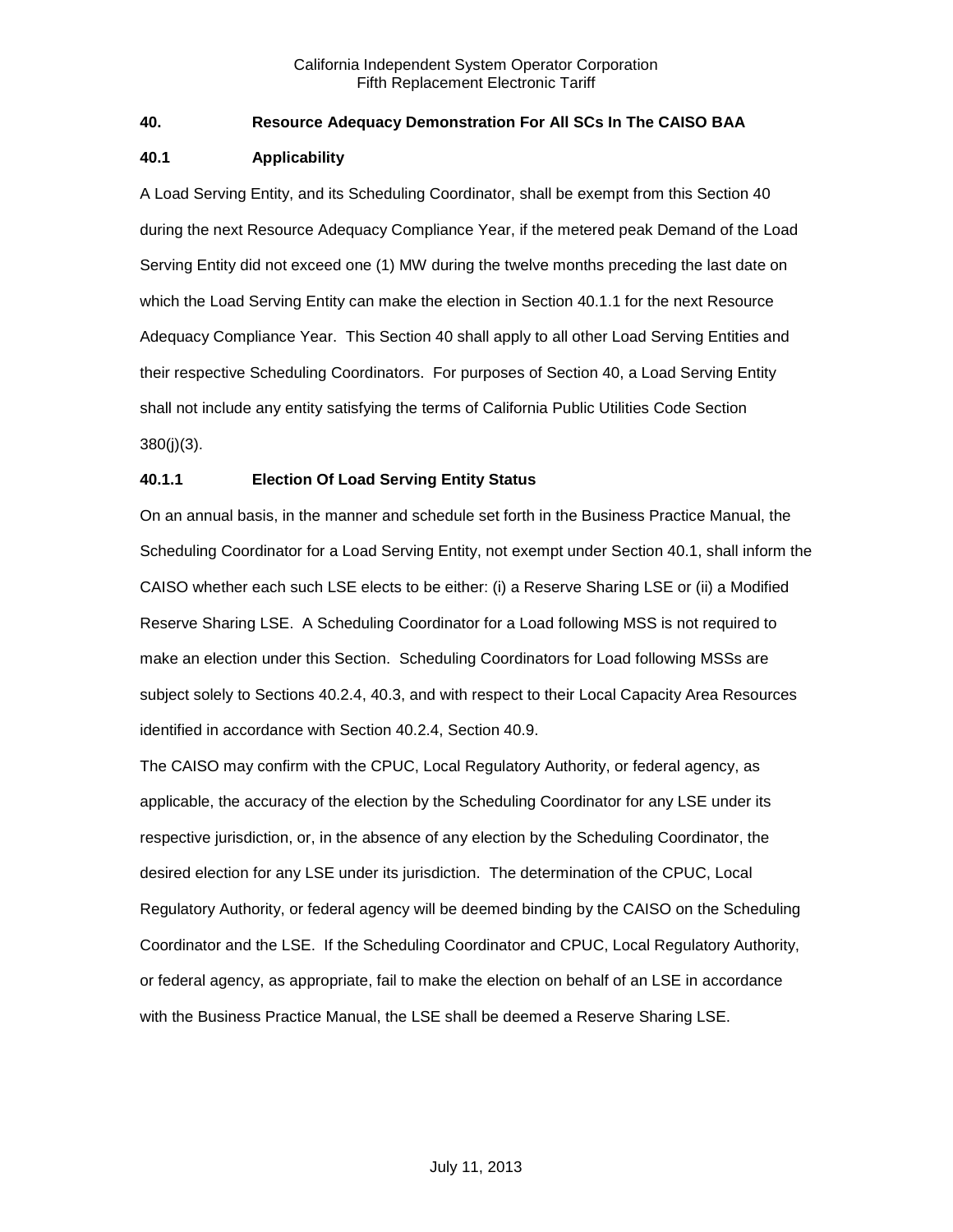## 40. Resource Adequacy Demonstration For All SCs In The CAISO BAA

### 40.1 Applicability

A Load Serving Entity, and its Scheduling Coordinator, shall be exempt from this Section 40 during the next Resource Adequacy Compliance Year, if the metered peak Demand of the Load Serving Entity did not exceed one (1) MW during the twelve months preceding the last date on which the Load Serving Entity can make the election in Section 40.1.1 for the next Resource Adequacy Compliance Year. This Section 40 shall apply to all other Load Serving Entities and their respective Scheduling Coordinators. For purposes of Section 40, a Load Serving Entity shall not include any entity satisfying the terms of California Public Utilities Code Section 380(j)(3).

#### 40.1.1 Election Of Load Serving Entity Status

On an annual basis, in the manner and schedule set forth in the Business Practice Manual, the Scheduling Coordinator for a Load Serving Entity, not exempt under Section 40.1, shall inform the CAISO whether each such LSE elects to be either: (i) a Reserve Sharing LSE or (ii) a Modified Reserve Sharing LSE. A Scheduling Coordinator for a Load following MSS is not required to make an election under this Section. Scheduling Coordinators for Load following MSSs are subject solely to Sections 40.2.4, 40.3, and with respect to their Local Capacity Area Resources identified in accordance with Section 40.2.4, Section 40.9.

The CAISO may confirm with the CPUC, Local Regulatory Authority, or federal agency, as applicable, the accuracy of the election by the Scheduling Coordinator for any LSE under its respective jurisdiction, or, in the absence of any election by the Scheduling Coordinator, the desired election for any LSE under its jurisdiction. The determination of the CPUC, Local Regulatory Authority, or federal agency will be deemed binding by the CAISO on the Scheduling Coordinator and the LSE. If the Scheduling Coordinator and CPUC, Local Regulatory Authority, or federal agency, as appropriate, fail to make the election on behalf of an LSE in accordance with the Business Practice Manual, the LSE shall be deemed a Reserve Sharing LSE.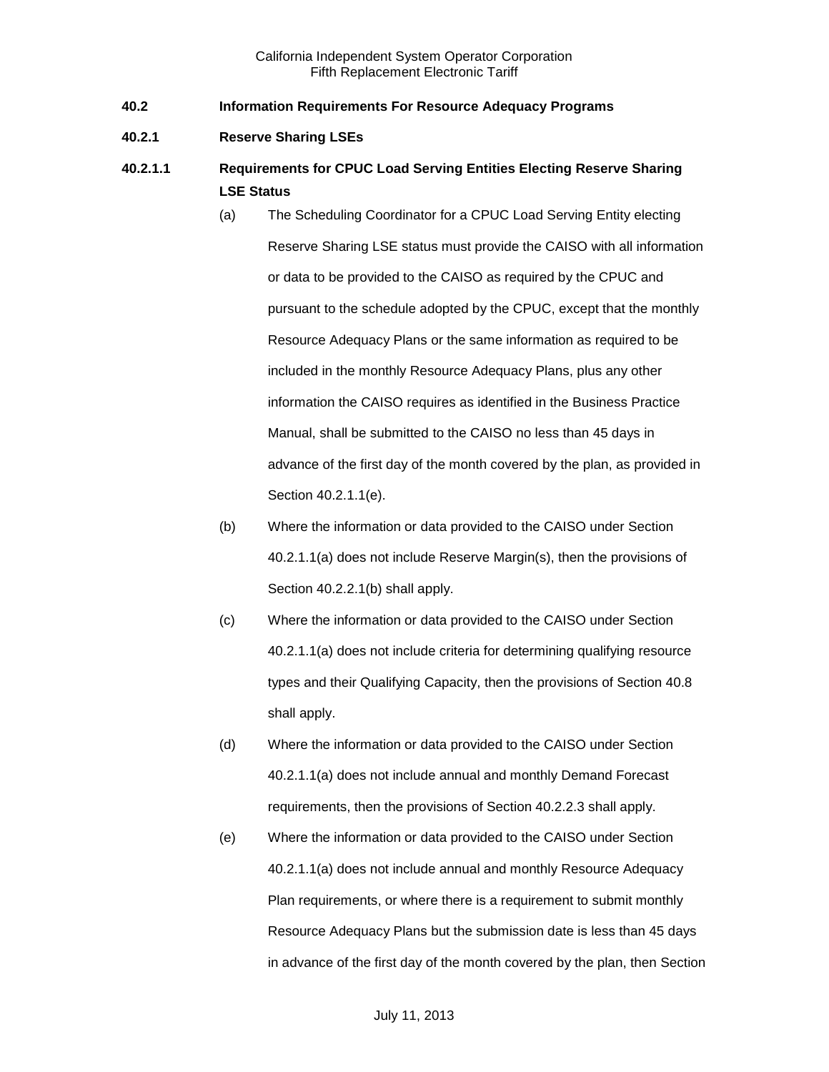**40.2 Information Requirements For Resource Adequacy Programs**

**40.2.1 Reserve Sharing LSEs**

**40.2.1.1 Requirements for CPUC Load Serving Entities Electing Reserve Sharing LSE Status**

(a) The Scheduling Coordinator for a CPUC Load Serving Entity electing Reserve Sharing LSE status must provide the CAISO with all information or data to be provided to the CAISO as required by the CPUC and pursuant to the schedule adopted by the CPUC, except that the monthly Resource Adequacy Plans or the same information as required to be included in the monthly Resource Adequacy Plans, plus any other information the CAISO requires as identified in the Business Practice Manual, shall be submitted to the CAISO no less than 45 days in advance of the first day of the month covered by the plan, as provided in Section 40.2.1.1(e).

(b) Where the information or data provided to the CAISO under Section 40.2.1.1(a) does not include Reserve Margin(s), then the provisions of Section 40.2.2.1(b) shall apply.

(c) Where the information or data provided to the CAISO under Section 40.2.1.1(a) does not include criteria for determining qualifying resource types and their Qualifying Capacity, then the provisions of Section 40.8 shall apply.

(d) Where the information or data provided to the CAISO under Section 40.2.1.1(a) does not include annual and monthly Demand Forecast requirements, then the provisions of Section 40.2.2.3 shall apply.

(e) Where the information or data provided to the CAISO under Section 40.2.1.1(a) does not include annual and monthly Resource Adequacy Plan requirements, or where there is a requirement to submit monthly Resource Adequacy Plans but the submission date is less than 45 days in advance of the first day of the month covered by the plan, then Section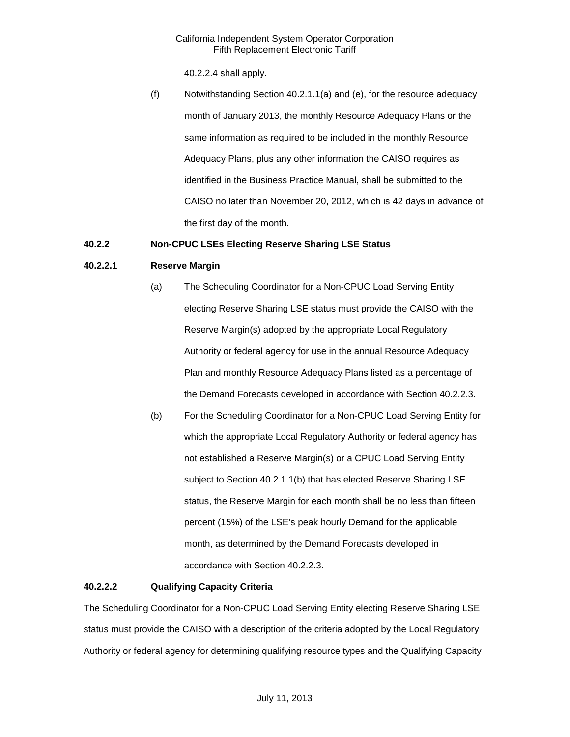40.2.2.4 shall apply.

(f) Notwithstanding Section 40.2.1.1(a) and (e), for the resource adequacy month of January 2013, the monthly Resource Adequacy Plans or the same information as required to be included in the monthly Resource Adequacy Plans, plus any other information the CAISO requires as identified in the Business Practice Manual, shall be submitted to the CAISO no later than November 20, 2012, which is 42 days in advance of the first day of the month.

**40.2.2 Non-CPUC LSEs Electing Reserve Sharing LSE Status**

**40.2.2.1 Reserve Margin**

(a) The Scheduling Coordinator for a Non-CPUC Load Serving Entity electing Reserve Sharing LSE status must provide the CAISO with the Reserve Margin(s) adopted by the appropriate Local Regulatory Authority or federal agency for use in the annual Resource Adequacy Plan and monthly Resource Adequacy Plans listed as a percentage of the Demand Forecasts developed in accordance with Section 40.2.2.3.

(b) For the Scheduling Coordinator for a Non-CPUC Load Serving Entity for which the appropriate Local Regulatory Authority or federal agency has not established a Reserve Margin(s) or a CPUC Load Serving Entity subject to Section 40.2.1.1(b) that has elected Reserve Sharing LSE status, the Reserve Margin for each month shall be no less than fifteen percent (15%) of the LSE's peak hourly Demand for the applicable month, as determined by the Demand Forecasts developed in accordance with Section 40.2.2.3.

**40.2.2.2 Qualifying Capacity Criteria**

The Scheduling Coordinator for a Non-CPUC Load Serving Entity electing Reserve Sharing LSE status must provide the CAISO with a description of the criteria adopted by the Local Regulatory Authority or federal agency for determining qualifying resource types and the Qualifying Capacity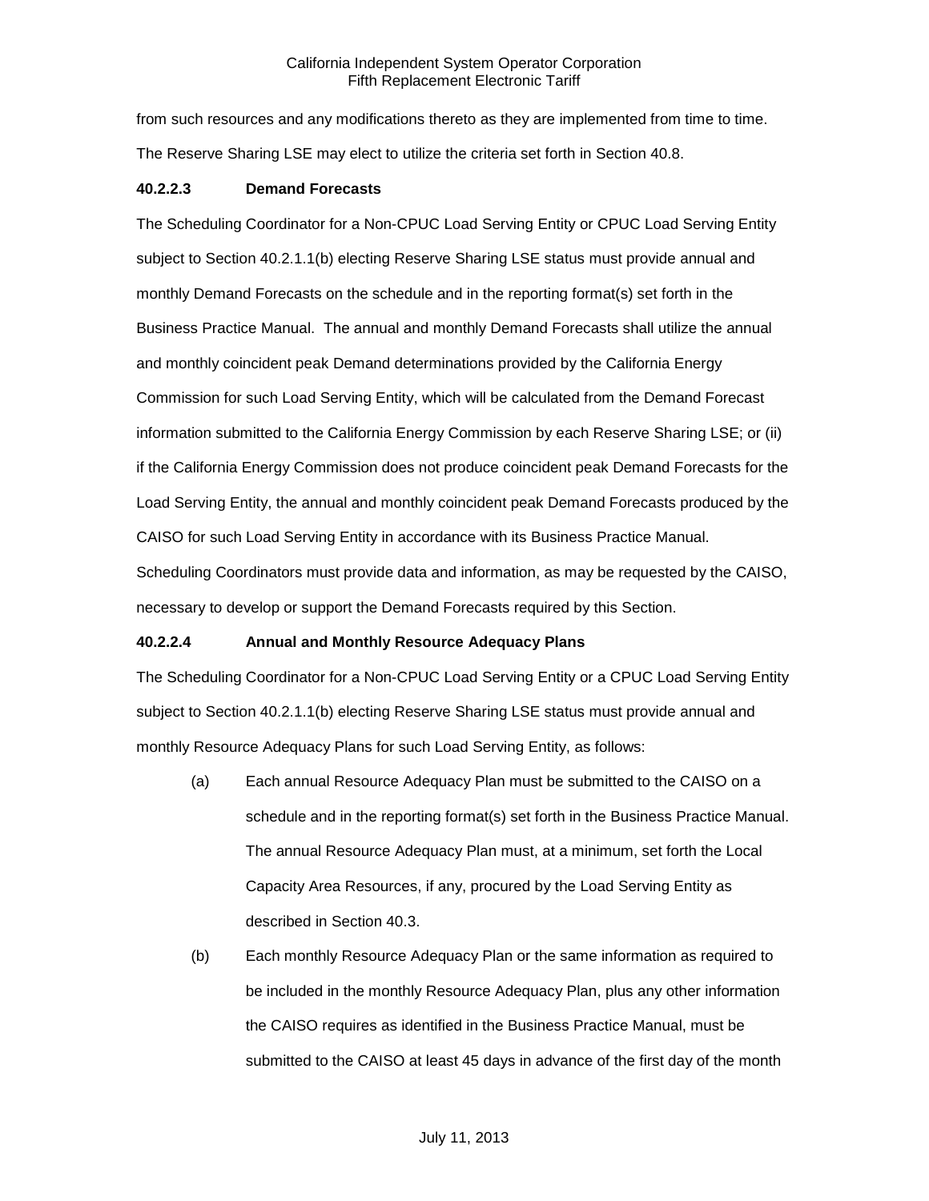from such resources and any modifications thereto as they are implemented from time to time. The Reserve Sharing LSE may elect to utilize the criteria set forth in Section 40.8.

**40.2.2.3 Demand Forecasts**

The Scheduling Coordinator for a Non-CPUC Load Serving Entity or CPUC Load Serving Entity subject to Section 40.2.1.1(b) electing Reserve Sharing LSE status must provide annual and monthly Demand Forecasts on the schedule and in the reporting format(s) set forth in the Business Practice Manual. The annual and monthly Demand Forecasts shall utilize the annual and monthly coincident peak Demand determinations provided by the California Energy Commission for such Load Serving Entity, which will be calculated from the Demand Forecast information submitted to the California Energy Commission by each Reserve Sharing LSE; or (ii) if the California Energy Commission does not produce coincident peak Demand Forecasts for the Load Serving Entity, the annual and monthly coincident peak Demand Forecasts produced by the CAISO for such Load Serving Entity in accordance with its Business Practice Manual. Scheduling Coordinators must provide data and information, as may be requested by the CAISO, necessary to develop or support the Demand Forecasts required by this Section.

**40.2.2.4 Annual and Monthly Resource Adequacy Plans**

The Scheduling Coordinator for a Non-CPUC Load Serving Entity or a CPUC Load Serving Entity subject to Section 40.2.1.1(b) electing Reserve Sharing LSE status must provide annual and monthly Resource Adequacy Plans for such Load Serving Entity, as follows:

(a) Each annual Resource Adequacy Plan must be submitted to the CAISO on a schedule and in the reporting format(s) set forth in the Business Practice Manual. The annual Resource Adequacy Plan must, at a minimum, set forth the Local Capacity Area Resources, if any, procured by the Load Serving Entity as described in Section 40.3.

(b) Each monthly Resource Adequacy Plan or the same information as required to be included in the monthly Resource Adequacy Plan, plus any other information the CAISO requires as identified in the Business Practice Manual, must be submitted to the CAISO at least 45 days in advance of the first day of the month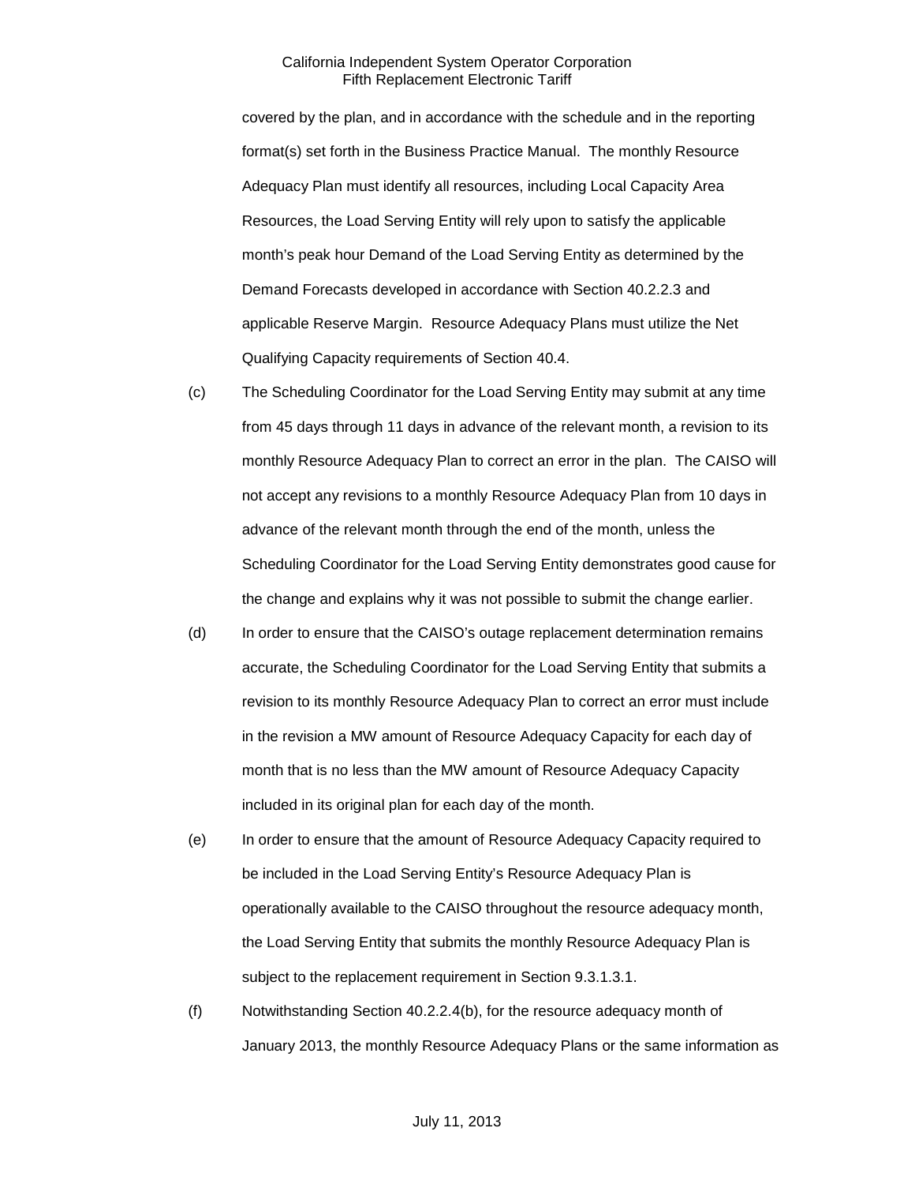covered by the plan, and in accordance with the schedule and in the reporting format(s) set forth in the Business Practice Manual. The monthly Resource Adequacy Plan must identify all resources, including Local Capacity Area Resources, the Load Serving Entity will rely upon to satisfy the applicable month's peak hour Demand of the Load Serving Entity as determined by the Demand Forecasts developed in accordance with Section 40.2.2.3 and applicable Reserve Margin. Resource Adequacy Plans must utilize the Net Qualifying Capacity requirements of Section 40.4.

(c) The Scheduling Coordinator for the Load Serving Entity may submit at any time from 45 days through 11 days in advance of the relevant month, a revision to its monthly Resource Adequacy Plan to correct an error in the plan. The CAISO will not accept any revisions to a monthly Resource Adequacy Plan from 10 days in advance of the relevant month through the end of the month, unless the Scheduling Coordinator for the Load Serving Entity demonstrates good cause for the change and explains why it was not possible to submit the change earlier.

(d) In order to ensure that the CAISO's outage replacement determination remains accurate, the Scheduling Coordinator for the Load Serving Entity that submits a revision to its monthly Resource Adequacy Plan to correct an error must include in the revision a MW amount of Resource Adequacy Capacity for each day of month that is no less than the MW amount of Resource Adequacy Capacity included in its original plan for each day of the month.

(e) In order to ensure that the amount of Resource Adequacy Capacity required to be included in the Load Serving Entity's Resource Adequacy Plan is operationally available to the CAISO throughout the resource adequacy month, the Load Serving Entity that submits the monthly Resource Adequacy Plan is subject to the replacement requirement in Section 9.3.1.3.1.

(f) Notwithstanding Section 40.2.2.4(b), for the resource adequacy month of January 2013, the monthly Resource Adequacy Plans or the same information as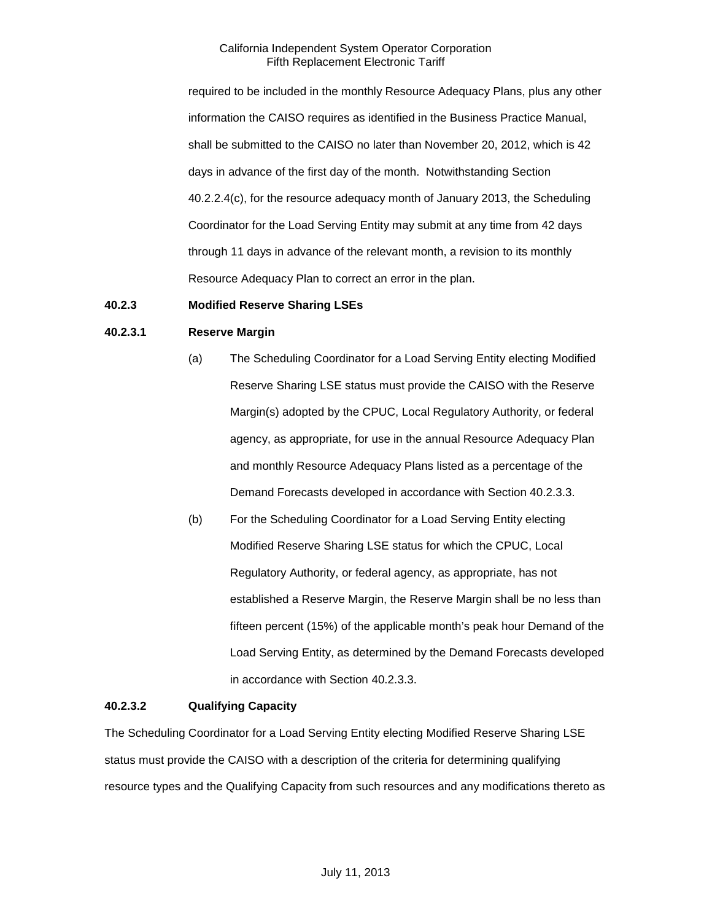required to be included in the monthly Resource Adequacy Plans, plus any other information the CAISO requires as identified in the Business Practice Manual, shall be submitted to the CAISO no later than November 20, 2012, which is 42 days in advance of the first day of the month. Notwithstanding Section 40.2.2.4(c), for the resource adequacy month of January 2013, the Scheduling Coordinator for the Load Serving Entity may submit at any time from 42 days through 11 days in advance of the relevant month, a revision to its monthly Resource Adequacy Plan to correct an error in the plan.

**40.2.3 Modified Reserve Sharing LSEs**

**40.2.3.1 Reserve Margin**

(a) The Scheduling Coordinator for a Load Serving Entity electing Modified Reserve Sharing LSE status must provide the CAISO with the Reserve Margin(s) adopted by the CPUC, Local Regulatory Authority, or federal agency, as appropriate, for use in the annual Resource Adequacy Plan and monthly Resource Adequacy Plans listed as a percentage of the Demand Forecasts developed in accordance with Section 40.2.3.3.

(b) For the Scheduling Coordinator for a Load Serving Entity electing Modified Reserve Sharing LSE status for which the CPUC, Local Regulatory Authority, or federal agency, as appropriate, has not established a Reserve Margin, the Reserve Margin shall be no less than fifteen percent (15%) of the applicable month's peak hour Demand of the Load Serving Entity, as determined by the Demand Forecasts developed in accordance with Section 40.2.3.3.

**40.2.3.2 Qualifying Capacity**

The Scheduling Coordinator for a Load Serving Entity electing Modified Reserve Sharing LSE status must provide the CAISO with a description of the criteria for determining qualifying resource types and the Qualifying Capacity from such resources and any modifications thereto as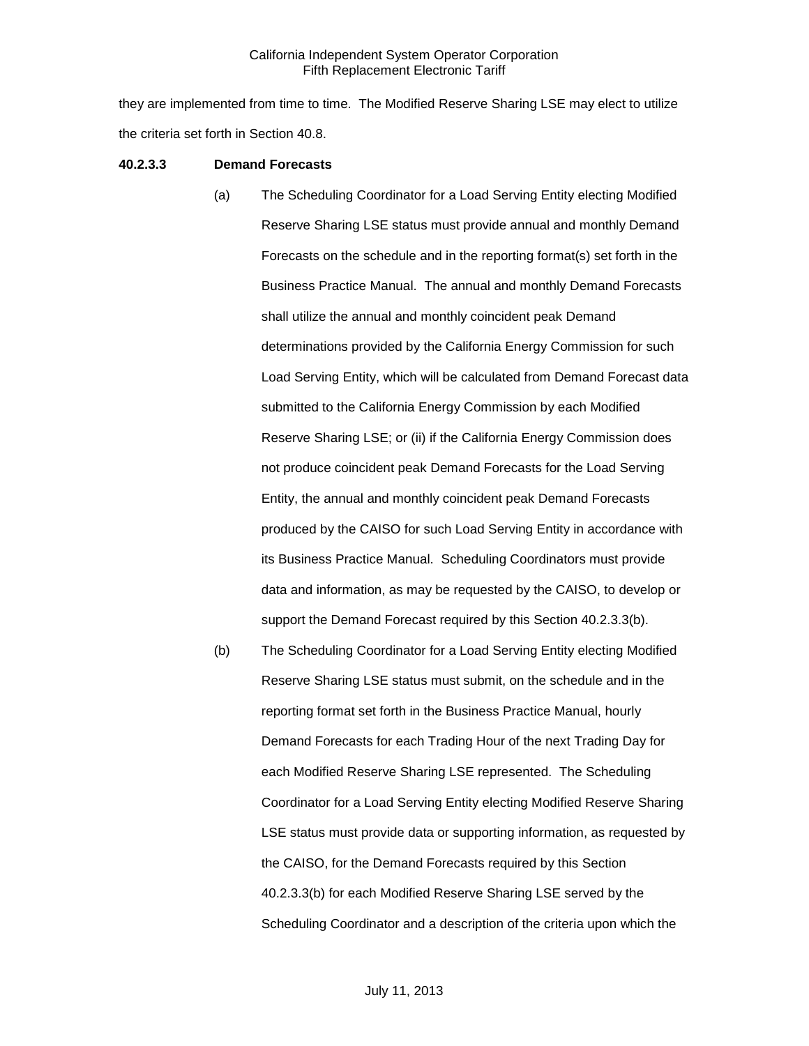they are implemented from time to time. The Modified Reserve Sharing LSE may elect to utilize the criteria set forth in Section 40.8.

**40.2.3.3 Demand Forecasts**

(a) The Scheduling Coordinator for a Load Serving Entity electing Modified Reserve Sharing LSE status must provide annual and monthly Demand Forecasts on the schedule and in the reporting format(s) set forth in the Business Practice Manual. The annual and monthly Demand Forecasts shall utilize the annual and monthly coincident peak Demand determinations provided by the California Energy Commission for such Load Serving Entity, which will be calculated from Demand Forecast data submitted to the California Energy Commission by each Modified Reserve Sharing LSE; or (ii) if the California Energy Commission does not produce coincident peak Demand Forecasts for the Load Serving Entity, the annual and monthly coincident peak Demand Forecasts produced by the CAISO for such Load Serving Entity in accordance with its Business Practice Manual. Scheduling Coordinators must provide data and information, as may be requested by the CAISO, to develop or support the Demand Forecast required by this Section 40.2.3.3(b).

(b) The Scheduling Coordinator for a Load Serving Entity electing Modified Reserve Sharing LSE status must submit, on the schedule and in the reporting format set forth in the Business Practice Manual, hourly Demand Forecasts for each Trading Hour of the next Trading Day for each Modified Reserve Sharing LSE represented. The Scheduling Coordinator for a Load Serving Entity electing Modified Reserve Sharing LSE status must provide data or supporting information, as requested by the CAISO, for the Demand Forecasts required by this Section 40.2.3.3(b) for each Modified Reserve Sharing LSE served by the Scheduling Coordinator and a description of the criteria upon which the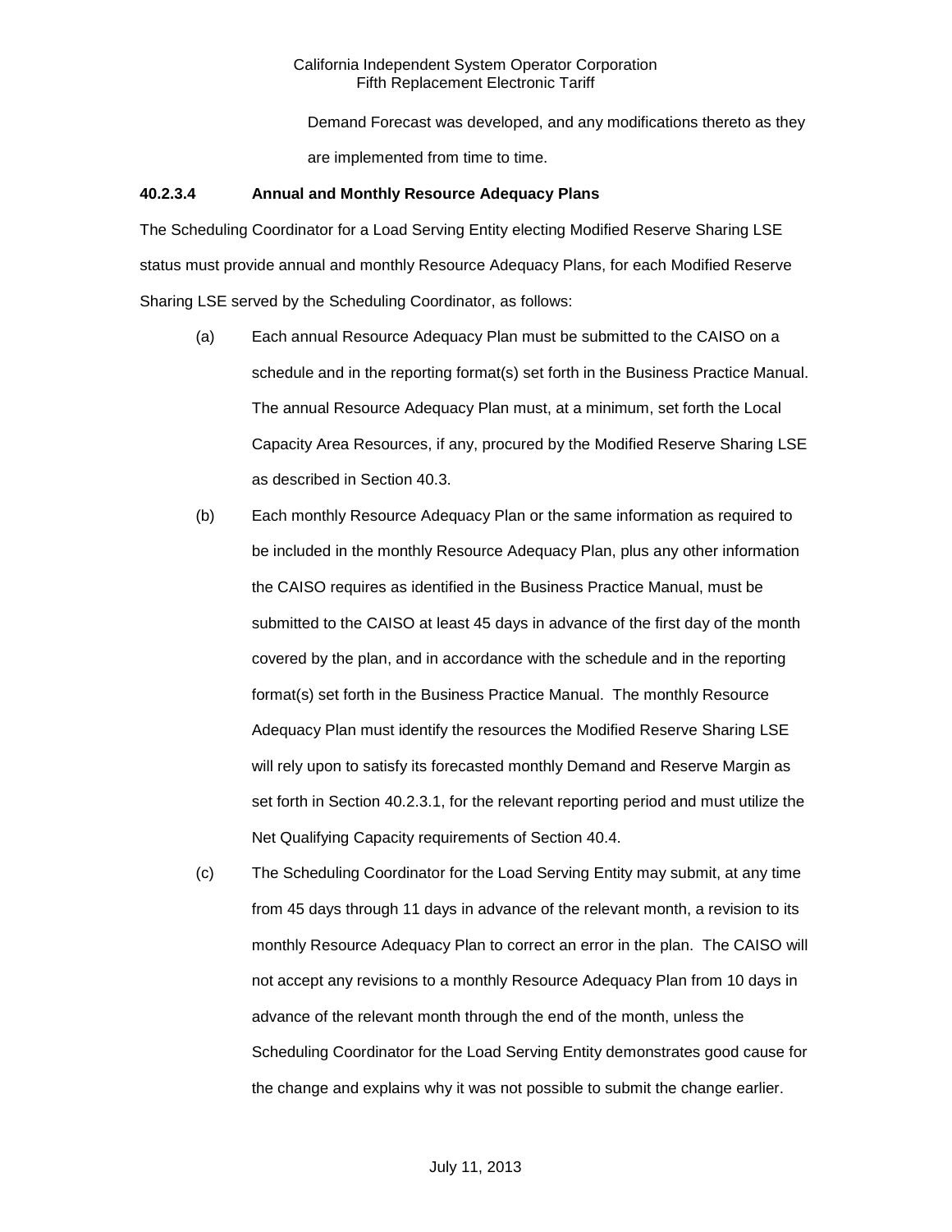Demand Forecast was developed, and any modifications thereto as they are implemented from time to time.

**40.2.3.4 Annual and Monthly Resource Adequacy Plans**

The Scheduling Coordinator for a Load Serving Entity electing Modified Reserve Sharing LSE status must provide annual and monthly Resource Adequacy Plans, for each Modified Reserve Sharing LSE served by the Scheduling Coordinator, as follows:

(a) Each annual Resource Adequacy Plan must be submitted to the CAISO on a schedule and in the reporting format(s) set forth in the Business Practice Manual. The annual Resource Adequacy Plan must, at a minimum, set forth the Local Capacity Area Resources, if any, procured by the Modified Reserve Sharing LSE as described in Section 40.3.

(b) Each monthly Resource Adequacy Plan or the same information as required to be included in the monthly Resource Adequacy Plan, plus any other information the CAISO requires as identified in the Business Practice Manual, must be submitted to the CAISO at least 45 days in advance of the first day of the month covered by the plan, and in accordance with the schedule and in the reporting format(s) set forth in the Business Practice Manual. The monthly Resource Adequacy Plan must identify the resources the Modified Reserve Sharing LSE will rely upon to satisfy its forecasted monthly Demand and Reserve Margin as set forth in Section 40.2.3.1, for the relevant reporting period and must utilize the Net Qualifying Capacity requirements of Section 40.4.

(c) The Scheduling Coordinator for the Load Serving Entity may submit, at any time from 45 days through 11 days in advance of the relevant month, a revision to its monthly Resource Adequacy Plan to correct an error in the plan. The CAISO will not accept any revisions to a monthly Resource Adequacy Plan from 10 days in advance of the relevant month through the end of the month, unless the Scheduling Coordinator for the Load Serving Entity demonstrates good cause for the change and explains why it was not possible to submit the change earlier.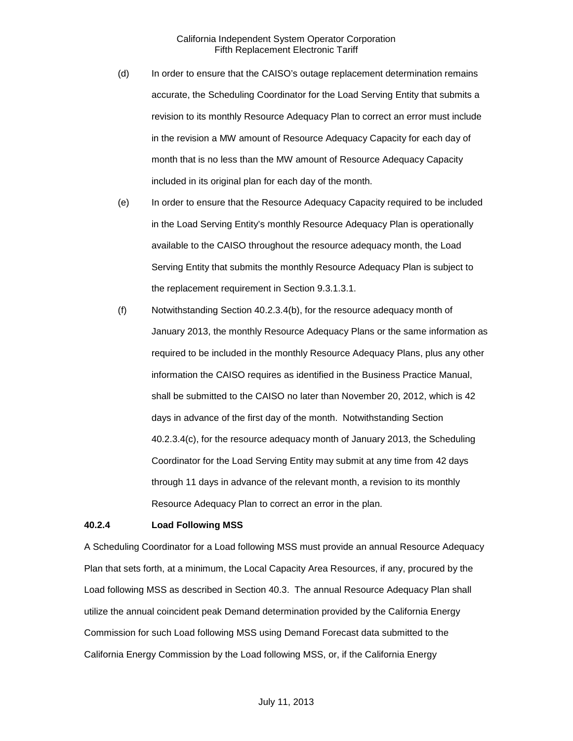(d) In order to ensure that the CAISO's outage replacement determination remains accurate, the Scheduling Coordinator for the Load Serving Entity that submits a revision to its monthly Resource Adequacy Plan to correct an error must include in the revision a MW amount of Resource Adequacy Capacity for each day of month that is no less than the MW amount of Resource Adequacy Capacity included in its original plan for each day of the month.

(e) In order to ensure that the Resource Adequacy Capacity required to be included in the Load Serving Entity's monthly Resource Adequacy Plan is operationally available to the CAISO throughout the resource adequacy month, the Load Serving Entity that submits the monthly Resource Adequacy Plan is subject to the replacement requirement in Section 9.3.1.3.1.

(f) Notwithstanding Section 40.2.3.4(b), for the resource adequacy month of January 2013, the monthly Resource Adequacy Plans or the same information as required to be included in the monthly Resource Adequacy Plans, plus any other information the CAISO requires as identified in the Business Practice Manual, shall be submitted to the CAISO no later than November 20, 2012, which is 42 days in advance of the first day of the month. Notwithstanding Section 40.2.3.4(c), for the resource adequacy month of January 2013, the Scheduling Coordinator for the Load Serving Entity may submit at any time from 42 days through 11 days in advance of the relevant month, a revision to its monthly Resource Adequacy Plan to correct an error in the plan.

**40.2.4 Load Following MSS**

A Scheduling Coordinator for a Load following MSS must provide an annual Resource Adequacy Plan that sets forth, at a minimum, the Local Capacity Area Resources, if any, procured by the Load following MSS as described in Section 40.3. The annual Resource Adequacy Plan shall utilize the annual coincident peak Demand determination provided by the California Energy Commission for such Load following MSS using Demand Forecast data submitted to the California Energy Commission by the Load following MSS, or, if the California Energy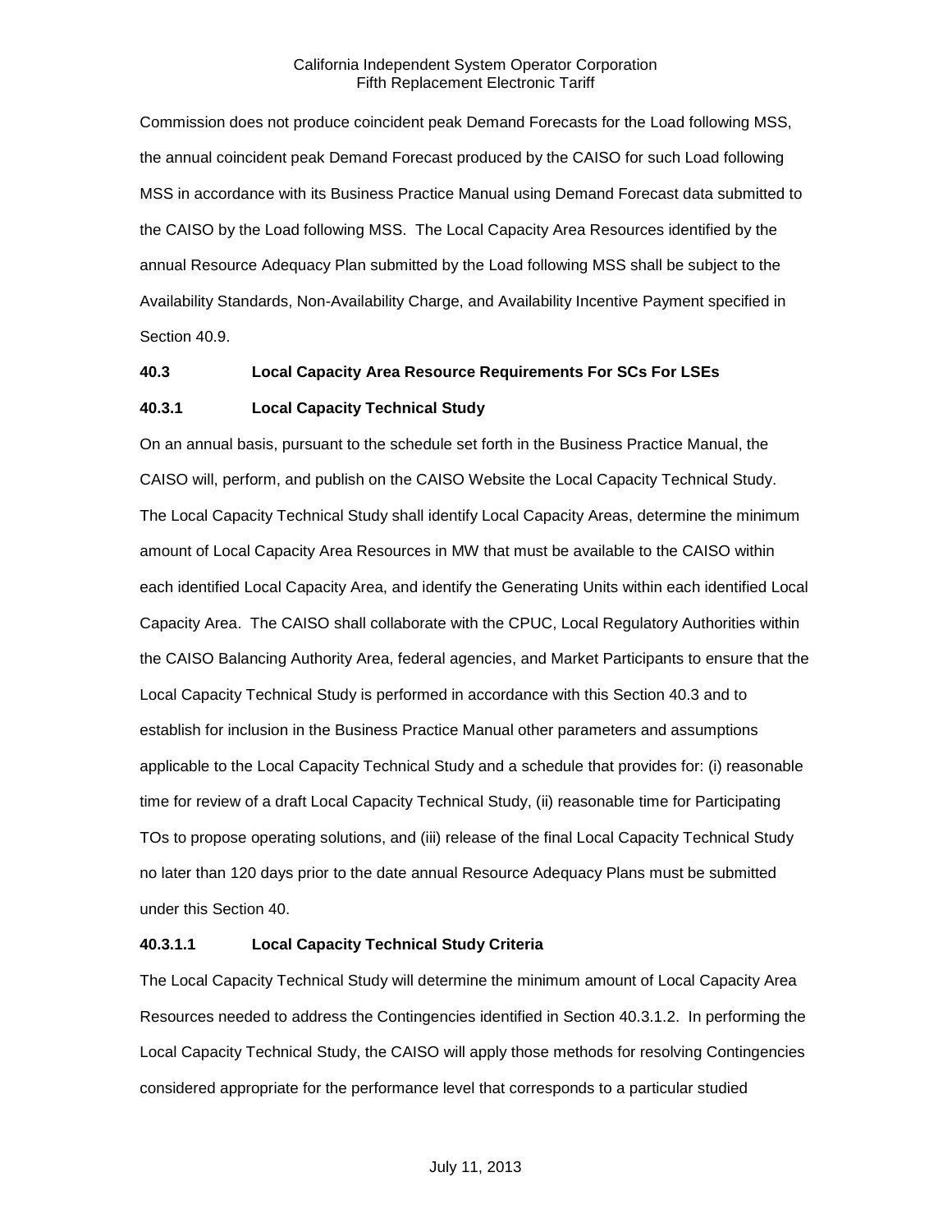Commission does not produce coincident peak Demand Forecasts for the Load following MSS, the annual coincident peak Demand Forecast produced by the CAISO for such Load following MSS in accordance with its Business Practice Manual using Demand Forecast data submitted to the CAISO by the Load following MSS. The Local Capacity Area Resources identified by the annual Resource Adequacy Plan submitted by the Load following MSS shall be subject to the Availability Standards, Non-Availability Charge, and Availability Incentive Payment specified in Section 40.9.

### 40.3 Local Capacity Area Resource Requirements For SCs For LSEs

### 40.3.1 Local Capacity Technical Study

On an annual basis, pursuant to the schedule set forth in the Business Practice Manual, the CAISO will, perform, and publish on the CAISO Website the Local Capacity Technical Study. The Local Capacity Technical Study shall identify Local Capacity Areas, determine the minimum amount of Local Capacity Area Resources in MW that must be available to the CAISO within each identified Local Capacity Area, and identify the Generating Units within each identified Local Capacity Area. The CAISO shall collaborate with the CPUC, Local Regulatory Authorities within the CAISO Balancing Authority Area, federal agencies, and Market Participants to ensure that the Local Capacity Technical Study is performed in accordance with this Section 40.3 and to establish for inclusion in the Business Practice Manual other parameters and assumptions applicable to the Local Capacity Technical Study and a schedule that provides for: (i) reasonable time for review of a draft Local Capacity Technical Study, (ii) reasonable time for Participating TOs to propose operating solutions, and (iii) release of the final Local Capacity Technical Study no later than 120 days prior to the date annual Resource Adequacy Plans must be submitted under this Section 40.

### 40.3.1.1 Local Capacity Technical Study Criteria

The Local Capacity Technical Study will determine the minimum amount of Local Capacity Area Resources needed to address the Contingencies identified in Section 40.3.1.2. In performing the Local Capacity Technical Study, the CAISO will apply those methods for resolving Contingencies considered appropriate for the performance level that corresponds to a particular studied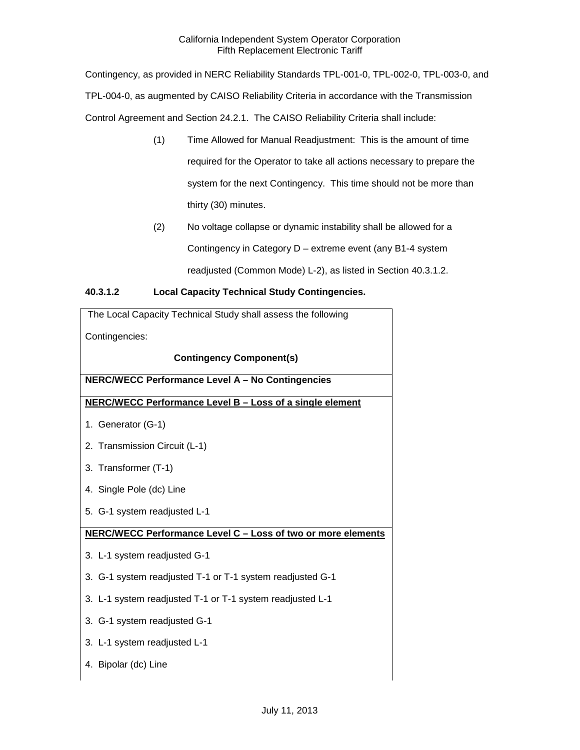Contingency, as provided in NERC Reliability Standards TPL-001-0, TPL-002-0, TPL-003-0, and TPL-004-0, as augmented by CAISO Reliability Criteria in accordance with the Transmission Control Agreement and Section 24.2.1. The CAISO Reliability Criteria shall include:

(1) Time Allowed for Manual Readjustment: This is the amount of time required for the Operator to take all actions necessary to prepare the system for the next Contingency. This time should not be more than thirty (30) minutes.

(2) No voltage collapse or dynamic instability shall be allowed for a Contingency in Category D – extreme event (any B1-4 system readjusted (Common Mode) L-2), as listed in Section 40.3.1.2.

#### 40.3.1.2 Local Capacity Technical Study Contingencies.

| The Local Capacity Technical Study shall assess the following Contingencies: |
|---|
| **Contingency Component(s)** |
| **NERC/WECC Performance Level A – No Contingencies** |
| **NERC/WECC Performance Level B – Loss of a single element** |
| 1. Generator (G-1) |
| 2. Transmission Circuit (L-1) |
| 3. Transformer (T-1) |
| 4. Single Pole (dc) Line |
| 5. G-1 system readjusted L-1 |
| **NERC/WECC Performance Level C – Loss of two or more elements** |
| 3. L-1 system readjusted G-1 |
| 3. G-1 system readjusted T-1 or T-1 system readjusted G-1 |
| 3. L-1 system readjusted T-1 or T-1 system readjusted L-1 |
| 3. G-1 system readjusted G-1 |
| 3. L-1 system readjusted L-1 |
| 4. Bipolar (dc) Line |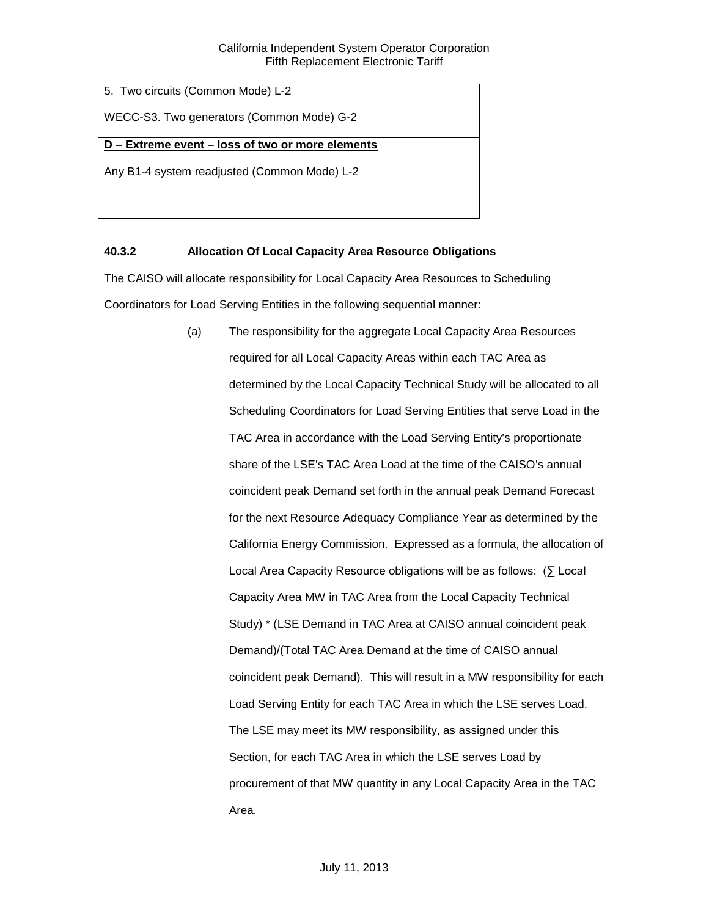| 5. Two circuits (Common Mode) L-2 |
|---|
| WECC-S3. Two generators (Common Mode) G-2 |
| **D – Extreme event – loss of two or more elements** |
| Any B1-4 system readjusted (Common Mode) L-2 |

### 40.3.2 Allocation Of Local Capacity Area Resource Obligations

The CAISO will allocate responsibility for Local Capacity Area Resources to Scheduling Coordinators for Load Serving Entities in the following sequential manner:

(a) The responsibility for the aggregate Local Capacity Area Resources required for all Local Capacity Areas within each TAC Area as determined by the Local Capacity Technical Study will be allocated to all Scheduling Coordinators for Load Serving Entities that serve Load in the TAC Area in accordance with the Load Serving Entity's proportionate share of the LSE's TAC Area Load at the time of the CAISO's annual coincident peak Demand set forth in the annual peak Demand Forecast for the next Resource Adequacy Compliance Year as determined by the California Energy Commission. Expressed as a formula, the allocation of Local Area Capacity Resource obligations will be as follows: (∑ Local Capacity Area MW in TAC Area from the Local Capacity Technical Study) * (LSE Demand in TAC Area at CAISO annual coincident peak Demand)/(Total TAC Area Demand at the time of CAISO annual coincident peak Demand). This will result in a MW responsibility for each Load Serving Entity for each TAC Area in which the LSE serves Load. The LSE may meet its MW responsibility, as assigned under this Section, for each TAC Area in which the LSE serves Load by procurement of that MW quantity in any Local Capacity Area in the TAC Area.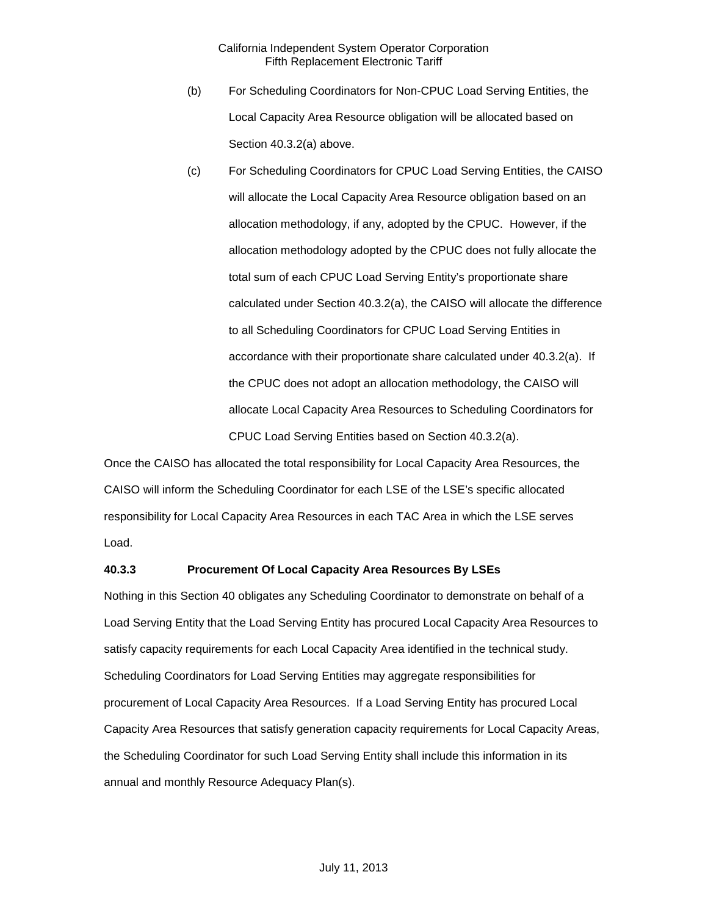(b) For Scheduling Coordinators for Non-CPUC Load Serving Entities, the Local Capacity Area Resource obligation will be allocated based on Section 40.3.2(a) above.

(c) For Scheduling Coordinators for CPUC Load Serving Entities, the CAISO will allocate the Local Capacity Area Resource obligation based on an allocation methodology, if any, adopted by the CPUC. However, if the allocation methodology adopted by the CPUC does not fully allocate the total sum of each CPUC Load Serving Entity's proportionate share calculated under Section 40.3.2(a), the CAISO will allocate the difference to all Scheduling Coordinators for CPUC Load Serving Entities in accordance with their proportionate share calculated under 40.3.2(a). If the CPUC does not adopt an allocation methodology, the CAISO will allocate Local Capacity Area Resources to Scheduling Coordinators for CPUC Load Serving Entities based on Section 40.3.2(a).

Once the CAISO has allocated the total responsibility for Local Capacity Area Resources, the CAISO will inform the Scheduling Coordinator for each LSE of the LSE's specific allocated responsibility for Local Capacity Area Resources in each TAC Area in which the LSE serves Load.

**40.3.3 Procurement Of Local Capacity Area Resources By LSEs**

Nothing in this Section 40 obligates any Scheduling Coordinator to demonstrate on behalf of a Load Serving Entity that the Load Serving Entity has procured Local Capacity Area Resources to satisfy capacity requirements for each Local Capacity Area identified in the technical study. Scheduling Coordinators for Load Serving Entities may aggregate responsibilities for procurement of Local Capacity Area Resources. If a Load Serving Entity has procured Local Capacity Area Resources that satisfy generation capacity requirements for Local Capacity Areas, the Scheduling Coordinator for such Load Serving Entity shall include this information in its annual and monthly Resource Adequacy Plan(s).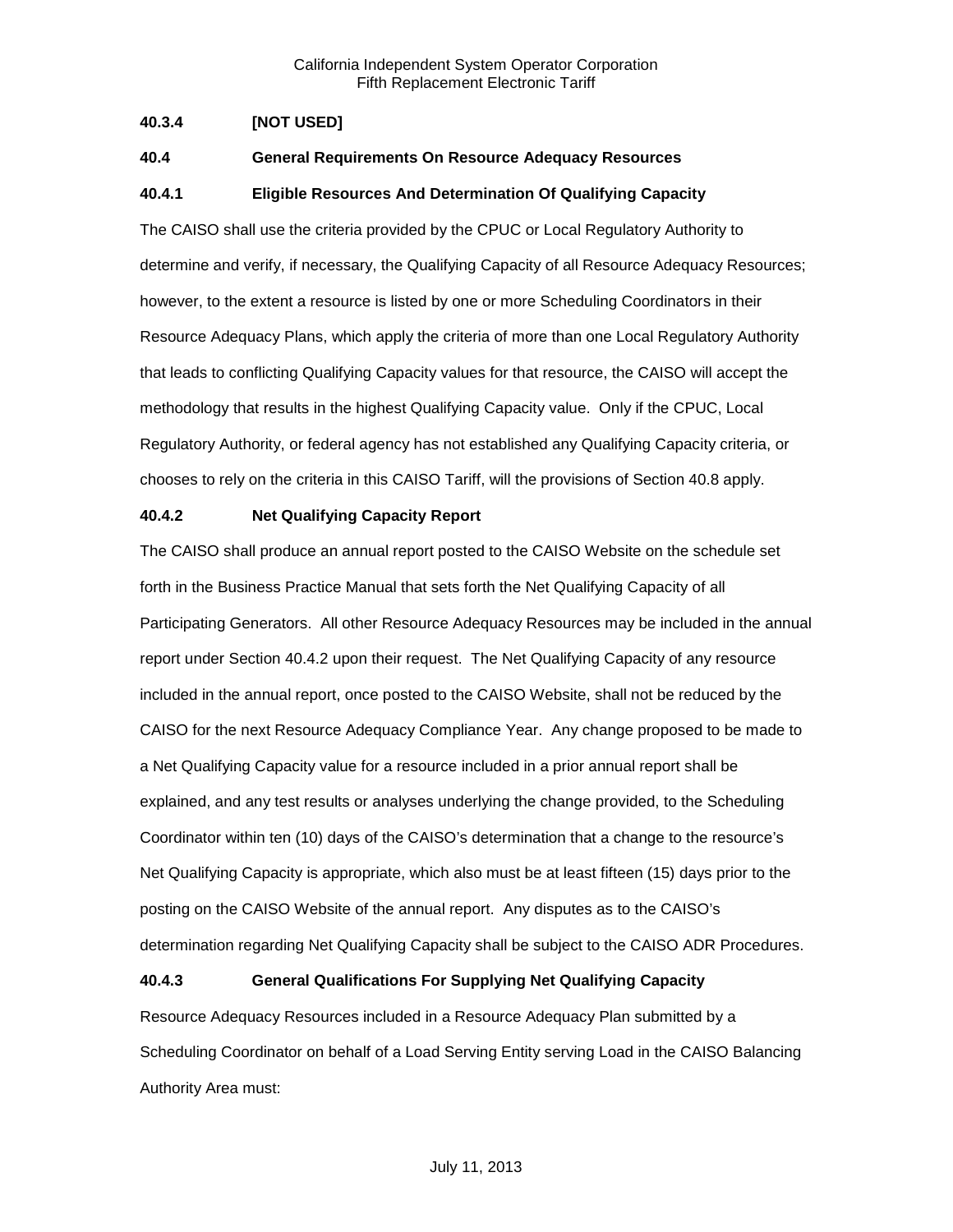### 40.3.4 [NOT USED]

### 40.4 General Requirements On Resource Adequacy Resources

### 40.4.1 Eligible Resources And Determination Of Qualifying Capacity

The CAISO shall use the criteria provided by the CPUC or Local Regulatory Authority to determine and verify, if necessary, the Qualifying Capacity of all Resource Adequacy Resources; however, to the extent a resource is listed by one or more Scheduling Coordinators in their Resource Adequacy Plans, which apply the criteria of more than one Local Regulatory Authority that leads to conflicting Qualifying Capacity values for that resource, the CAISO will accept the methodology that results in the highest Qualifying Capacity value. Only if the CPUC, Local Regulatory Authority, or federal agency has not established any Qualifying Capacity criteria, or chooses to rely on the criteria in this CAISO Tariff, will the provisions of Section 40.8 apply.

### 40.4.2 Net Qualifying Capacity Report

The CAISO shall produce an annual report posted to the CAISO Website on the schedule set forth in the Business Practice Manual that sets forth the Net Qualifying Capacity of all Participating Generators. All other Resource Adequacy Resources may be included in the annual report under Section 40.4.2 upon their request. The Net Qualifying Capacity of any resource included in the annual report, once posted to the CAISO Website, shall not be reduced by the CAISO for the next Resource Adequacy Compliance Year. Any change proposed to be made to a Net Qualifying Capacity value for a resource included in a prior annual report shall be explained, and any test results or analyses underlying the change provided, to the Scheduling Coordinator within ten (10) days of the CAISO's determination that a change to the resource's Net Qualifying Capacity is appropriate, which also must be at least fifteen (15) days prior to the posting on the CAISO Website of the annual report. Any disputes as to the CAISO's determination regarding Net Qualifying Capacity shall be subject to the CAISO ADR Procedures.

### 40.4.3 General Qualifications For Supplying Net Qualifying Capacity

Resource Adequacy Resources included in a Resource Adequacy Plan submitted by a Scheduling Coordinator on behalf of a Load Serving Entity serving Load in the CAISO Balancing Authority Area must: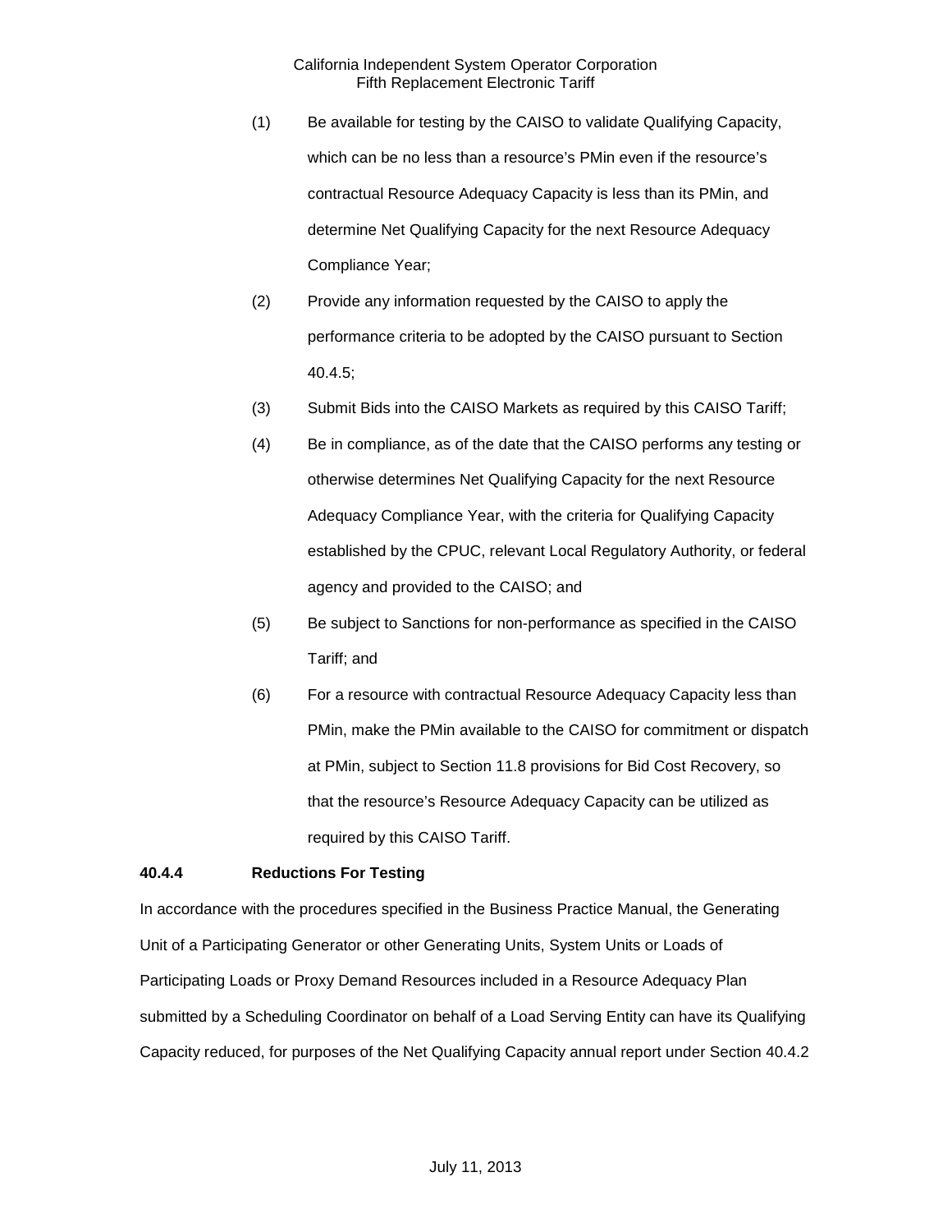(1) Be available for testing by the CAISO to validate Qualifying Capacity, which can be no less than a resource's PMin even if the resource's contractual Resource Adequacy Capacity is less than its PMin, and determine Net Qualifying Capacity for the next Resource Adequacy Compliance Year;

(2) Provide any information requested by the CAISO to apply the performance criteria to be adopted by the CAISO pursuant to Section 40.4.5;

(3) Submit Bids into the CAISO Markets as required by this CAISO Tariff;

(4) Be in compliance, as of the date that the CAISO performs any testing or otherwise determines Net Qualifying Capacity for the next Resource Adequacy Compliance Year, with the criteria for Qualifying Capacity established by the CPUC, relevant Local Regulatory Authority, or federal agency and provided to the CAISO; and

(5) Be subject to Sanctions for non-performance as specified in the CAISO Tariff; and

(6) For a resource with contractual Resource Adequacy Capacity less than PMin, make the PMin available to the CAISO for commitment or dispatch at PMin, subject to Section 11.8 provisions for Bid Cost Recovery, so that the resource's Resource Adequacy Capacity can be utilized as required by this CAISO Tariff.

**40.4.4 Reductions For Testing**

In accordance with the procedures specified in the Business Practice Manual, the Generating Unit of a Participating Generator or other Generating Units, System Units or Loads of Participating Loads or Proxy Demand Resources included in a Resource Adequacy Plan submitted by a Scheduling Coordinator on behalf of a Load Serving Entity can have its Qualifying Capacity reduced, for purposes of the Net Qualifying Capacity annual report under Section 40.4.2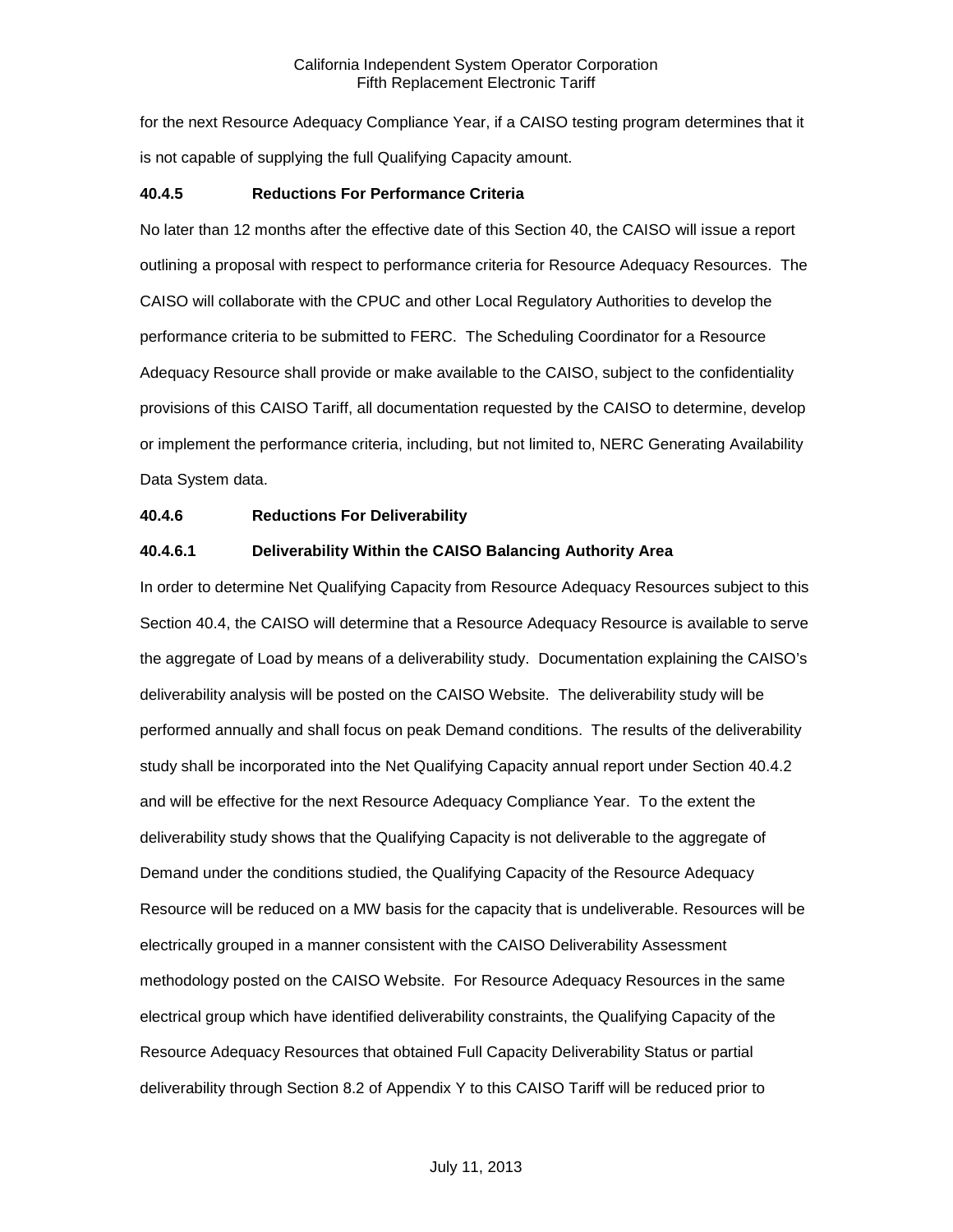for the next Resource Adequacy Compliance Year, if a CAISO testing program determines that it is not capable of supplying the full Qualifying Capacity amount.

**40.4.5 Reductions For Performance Criteria**

No later than 12 months after the effective date of this Section 40, the CAISO will issue a report outlining a proposal with respect to performance criteria for Resource Adequacy Resources. The CAISO will collaborate with the CPUC and other Local Regulatory Authorities to develop the performance criteria to be submitted to FERC. The Scheduling Coordinator for a Resource Adequacy Resource shall provide or make available to the CAISO, subject to the confidentiality provisions of this CAISO Tariff, all documentation requested by the CAISO to determine, develop or implement the performance criteria, including, but not limited to, NERC Generating Availability Data System data.

**40.4.6 Reductions For Deliverability**

**40.4.6.1 Deliverability Within the CAISO Balancing Authority Area**

In order to determine Net Qualifying Capacity from Resource Adequacy Resources subject to this Section 40.4, the CAISO will determine that a Resource Adequacy Resource is available to serve the aggregate of Load by means of a deliverability study. Documentation explaining the CAISO's deliverability analysis will be posted on the CAISO Website. The deliverability study will be performed annually and shall focus on peak Demand conditions. The results of the deliverability study shall be incorporated into the Net Qualifying Capacity annual report under Section 40.4.2 and will be effective for the next Resource Adequacy Compliance Year. To the extent the deliverability study shows that the Qualifying Capacity is not deliverable to the aggregate of Demand under the conditions studied, the Qualifying Capacity of the Resource Adequacy Resource will be reduced on a MW basis for the capacity that is undeliverable. Resources will be electrically grouped in a manner consistent with the CAISO Deliverability Assessment methodology posted on the CAISO Website. For Resource Adequacy Resources in the same electrical group which have identified deliverability constraints, the Qualifying Capacity of the Resource Adequacy Resources that obtained Full Capacity Deliverability Status or partial deliverability through Section 8.2 of Appendix Y to this CAISO Tariff will be reduced prior to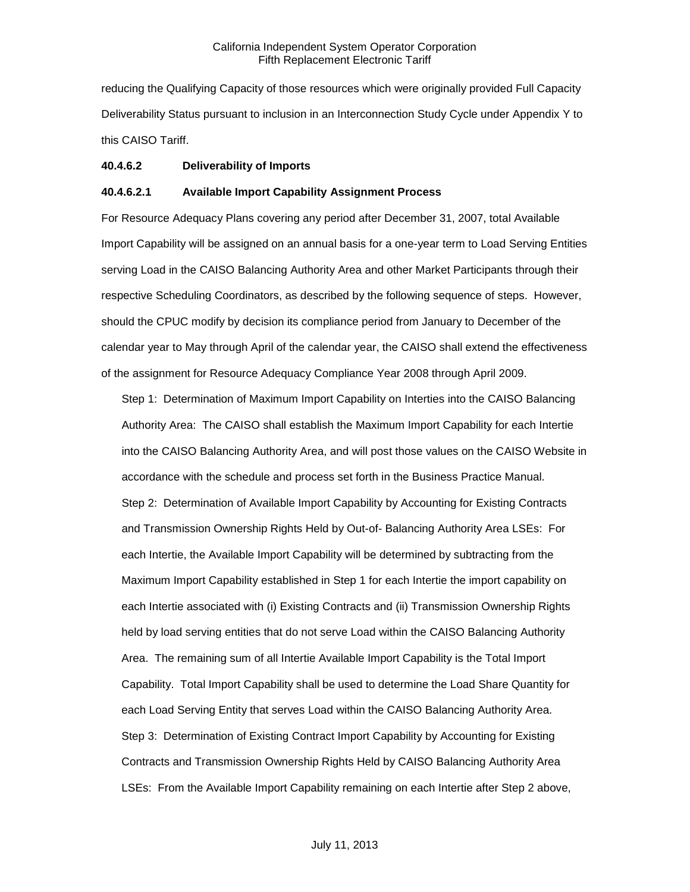reducing the Qualifying Capacity of those resources which were originally provided Full Capacity Deliverability Status pursuant to inclusion in an Interconnection Study Cycle under Appendix Y to this CAISO Tariff.

**40.4.6.2 Deliverability of Imports**

**40.4.6.2.1 Available Import Capability Assignment Process**

For Resource Adequacy Plans covering any period after December 31, 2007, total Available Import Capability will be assigned on an annual basis for a one-year term to Load Serving Entities serving Load in the CAISO Balancing Authority Area and other Market Participants through their respective Scheduling Coordinators, as described by the following sequence of steps. However, should the CPUC modify by decision its compliance period from January to December of the calendar year to May through April of the calendar year, the CAISO shall extend the effectiveness of the assignment for Resource Adequacy Compliance Year 2008 through April 2009.

Step 1: Determination of Maximum Import Capability on Interties into the CAISO Balancing Authority Area: The CAISO shall establish the Maximum Import Capability for each Intertie into the CAISO Balancing Authority Area, and will post those values on the CAISO Website in accordance with the schedule and process set forth in the Business Practice Manual.

Step 2: Determination of Available Import Capability by Accounting for Existing Contracts and Transmission Ownership Rights Held by Out-of- Balancing Authority Area LSEs: For each Intertie, the Available Import Capability will be determined by subtracting from the Maximum Import Capability established in Step 1 for each Intertie the import capability on each Intertie associated with (i) Existing Contracts and (ii) Transmission Ownership Rights held by load serving entities that do not serve Load within the CAISO Balancing Authority Area. The remaining sum of all Intertie Available Import Capability is the Total Import Capability. Total Import Capability shall be used to determine the Load Share Quantity for each Load Serving Entity that serves Load within the CAISO Balancing Authority Area.

Step 3: Determination of Existing Contract Import Capability by Accounting for Existing Contracts and Transmission Ownership Rights Held by CAISO Balancing Authority Area LSEs: From the Available Import Capability remaining on each Intertie after Step 2 above,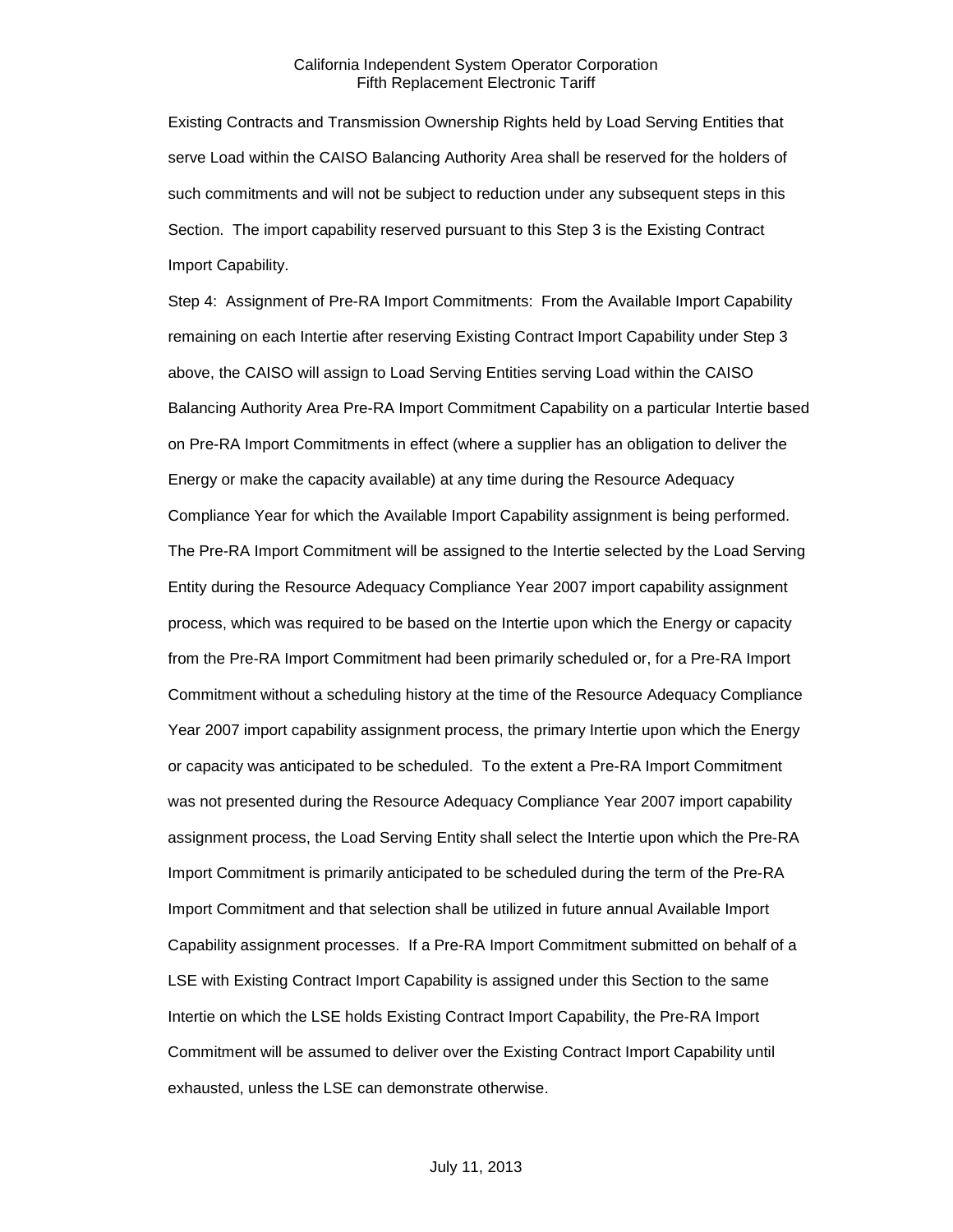Existing Contracts and Transmission Ownership Rights held by Load Serving Entities that serve Load within the CAISO Balancing Authority Area shall be reserved for the holders of such commitments and will not be subject to reduction under any subsequent steps in this Section. The import capability reserved pursuant to this Step 3 is the Existing Contract Import Capability.

Step 4: Assignment of Pre-RA Import Commitments: From the Available Import Capability remaining on each Intertie after reserving Existing Contract Import Capability under Step 3 above, the CAISO will assign to Load Serving Entities serving Load within the CAISO Balancing Authority Area Pre-RA Import Commitment Capability on a particular Intertie based on Pre-RA Import Commitments in effect (where a supplier has an obligation to deliver the Energy or make the capacity available) at any time during the Resource Adequacy Compliance Year for which the Available Import Capability assignment is being performed. The Pre-RA Import Commitment will be assigned to the Intertie selected by the Load Serving Entity during the Resource Adequacy Compliance Year 2007 import capability assignment process, which was required to be based on the Intertie upon which the Energy or capacity from the Pre-RA Import Commitment had been primarily scheduled or, for a Pre-RA Import Commitment without a scheduling history at the time of the Resource Adequacy Compliance Year 2007 import capability assignment process, the primary Intertie upon which the Energy or capacity was anticipated to be scheduled. To the extent a Pre-RA Import Commitment was not presented during the Resource Adequacy Compliance Year 2007 import capability assignment process, the Load Serving Entity shall select the Intertie upon which the Pre-RA Import Commitment is primarily anticipated to be scheduled during the term of the Pre-RA Import Commitment and that selection shall be utilized in future annual Available Import Capability assignment processes. If a Pre-RA Import Commitment submitted on behalf of a LSE with Existing Contract Import Capability is assigned under this Section to the same Intertie on which the LSE holds Existing Contract Import Capability, the Pre-RA Import Commitment will be assumed to deliver over the Existing Contract Import Capability until exhausted, unless the LSE can demonstrate otherwise.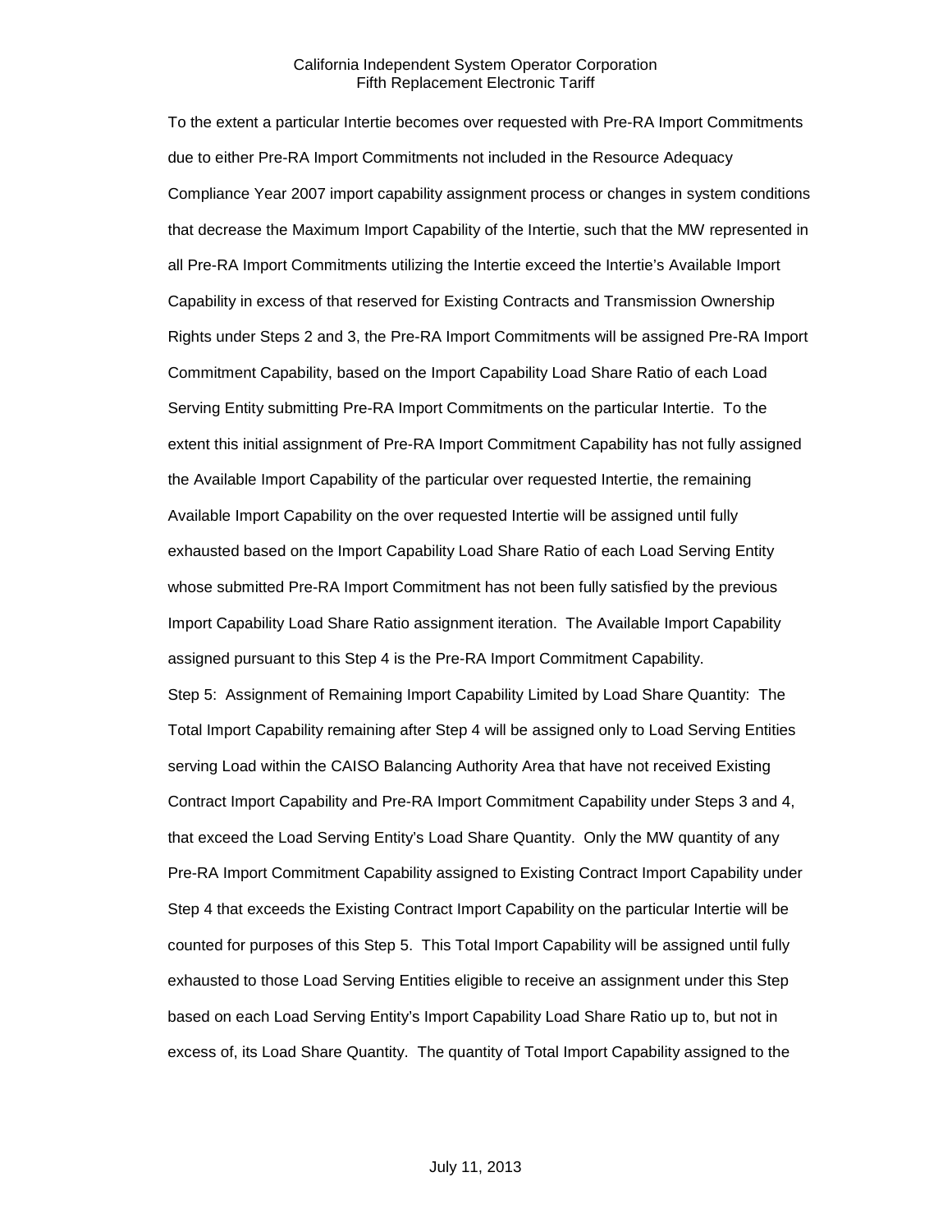To the extent a particular Intertie becomes over requested with Pre-RA Import Commitments due to either Pre-RA Import Commitments not included in the Resource Adequacy Compliance Year 2007 import capability assignment process or changes in system conditions that decrease the Maximum Import Capability of the Intertie, such that the MW represented in all Pre-RA Import Commitments utilizing the Intertie exceed the Intertie's Available Import Capability in excess of that reserved for Existing Contracts and Transmission Ownership Rights under Steps 2 and 3, the Pre-RA Import Commitments will be assigned Pre-RA Import Commitment Capability, based on the Import Capability Load Share Ratio of each Load Serving Entity submitting Pre-RA Import Commitments on the particular Intertie. To the extent this initial assignment of Pre-RA Import Commitment Capability has not fully assigned the Available Import Capability of the particular over requested Intertie, the remaining Available Import Capability on the over requested Intertie will be assigned until fully exhausted based on the Import Capability Load Share Ratio of each Load Serving Entity whose submitted Pre-RA Import Commitment has not been fully satisfied by the previous Import Capability Load Share Ratio assignment iteration. The Available Import Capability assigned pursuant to this Step 4 is the Pre-RA Import Commitment Capability.

Step 5: Assignment of Remaining Import Capability Limited by Load Share Quantity: The Total Import Capability remaining after Step 4 will be assigned only to Load Serving Entities serving Load within the CAISO Balancing Authority Area that have not received Existing Contract Import Capability and Pre-RA Import Commitment Capability under Steps 3 and 4, that exceed the Load Serving Entity's Load Share Quantity. Only the MW quantity of any Pre-RA Import Commitment Capability assigned to Existing Contract Import Capability under Step 4 that exceeds the Existing Contract Import Capability on the particular Intertie will be counted for purposes of this Step 5. This Total Import Capability will be assigned until fully exhausted to those Load Serving Entities eligible to receive an assignment under this Step based on each Load Serving Entity's Import Capability Load Share Ratio up to, but not in excess of, its Load Share Quantity. The quantity of Total Import Capability assigned to the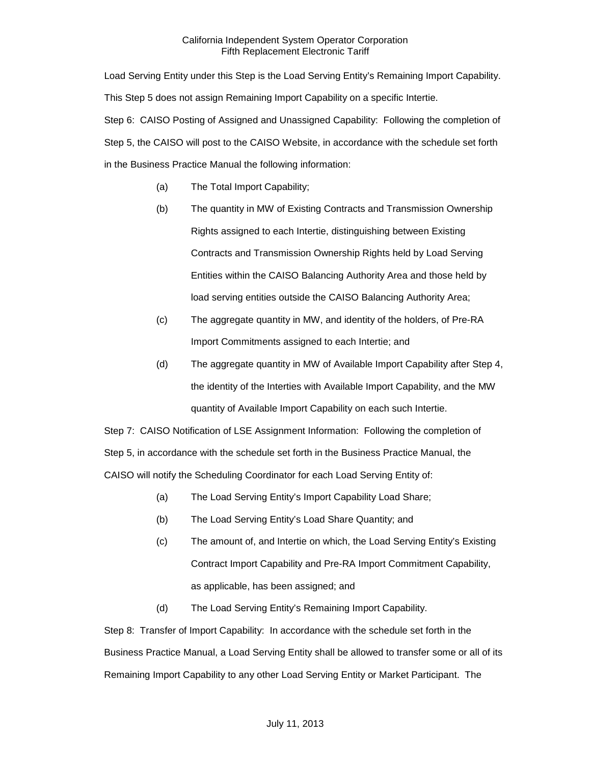Load Serving Entity under this Step is the Load Serving Entity's Remaining Import Capability. This Step 5 does not assign Remaining Import Capability on a specific Intertie.

Step 6: CAISO Posting of Assigned and Unassigned Capability: Following the completion of Step 5, the CAISO will post to the CAISO Website, in accordance with the schedule set forth in the Business Practice Manual the following information:

(a) The Total Import Capability;

(b) The quantity in MW of Existing Contracts and Transmission Ownership Rights assigned to each Intertie, distinguishing between Existing Contracts and Transmission Ownership Rights held by Load Serving Entities within the CAISO Balancing Authority Area and those held by load serving entities outside the CAISO Balancing Authority Area;

(c) The aggregate quantity in MW, and identity of the holders, of Pre-RA Import Commitments assigned to each Intertie; and

(d) The aggregate quantity in MW of Available Import Capability after Step 4, the identity of the Interties with Available Import Capability, and the MW quantity of Available Import Capability on each such Intertie.

Step 7: CAISO Notification of LSE Assignment Information: Following the completion of Step 5, in accordance with the schedule set forth in the Business Practice Manual, the CAISO will notify the Scheduling Coordinator for each Load Serving Entity of:

(a) The Load Serving Entity's Import Capability Load Share;

(b) The Load Serving Entity's Load Share Quantity; and

(c) The amount of, and Intertie on which, the Load Serving Entity's Existing Contract Import Capability and Pre-RA Import Commitment Capability, as applicable, has been assigned; and

(d) The Load Serving Entity's Remaining Import Capability.

Step 8: Transfer of Import Capability: In accordance with the schedule set forth in the Business Practice Manual, a Load Serving Entity shall be allowed to transfer some or all of its Remaining Import Capability to any other Load Serving Entity or Market Participant. The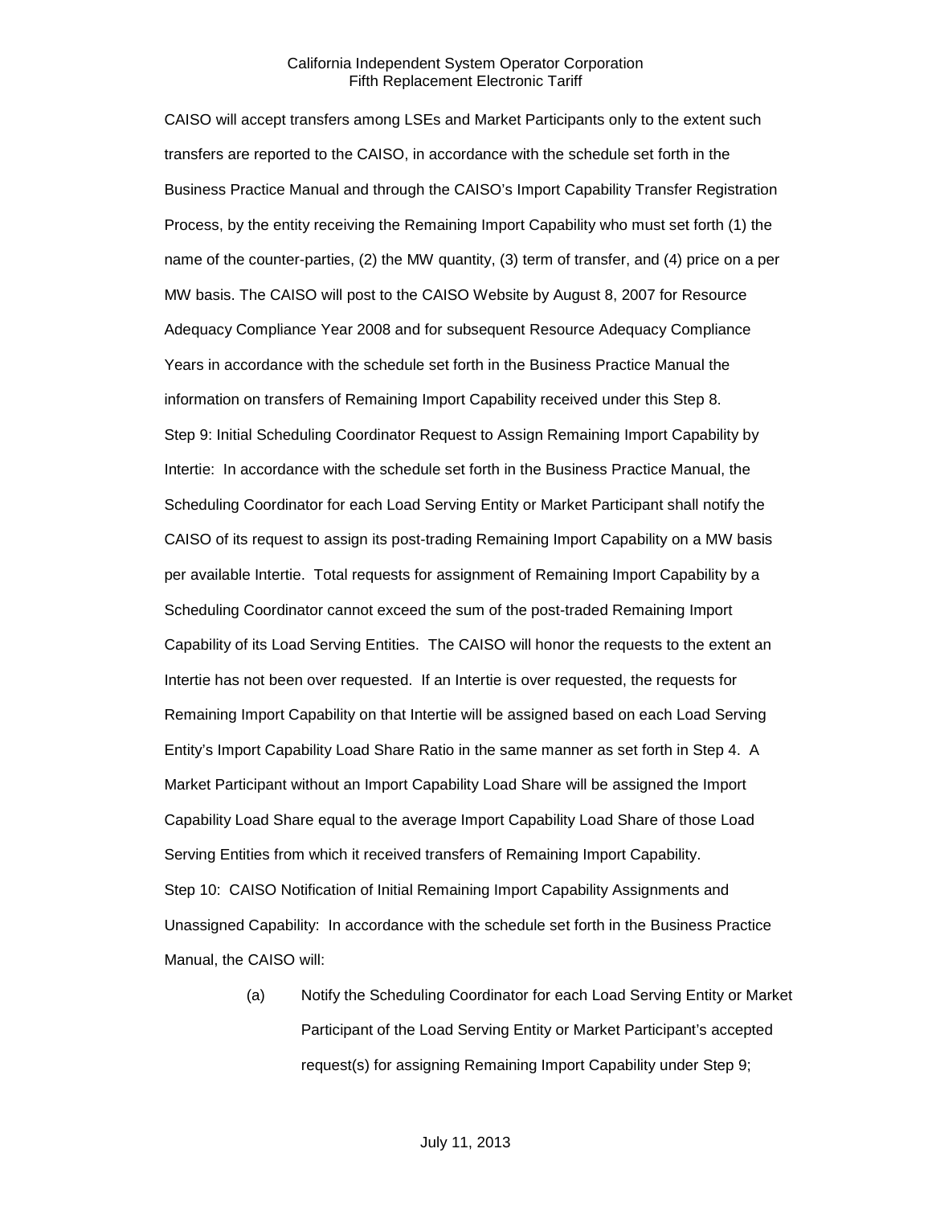CAISO will accept transfers among LSEs and Market Participants only to the extent such transfers are reported to the CAISO, in accordance with the schedule set forth in the Business Practice Manual and through the CAISO's Import Capability Transfer Registration Process, by the entity receiving the Remaining Import Capability who must set forth (1) the name of the counter-parties, (2) the MW quantity, (3) term of transfer, and (4) price on a per MW basis. The CAISO will post to the CAISO Website by August 8, 2007 for Resource Adequacy Compliance Year 2008 and for subsequent Resource Adequacy Compliance Years in accordance with the schedule set forth in the Business Practice Manual the information on transfers of Remaining Import Capability received under this Step 8.

Step 9: Initial Scheduling Coordinator Request to Assign Remaining Import Capability by Intertie: In accordance with the schedule set forth in the Business Practice Manual, the Scheduling Coordinator for each Load Serving Entity or Market Participant shall notify the CAISO of its request to assign its post-trading Remaining Import Capability on a MW basis per available Intertie. Total requests for assignment of Remaining Import Capability by a Scheduling Coordinator cannot exceed the sum of the post-traded Remaining Import Capability of its Load Serving Entities. The CAISO will honor the requests to the extent an Intertie has not been over requested. If an Intertie is over requested, the requests for Remaining Import Capability on that Intertie will be assigned based on each Load Serving Entity's Import Capability Load Share Ratio in the same manner as set forth in Step 4. A Market Participant without an Import Capability Load Share will be assigned the Import Capability Load Share equal to the average Import Capability Load Share of those Load Serving Entities from which it received transfers of Remaining Import Capability.

Step 10: CAISO Notification of Initial Remaining Import Capability Assignments and Unassigned Capability: In accordance with the schedule set forth in the Business Practice Manual, the CAISO will:

(a) Notify the Scheduling Coordinator for each Load Serving Entity or Market Participant of the Load Serving Entity or Market Participant's accepted request(s) for assigning Remaining Import Capability under Step 9;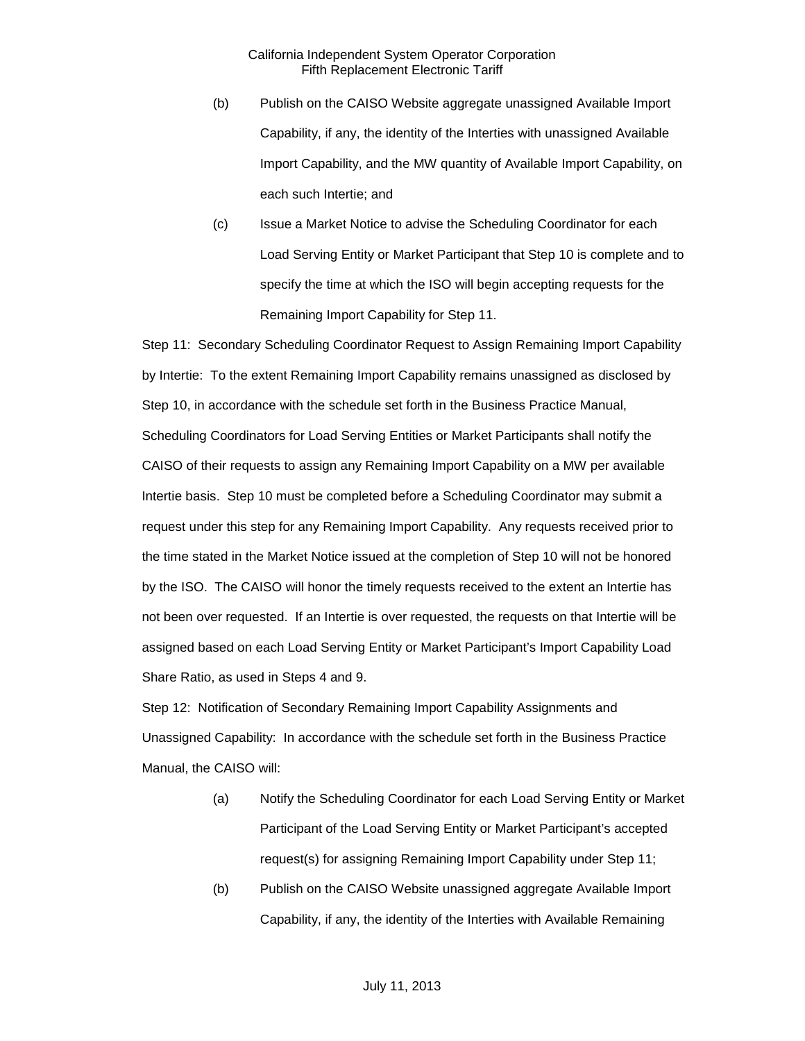(b) Publish on the CAISO Website aggregate unassigned Available Import Capability, if any, the identity of the Interties with unassigned Available Import Capability, and the MW quantity of Available Import Capability, on each such Intertie; and

(c) Issue a Market Notice to advise the Scheduling Coordinator for each Load Serving Entity or Market Participant that Step 10 is complete and to specify the time at which the ISO will begin accepting requests for the Remaining Import Capability for Step 11.

Step 11: Secondary Scheduling Coordinator Request to Assign Remaining Import Capability by Intertie: To the extent Remaining Import Capability remains unassigned as disclosed by Step 10, in accordance with the schedule set forth in the Business Practice Manual, Scheduling Coordinators for Load Serving Entities or Market Participants shall notify the CAISO of their requests to assign any Remaining Import Capability on a MW per available Intertie basis. Step 10 must be completed before a Scheduling Coordinator may submit a request under this step for any Remaining Import Capability. Any requests received prior to the time stated in the Market Notice issued at the completion of Step 10 will not be honored by the ISO. The CAISO will honor the timely requests received to the extent an Intertie has not been over requested. If an Intertie is over requested, the requests on that Intertie will be assigned based on each Load Serving Entity or Market Participant's Import Capability Load Share Ratio, as used in Steps 4 and 9.

Step 12: Notification of Secondary Remaining Import Capability Assignments and Unassigned Capability: In accordance with the schedule set forth in the Business Practice Manual, the CAISO will:

(a) Notify the Scheduling Coordinator for each Load Serving Entity or Market Participant of the Load Serving Entity or Market Participant's accepted request(s) for assigning Remaining Import Capability under Step 11;

(b) Publish on the CAISO Website unassigned aggregate Available Import Capability, if any, the identity of the Interties with Available Remaining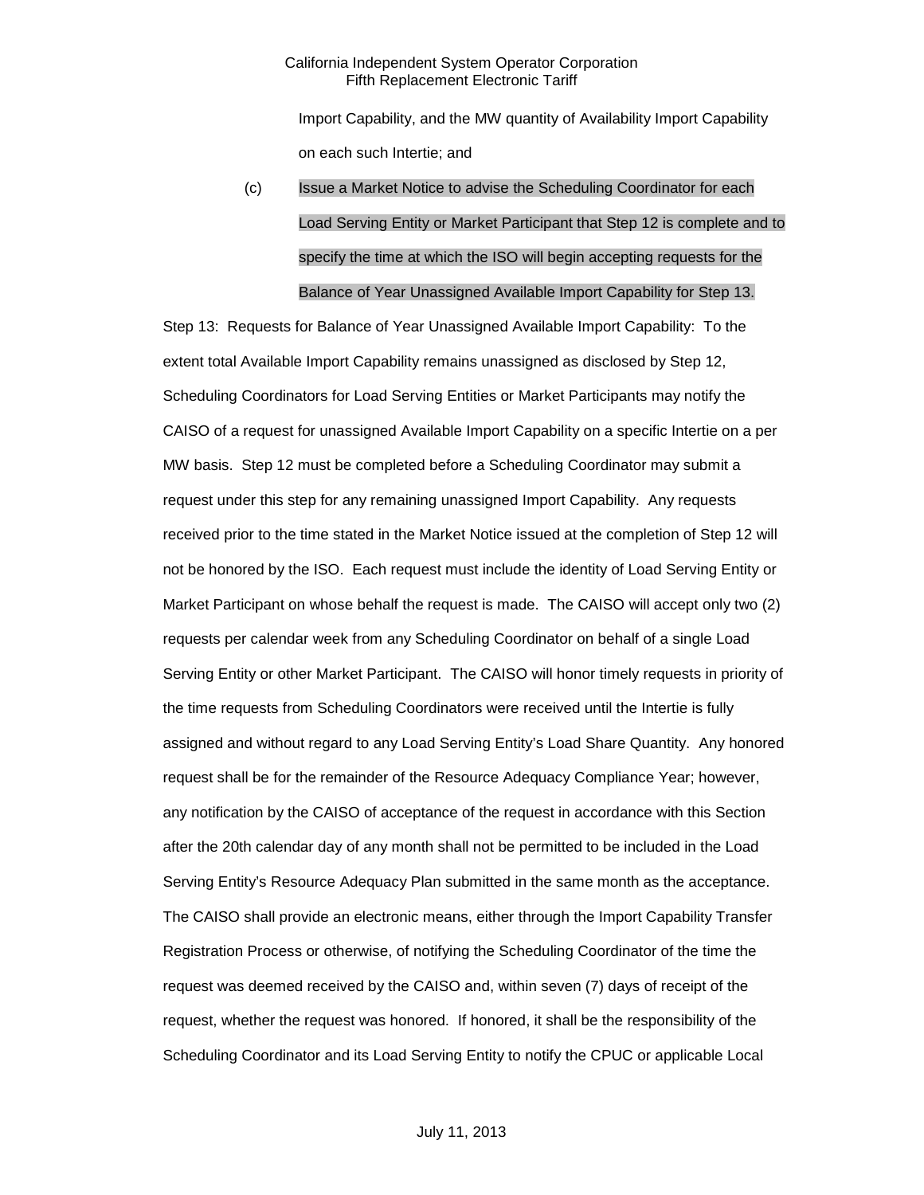Import Capability, and the MW quantity of Availability Import Capability on each such Intertie; and

(c) Issue a Market Notice to advise the Scheduling Coordinator for each Load Serving Entity or Market Participant that Step 12 is complete and to specify the time at which the ISO will begin accepting requests for the Balance of Year Unassigned Available Import Capability for Step 13.

Step 13: Requests for Balance of Year Unassigned Available Import Capability: To the extent total Available Import Capability remains unassigned as disclosed by Step 12, Scheduling Coordinators for Load Serving Entities or Market Participants may notify the CAISO of a request for unassigned Available Import Capability on a specific Intertie on a per MW basis. Step 12 must be completed before a Scheduling Coordinator may submit a request under this step for any remaining unassigned Import Capability. Any requests received prior to the time stated in the Market Notice issued at the completion of Step 12 will not be honored by the ISO. Each request must include the identity of Load Serving Entity or Market Participant on whose behalf the request is made. The CAISO will accept only two (2) requests per calendar week from any Scheduling Coordinator on behalf of a single Load Serving Entity or other Market Participant. The CAISO will honor timely requests in priority of the time requests from Scheduling Coordinators were received until the Intertie is fully assigned and without regard to any Load Serving Entity's Load Share Quantity. Any honored request shall be for the remainder of the Resource Adequacy Compliance Year; however, any notification by the CAISO of acceptance of the request in accordance with this Section after the 20th calendar day of any month shall not be permitted to be included in the Load Serving Entity's Resource Adequacy Plan submitted in the same month as the acceptance. The CAISO shall provide an electronic means, either through the Import Capability Transfer Registration Process or otherwise, of notifying the Scheduling Coordinator of the time the request was deemed received by the CAISO and, within seven (7) days of receipt of the request, whether the request was honored. If honored, it shall be the responsibility of the Scheduling Coordinator and its Load Serving Entity to notify the CPUC or applicable Local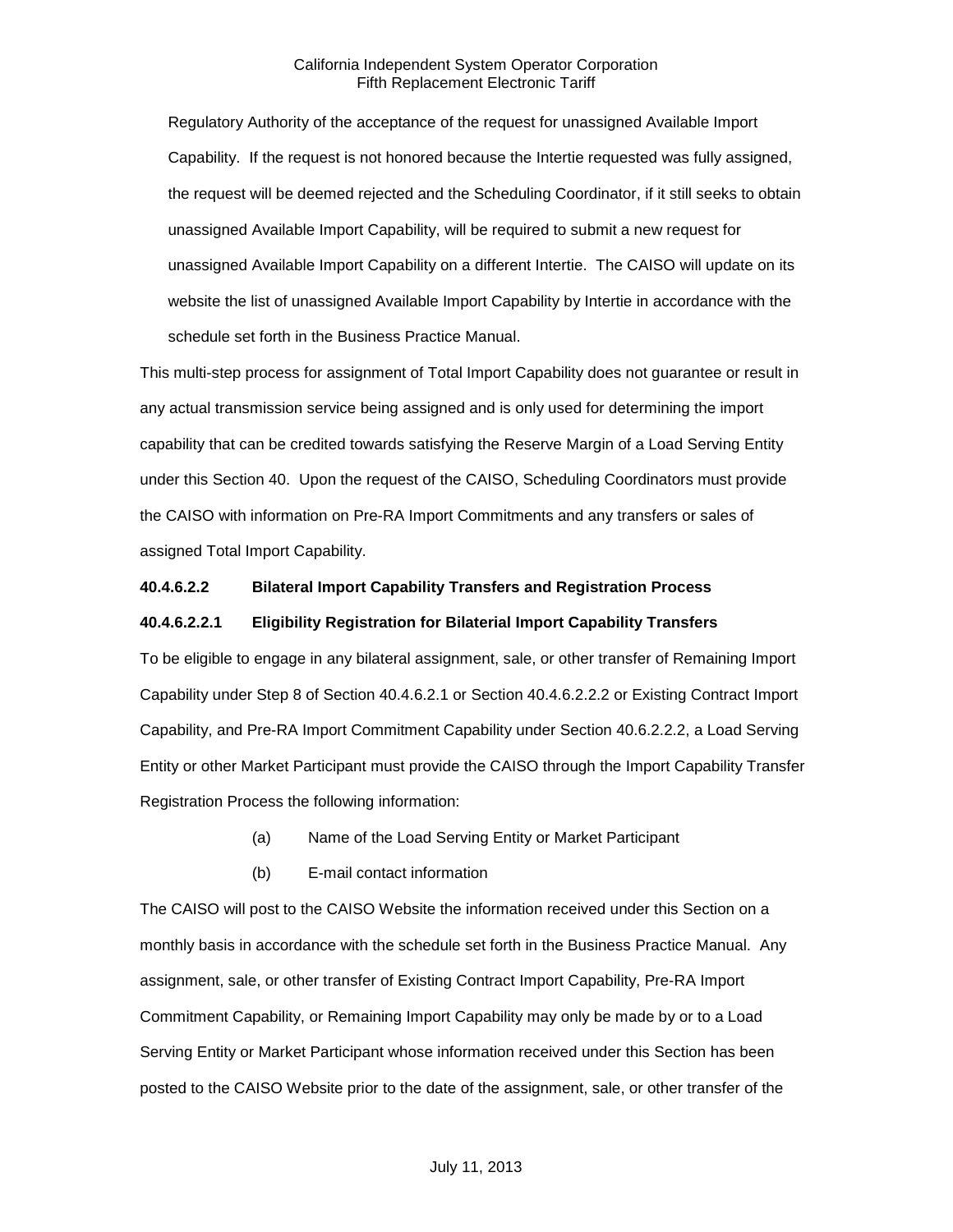Regulatory Authority of the acceptance of the request for unassigned Available Import Capability. If the request is not honored because the Intertie requested was fully assigned, the request will be deemed rejected and the Scheduling Coordinator, if it still seeks to obtain unassigned Available Import Capability, will be required to submit a new request for unassigned Available Import Capability on a different Intertie. The CAISO will update on its website the list of unassigned Available Import Capability by Intertie in accordance with the schedule set forth in the Business Practice Manual.

This multi-step process for assignment of Total Import Capability does not guarantee or result in any actual transmission service being assigned and is only used for determining the import capability that can be credited towards satisfying the Reserve Margin of a Load Serving Entity under this Section 40. Upon the request of the CAISO, Scheduling Coordinators must provide the CAISO with information on Pre-RA Import Commitments and any transfers or sales of assigned Total Import Capability.

**40.4.6.2.2 Bilateral Import Capability Transfers and Registration Process**

**40.4.6.2.2.1 Eligibility Registration for Bilaterial Import Capability Transfers**

To be eligible to engage in any bilateral assignment, sale, or other transfer of Remaining Import Capability under Step 8 of Section 40.4.6.2.1 or Section 40.4.6.2.2.2 or Existing Contract Import Capability, and Pre-RA Import Commitment Capability under Section 40.6.2.2.2, a Load Serving Entity or other Market Participant must provide the CAISO through the Import Capability Transfer Registration Process the following information:

(a) Name of the Load Serving Entity or Market Participant

(b) E-mail contact information

The CAISO will post to the CAISO Website the information received under this Section on a monthly basis in accordance with the schedule set forth in the Business Practice Manual. Any assignment, sale, or other transfer of Existing Contract Import Capability, Pre-RA Import Commitment Capability, or Remaining Import Capability may only be made by or to a Load Serving Entity or Market Participant whose information received under this Section has been posted to the CAISO Website prior to the date of the assignment, sale, or other transfer of the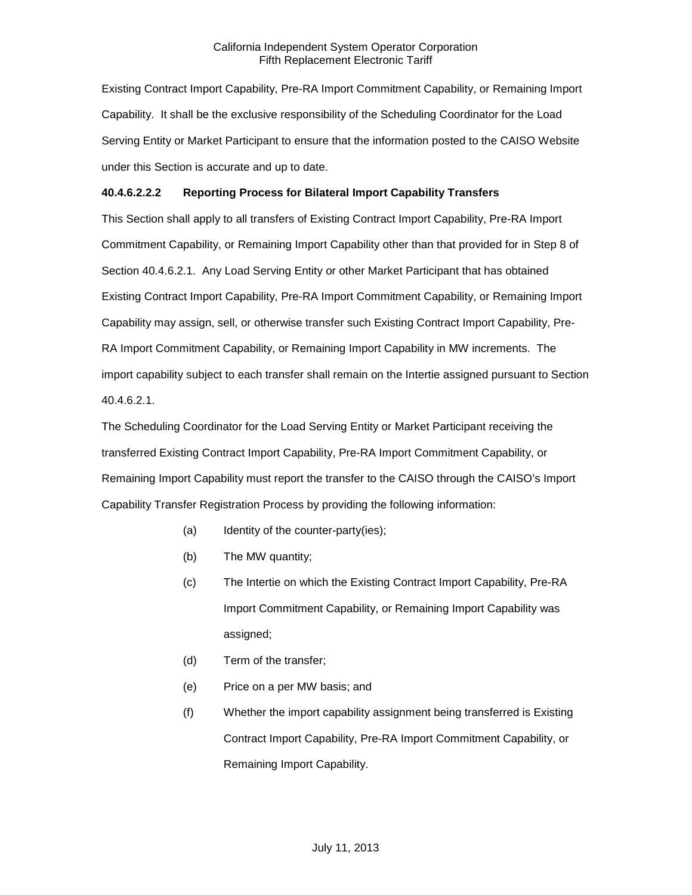Existing Contract Import Capability, Pre-RA Import Commitment Capability, or Remaining Import Capability. It shall be the exclusive responsibility of the Scheduling Coordinator for the Load Serving Entity or Market Participant to ensure that the information posted to the CAISO Website under this Section is accurate and up to date.

**40.4.6.2.2.2 Reporting Process for Bilateral Import Capability Transfers**

This Section shall apply to all transfers of Existing Contract Import Capability, Pre-RA Import Commitment Capability, or Remaining Import Capability other than that provided for in Step 8 of Section 40.4.6.2.1. Any Load Serving Entity or other Market Participant that has obtained Existing Contract Import Capability, Pre-RA Import Commitment Capability, or Remaining Import Capability may assign, sell, or otherwise transfer such Existing Contract Import Capability, Pre-RA Import Commitment Capability, or Remaining Import Capability in MW increments. The import capability subject to each transfer shall remain on the Intertie assigned pursuant to Section 40.4.6.2.1.

The Scheduling Coordinator for the Load Serving Entity or Market Participant receiving the transferred Existing Contract Import Capability, Pre-RA Import Commitment Capability, or Remaining Import Capability must report the transfer to the CAISO through the CAISO's Import Capability Transfer Registration Process by providing the following information:

(a) Identity of the counter-party(ies);

(b) The MW quantity;

(c) The Intertie on which the Existing Contract Import Capability, Pre-RA Import Commitment Capability, or Remaining Import Capability was assigned;

(d) Term of the transfer;

(e) Price on a per MW basis; and

(f) Whether the import capability assignment being transferred is Existing Contract Import Capability, Pre-RA Import Commitment Capability, or Remaining Import Capability.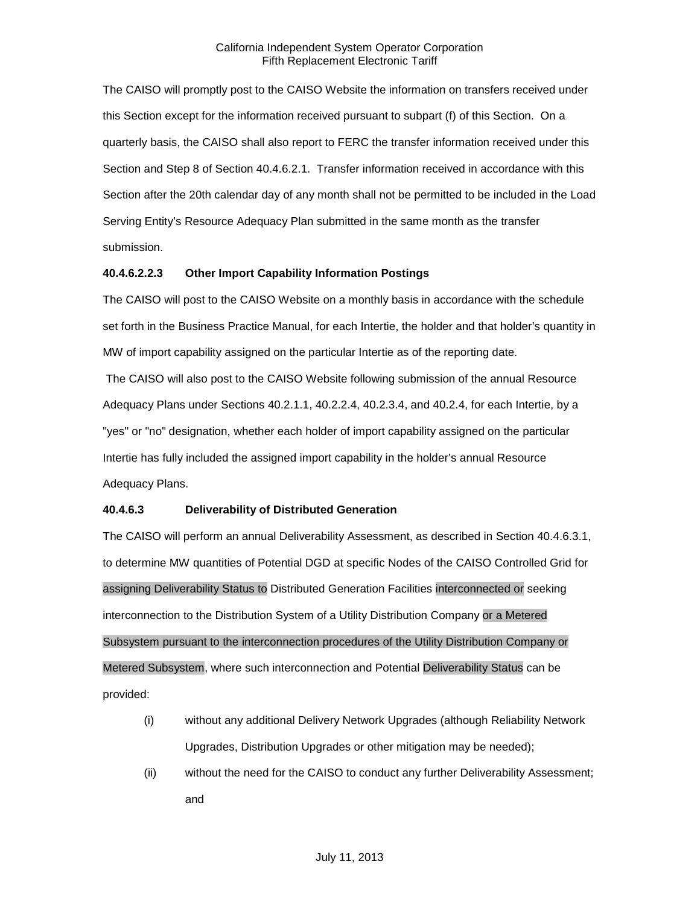The CAISO will promptly post to the CAISO Website the information on transfers received under this Section except for the information received pursuant to subpart (f) of this Section. On a quarterly basis, the CAISO shall also report to FERC the transfer information received under this Section and Step 8 of Section 40.4.6.2.1. Transfer information received in accordance with this Section after the 20th calendar day of any month shall not be permitted to be included in the Load Serving Entity's Resource Adequacy Plan submitted in the same month as the transfer submission.

**40.4.6.2.2.3 Other Import Capability Information Postings**

The CAISO will post to the CAISO Website on a monthly basis in accordance with the schedule set forth in the Business Practice Manual, for each Intertie, the holder and that holder's quantity in MW of import capability assigned on the particular Intertie as of the reporting date.

The CAISO will also post to the CAISO Website following submission of the annual Resource Adequacy Plans under Sections 40.2.1.1, 40.2.2.4, 40.2.3.4, and 40.2.4, for each Intertie, by a "yes" or "no" designation, whether each holder of import capability assigned on the particular Intertie has fully included the assigned import capability in the holder's annual Resource Adequacy Plans.

**40.4.6.3 Deliverability of Distributed Generation**

The CAISO will perform an annual Deliverability Assessment, as described in Section 40.4.6.3.1, to determine MW quantities of Potential DGD at specific Nodes of the CAISO Controlled Grid for assigning Deliverability Status to Distributed Generation Facilities interconnected or seeking interconnection to the Distribution System of a Utility Distribution Company or a Metered Subsystem pursuant to the interconnection procedures of the Utility Distribution Company or Metered Subsystem, where such interconnection and Potential Deliverability Status can be provided:

(i) without any additional Delivery Network Upgrades (although Reliability Network Upgrades, Distribution Upgrades or other mitigation may be needed);

(ii) without the need for the CAISO to conduct any further Deliverability Assessment; and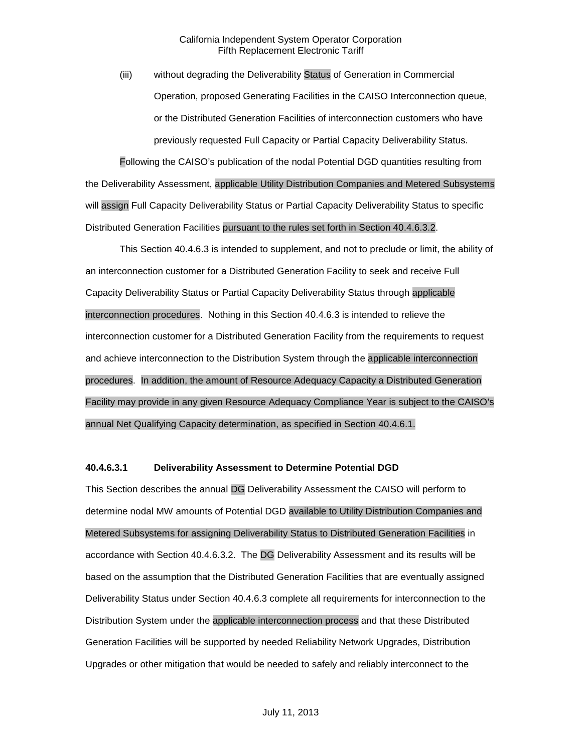(iii) without degrading the Deliverability Status of Generation in Commercial Operation, proposed Generating Facilities in the CAISO Interconnection queue, or the Distributed Generation Facilities of interconnection customers who have previously requested Full Capacity or Partial Capacity Deliverability Status.

Following the CAISO's publication of the nodal Potential DGD quantities resulting from the Deliverability Assessment, applicable Utility Distribution Companies and Metered Subsystems will assign Full Capacity Deliverability Status or Partial Capacity Deliverability Status to specific Distributed Generation Facilities pursuant to the rules set forth in Section 40.4.6.3.2.

This Section 40.4.6.3 is intended to supplement, and not to preclude or limit, the ability of an interconnection customer for a Distributed Generation Facility to seek and receive Full Capacity Deliverability Status or Partial Capacity Deliverability Status through applicable interconnection procedures. Nothing in this Section 40.4.6.3 is intended to relieve the interconnection customer for a Distributed Generation Facility from the requirements to request and achieve interconnection to the Distribution System through the applicable interconnection procedures. In addition, the amount of Resource Adequacy Capacity a Distributed Generation Facility may provide in any given Resource Adequacy Compliance Year is subject to the CAISO's annual Net Qualifying Capacity determination, as specified in Section 40.4.6.1.

**40.4.6.3.1 Deliverability Assessment to Determine Potential DGD**

This Section describes the annual DG Deliverability Assessment the CAISO will perform to determine nodal MW amounts of Potential DGD available to Utility Distribution Companies and Metered Subsystems for assigning Deliverability Status to Distributed Generation Facilities in accordance with Section 40.4.6.3.2. The DG Deliverability Assessment and its results will be based on the assumption that the Distributed Generation Facilities that are eventually assigned Deliverability Status under Section 40.4.6.3 complete all requirements for interconnection to the Distribution System under the applicable interconnection process and that these Distributed Generation Facilities will be supported by needed Reliability Network Upgrades, Distribution Upgrades or other mitigation that would be needed to safely and reliably interconnect to the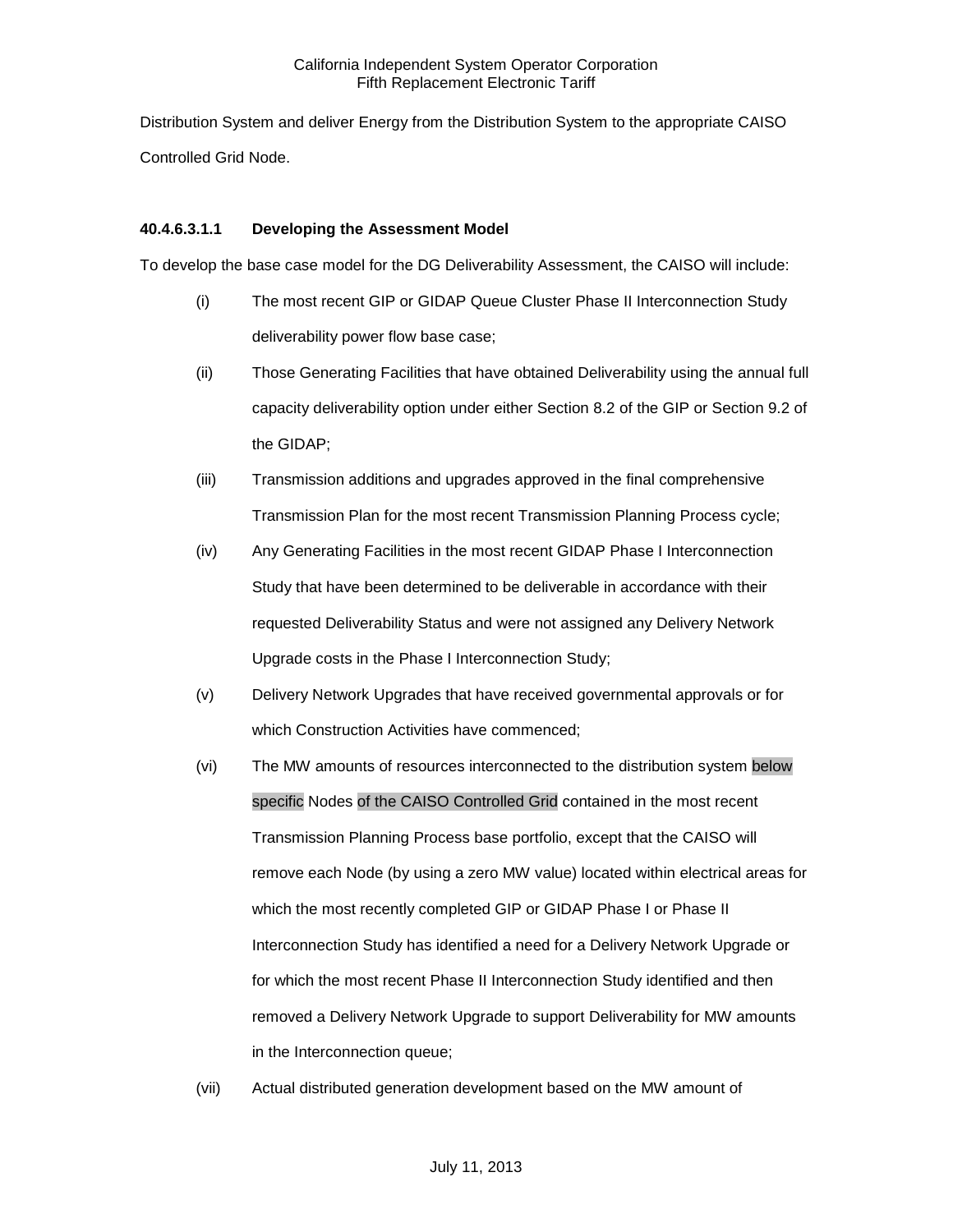Distribution System and deliver Energy from the Distribution System to the appropriate CAISO Controlled Grid Node.

#### 40.4.6.3.1.1 Developing the Assessment Model

To develop the base case model for the DG Deliverability Assessment, the CAISO will include:

(i) The most recent GIP or GIDAP Queue Cluster Phase II Interconnection Study deliverability power flow base case;

(ii) Those Generating Facilities that have obtained Deliverability using the annual full capacity deliverability option under either Section 8.2 of the GIP or Section 9.2 of the GIDAP;

(iii) Transmission additions and upgrades approved in the final comprehensive Transmission Plan for the most recent Transmission Planning Process cycle;

(iv) Any Generating Facilities in the most recent GIDAP Phase I Interconnection Study that have been determined to be deliverable in accordance with their requested Deliverability Status and were not assigned any Delivery Network Upgrade costs in the Phase I Interconnection Study;

(v) Delivery Network Upgrades that have received governmental approvals or for which Construction Activities have commenced;

(vi) The MW amounts of resources interconnected to the distribution system below specific Nodes of the CAISO Controlled Grid contained in the most recent Transmission Planning Process base portfolio, except that the CAISO will remove each Node (by using a zero MW value) located within electrical areas for which the most recently completed GIP or GIDAP Phase I or Phase II Interconnection Study has identified a need for a Delivery Network Upgrade or for which the most recent Phase II Interconnection Study identified and then removed a Delivery Network Upgrade to support Deliverability for MW amounts in the Interconnection queue;

(vii) Actual distributed generation development based on the MW amount of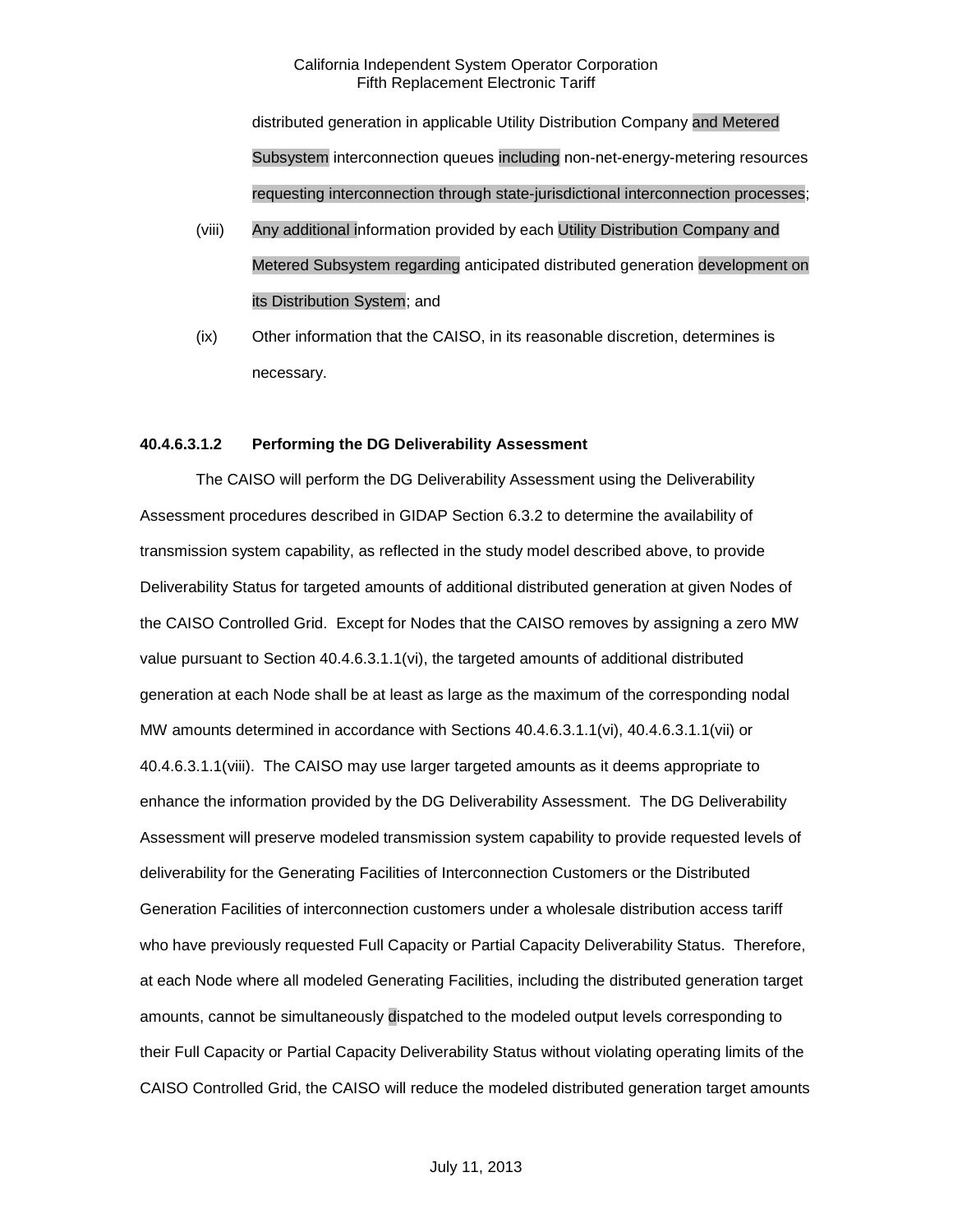distributed generation in applicable Utility Distribution Company and Metered Subsystem interconnection queues including non-net-energy-metering resources requesting interconnection through state-jurisdictional interconnection processes;

(viii) Any additional information provided by each Utility Distribution Company and Metered Subsystem regarding anticipated distributed generation development on its Distribution System; and

(ix) Other information that the CAISO, in its reasonable discretion, determines is necessary.

**40.4.6.3.1.2 Performing the DG Deliverability Assessment**

The CAISO will perform the DG Deliverability Assessment using the Deliverability Assessment procedures described in GIDAP Section 6.3.2 to determine the availability of transmission system capability, as reflected in the study model described above, to provide Deliverability Status for targeted amounts of additional distributed generation at given Nodes of the CAISO Controlled Grid. Except for Nodes that the CAISO removes by assigning a zero MW value pursuant to Section 40.4.6.3.1.1(vi), the targeted amounts of additional distributed generation at each Node shall be at least as large as the maximum of the corresponding nodal MW amounts determined in accordance with Sections 40.4.6.3.1.1(vi), 40.4.6.3.1.1(vii) or 40.4.6.3.1.1(viii). The CAISO may use larger targeted amounts as it deems appropriate to enhance the information provided by the DG Deliverability Assessment. The DG Deliverability Assessment will preserve modeled transmission system capability to provide requested levels of deliverability for the Generating Facilities of Interconnection Customers or the Distributed Generation Facilities of interconnection customers under a wholesale distribution access tariff who have previously requested Full Capacity or Partial Capacity Deliverability Status. Therefore, at each Node where all modeled Generating Facilities, including the distributed generation target amounts, cannot be simultaneously dispatched to the modeled output levels corresponding to their Full Capacity or Partial Capacity Deliverability Status without violating operating limits of the CAISO Controlled Grid, the CAISO will reduce the modeled distributed generation target amounts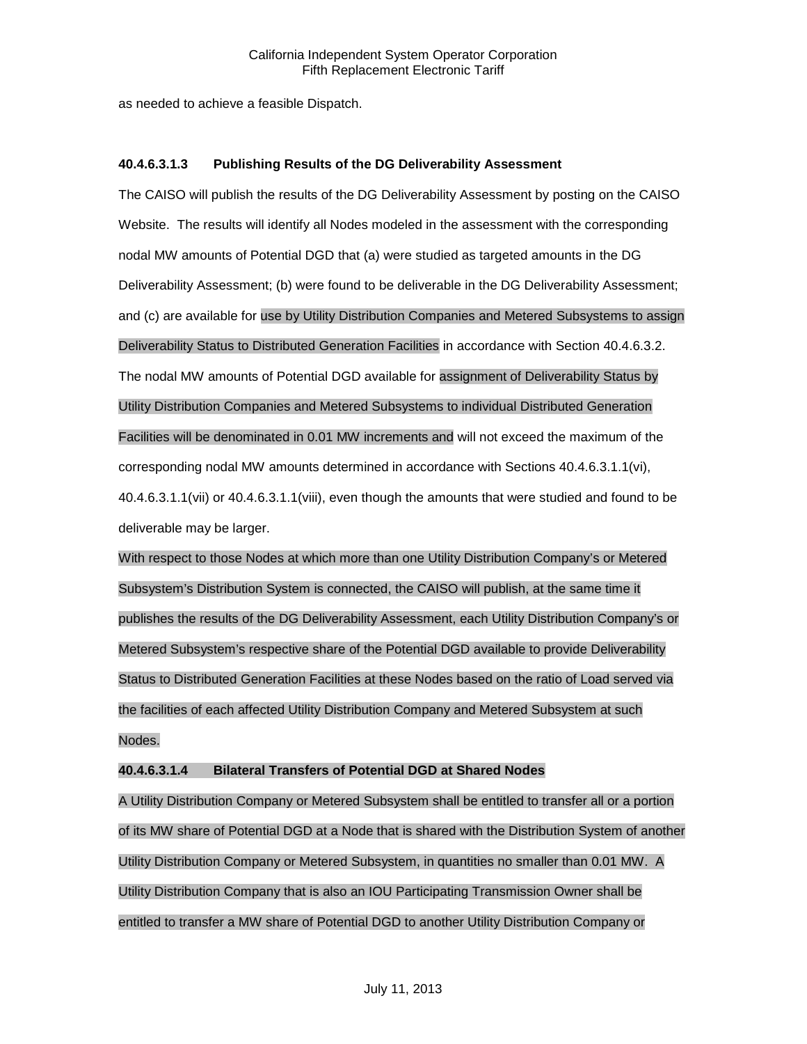as needed to achieve a feasible Dispatch.

**40.4.6.3.1.3 Publishing Results of the DG Deliverability Assessment**

The CAISO will publish the results of the DG Deliverability Assessment by posting on the CAISO Website. The results will identify all Nodes modeled in the assessment with the corresponding nodal MW amounts of Potential DGD that (a) were studied as targeted amounts in the DG Deliverability Assessment; (b) were found to be deliverable in the DG Deliverability Assessment; and (c) are available for use by Utility Distribution Companies and Metered Subsystems to assign Deliverability Status to Distributed Generation Facilities in accordance with Section 40.4.6.3.2. The nodal MW amounts of Potential DGD available for assignment of Deliverability Status by Utility Distribution Companies and Metered Subsystems to individual Distributed Generation Facilities will be denominated in 0.01 MW increments and will not exceed the maximum of the corresponding nodal MW amounts determined in accordance with Sections 40.4.6.3.1.1(vi), 40.4.6.3.1.1(vii) or 40.4.6.3.1.1(viii), even though the amounts that were studied and found to be deliverable may be larger.

With respect to those Nodes at which more than one Utility Distribution Company's or Metered Subsystem's Distribution System is connected, the CAISO will publish, at the same time it publishes the results of the DG Deliverability Assessment, each Utility Distribution Company's or Metered Subsystem's respective share of the Potential DGD available to provide Deliverability Status to Distributed Generation Facilities at these Nodes based on the ratio of Load served via the facilities of each affected Utility Distribution Company and Metered Subsystem at such Nodes.

**40.4.6.3.1.4 Bilateral Transfers of Potential DGD at Shared Nodes**

A Utility Distribution Company or Metered Subsystem shall be entitled to transfer all or a portion of its MW share of Potential DGD at a Node that is shared with the Distribution System of another Utility Distribution Company or Metered Subsystem, in quantities no smaller than 0.01 MW. A Utility Distribution Company that is also an IOU Participating Transmission Owner shall be entitled to transfer a MW share of Potential DGD to another Utility Distribution Company or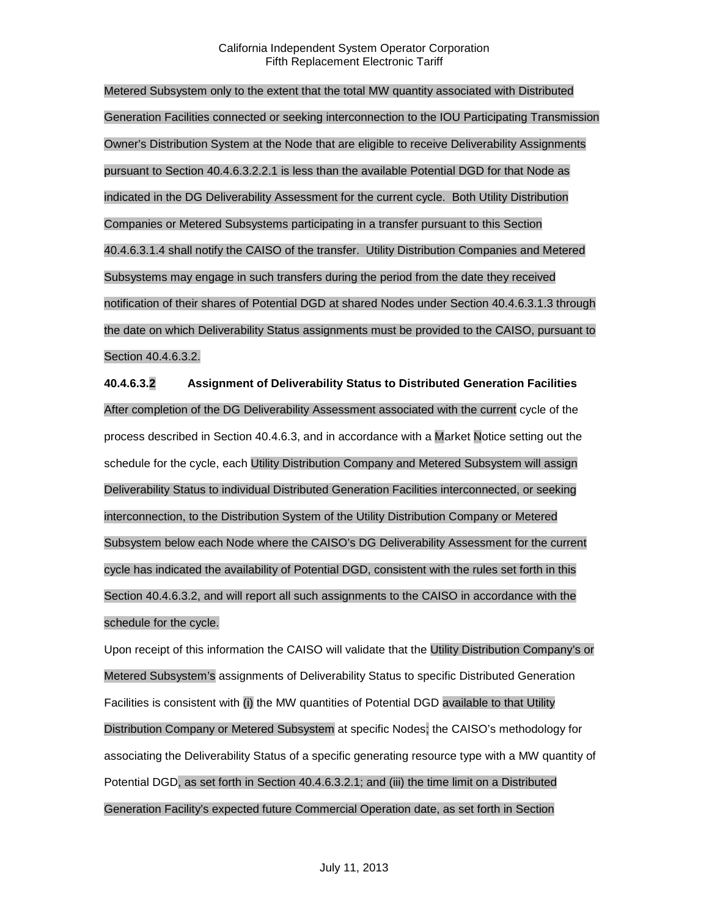Metered Subsystem only to the extent that the total MW quantity associated with Distributed Generation Facilities connected or seeking interconnection to the IOU Participating Transmission Owner's Distribution System at the Node that are eligible to receive Deliverability Assignments pursuant to Section 40.4.6.3.2.2.1 is less than the available Potential DGD for that Node as indicated in the DG Deliverability Assessment for the current cycle. Both Utility Distribution Companies or Metered Subsystems participating in a transfer pursuant to this Section 40.4.6.3.1.4 shall notify the CAISO of the transfer. Utility Distribution Companies and Metered Subsystems may engage in such transfers during the period from the date they received notification of their shares of Potential DGD at shared Nodes under Section 40.4.6.3.1.3 through the date on which Deliverability Status assignments must be provided to the CAISO, pursuant to Section 40.4.6.3.2.

**40.4.6.3.2 Assignment of Deliverability Status to Distributed Generation Facilities**

After completion of the DG Deliverability Assessment associated with the current cycle of the process described in Section 40.4.6.3, and in accordance with a Market Notice setting out the schedule for the cycle, each Utility Distribution Company and Metered Subsystem will assign Deliverability Status to individual Distributed Generation Facilities interconnected, or seeking interconnection, to the Distribution System of the Utility Distribution Company or Metered Subsystem below each Node where the CAISO's DG Deliverability Assessment for the current cycle has indicated the availability of Potential DGD, consistent with the rules set forth in this Section 40.4.6.3.2, and will report all such assignments to the CAISO in accordance with the schedule for the cycle.

Upon receipt of this information the CAISO will validate that the Utility Distribution Company's or Metered Subsystem's assignments of Deliverability Status to specific Distributed Generation Facilities is consistent with (i) the MW quantities of Potential DGD available to that Utility Distribution Company or Metered Subsystem at specific Nodes; the CAISO's methodology for associating the Deliverability Status of a specific generating resource type with a MW quantity of Potential DGD, as set forth in Section 40.4.6.3.2.1; and (iii) the time limit on a Distributed Generation Facility's expected future Commercial Operation date, as set forth in Section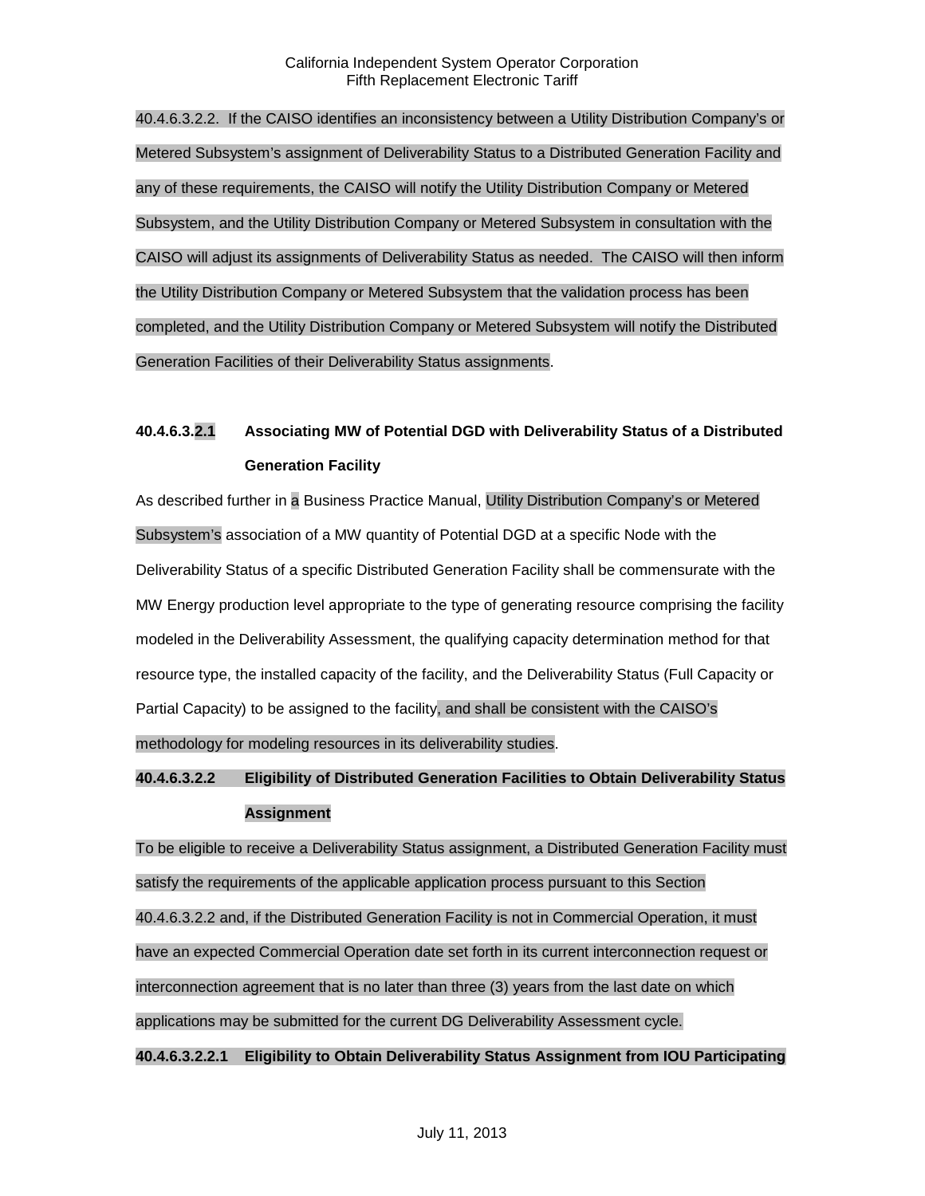40.4.6.3.2.2. If the CAISO identifies an inconsistency between a Utility Distribution Company's or Metered Subsystem's assignment of Deliverability Status to a Distributed Generation Facility and any of these requirements, the CAISO will notify the Utility Distribution Company or Metered Subsystem, and the Utility Distribution Company or Metered Subsystem in consultation with the CAISO will adjust its assignments of Deliverability Status as needed. The CAISO will then inform the Utility Distribution Company or Metered Subsystem that the validation process has been completed, and the Utility Distribution Company or Metered Subsystem will notify the Distributed Generation Facilities of their Deliverability Status assignments.

**40.4.6.3.2.1 Associating MW of Potential DGD with Deliverability Status of a Distributed Generation Facility**

As described further in a Business Practice Manual, Utility Distribution Company's or Metered Subsystem's association of a MW quantity of Potential DGD at a specific Node with the Deliverability Status of a specific Distributed Generation Facility shall be commensurate with the MW Energy production level appropriate to the type of generating resource comprising the facility modeled in the Deliverability Assessment, the qualifying capacity determination method for that resource type, the installed capacity of the facility, and the Deliverability Status (Full Capacity or Partial Capacity) to be assigned to the facility, and shall be consistent with the CAISO's methodology for modeling resources in its deliverability studies.

**40.4.6.3.2.2 Eligibility of Distributed Generation Facilities to Obtain Deliverability Status Assignment**

To be eligible to receive a Deliverability Status assignment, a Distributed Generation Facility must satisfy the requirements of the applicable application process pursuant to this Section 40.4.6.3.2.2 and, if the Distributed Generation Facility is not in Commercial Operation, it must have an expected Commercial Operation date set forth in its current interconnection request or interconnection agreement that is no later than three (3) years from the last date on which applications may be submitted for the current DG Deliverability Assessment cycle.

**40.4.6.3.2.2.1 Eligibility to Obtain Deliverability Status Assignment from IOU Participating**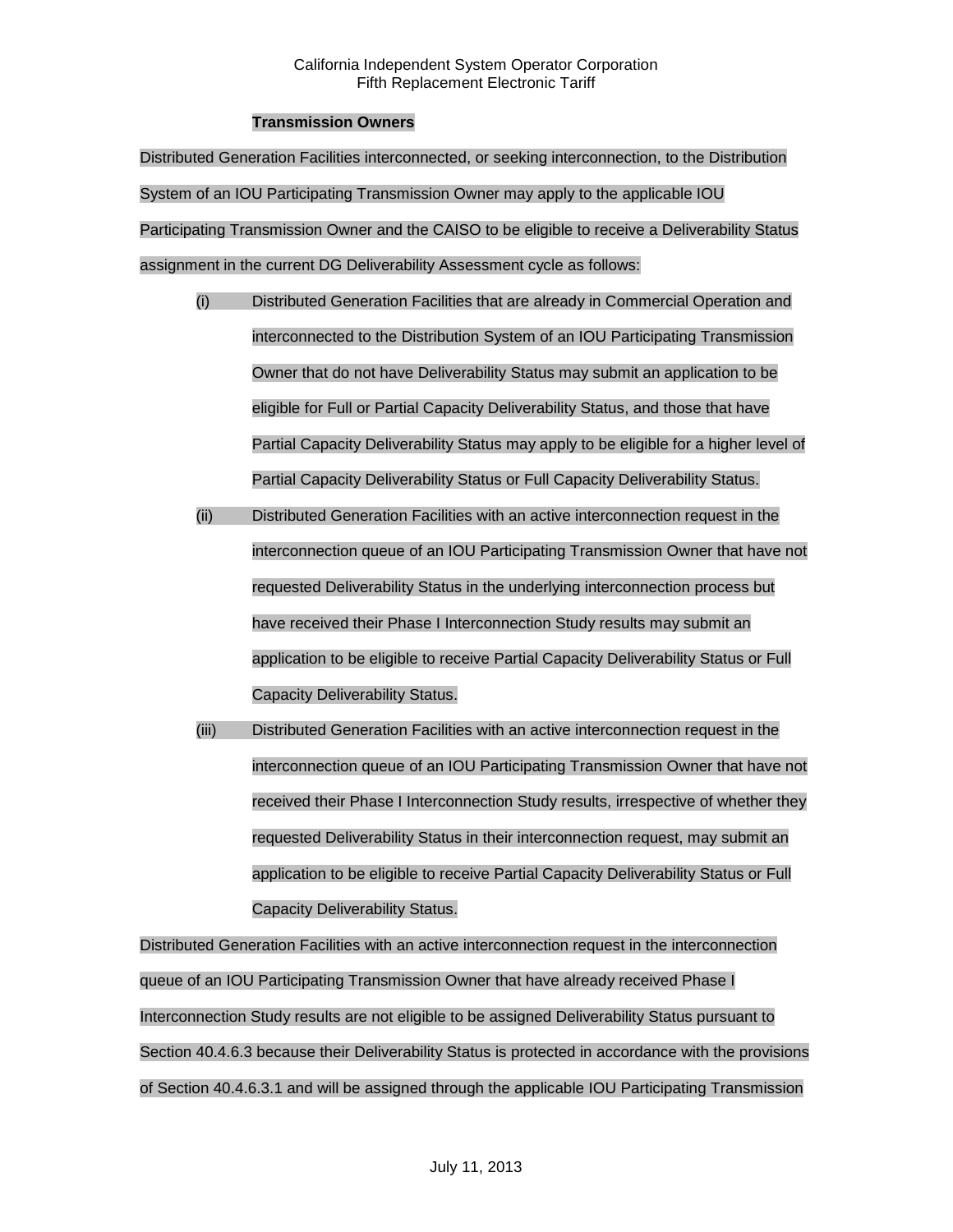**Transmission Owners**

Distributed Generation Facilities interconnected, or seeking interconnection, to the Distribution System of an IOU Participating Transmission Owner may apply to the applicable IOU Participating Transmission Owner and the CAISO to be eligible to receive a Deliverability Status assignment in the current DG Deliverability Assessment cycle as follows:

(i) Distributed Generation Facilities that are already in Commercial Operation and interconnected to the Distribution System of an IOU Participating Transmission Owner that do not have Deliverability Status may submit an application to be eligible for Full or Partial Capacity Deliverability Status, and those that have Partial Capacity Deliverability Status may apply to be eligible for a higher level of Partial Capacity Deliverability Status or Full Capacity Deliverability Status.

(ii) Distributed Generation Facilities with an active interconnection request in the interconnection queue of an IOU Participating Transmission Owner that have not requested Deliverability Status in the underlying interconnection process but have received their Phase I Interconnection Study results may submit an application to be eligible to receive Partial Capacity Deliverability Status or Full Capacity Deliverability Status.

(iii) Distributed Generation Facilities with an active interconnection request in the interconnection queue of an IOU Participating Transmission Owner that have not received their Phase I Interconnection Study results, irrespective of whether they requested Deliverability Status in their interconnection request, may submit an application to be eligible to receive Partial Capacity Deliverability Status or Full Capacity Deliverability Status.

Distributed Generation Facilities with an active interconnection request in the interconnection queue of an IOU Participating Transmission Owner that have already received Phase I Interconnection Study results are not eligible to be assigned Deliverability Status pursuant to Section 40.4.6.3 because their Deliverability Status is protected in accordance with the provisions of Section 40.4.6.3.1 and will be assigned through the applicable IOU Participating Transmission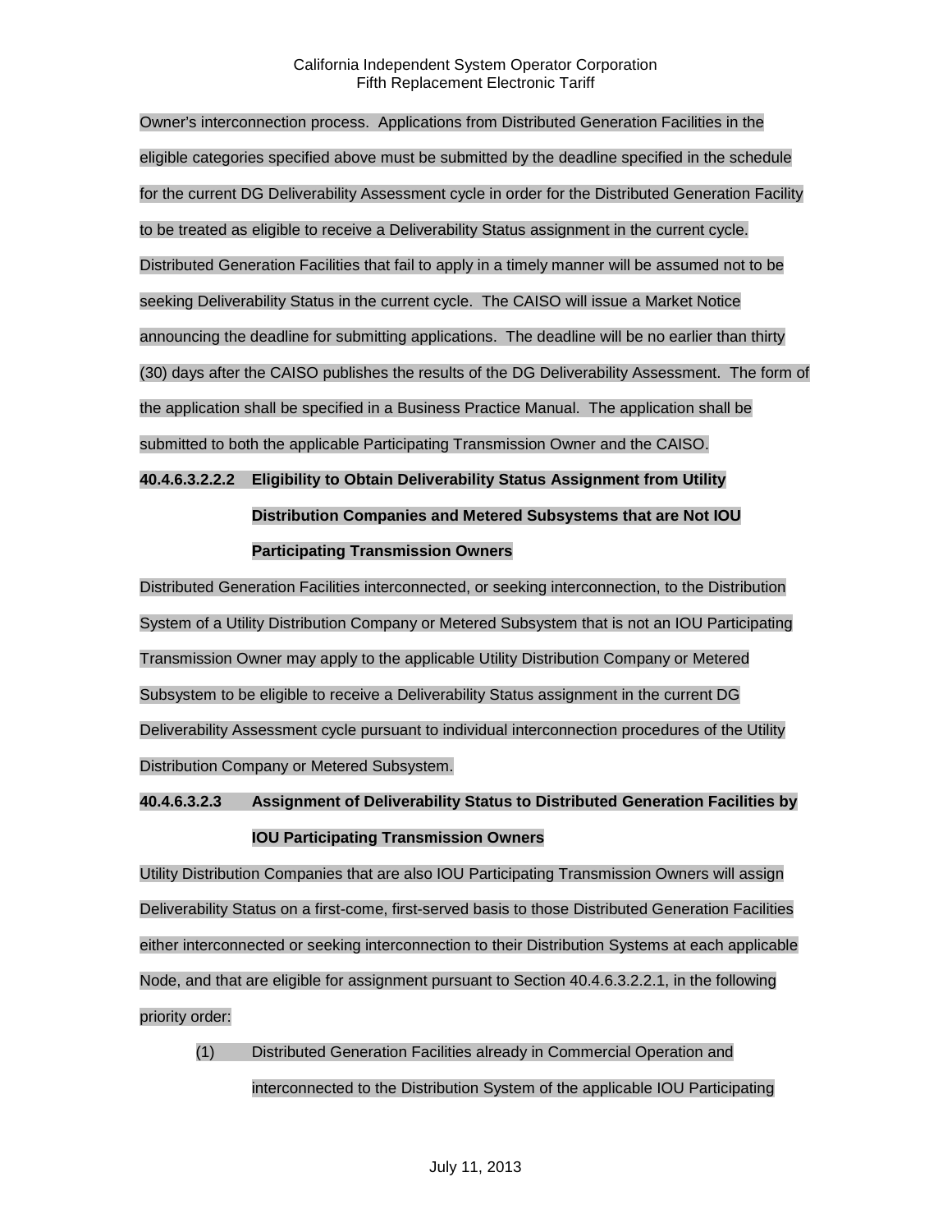Owner's interconnection process. Applications from Distributed Generation Facilities in the eligible categories specified above must be submitted by the deadline specified in the schedule for the current DG Deliverability Assessment cycle in order for the Distributed Generation Facility to be treated as eligible to receive a Deliverability Status assignment in the current cycle. Distributed Generation Facilities that fail to apply in a timely manner will be assumed not to be seeking Deliverability Status in the current cycle. The CAISO will issue a Market Notice announcing the deadline for submitting applications. The deadline will be no earlier than thirty (30) days after the CAISO publishes the results of the DG Deliverability Assessment. The form of the application shall be specified in a Business Practice Manual. The application shall be submitted to both the applicable Participating Transmission Owner and the CAISO.

**40.4.6.3.2.2.2 Eligibility to Obtain Deliverability Status Assignment from Utility Distribution Companies and Metered Subsystems that are Not IOU Participating Transmission Owners**

Distributed Generation Facilities interconnected, or seeking interconnection, to the Distribution System of a Utility Distribution Company or Metered Subsystem that is not an IOU Participating Transmission Owner may apply to the applicable Utility Distribution Company or Metered Subsystem to be eligible to receive a Deliverability Status assignment in the current DG Deliverability Assessment cycle pursuant to individual interconnection procedures of the Utility Distribution Company or Metered Subsystem.

**40.4.6.3.2.3 Assignment of Deliverability Status to Distributed Generation Facilities by IOU Participating Transmission Owners**

Utility Distribution Companies that are also IOU Participating Transmission Owners will assign Deliverability Status on a first-come, first-served basis to those Distributed Generation Facilities either interconnected or seeking interconnection to their Distribution Systems at each applicable Node, and that are eligible for assignment pursuant to Section 40.4.6.3.2.2.1, in the following priority order:

(1) Distributed Generation Facilities already in Commercial Operation and interconnected to the Distribution System of the applicable IOU Participating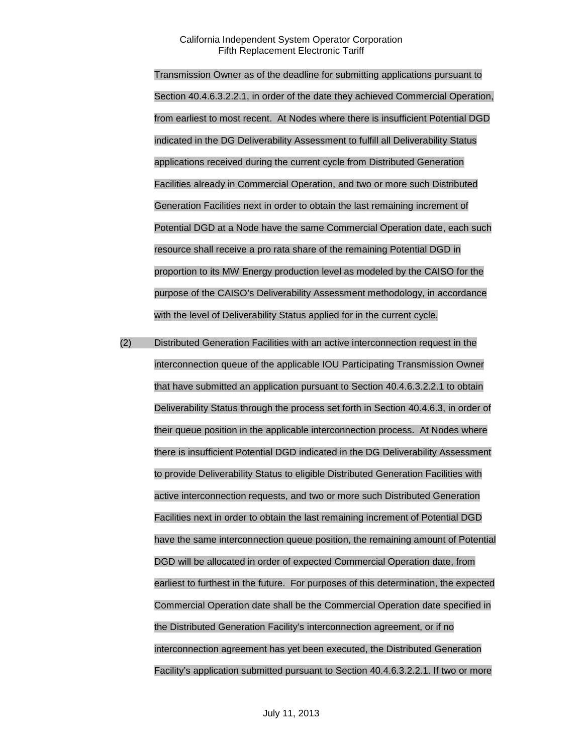Transmission Owner as of the deadline for submitting applications pursuant to Section 40.4.6.3.2.2.1, in order of the date they achieved Commercial Operation, from earliest to most recent. At Nodes where there is insufficient Potential DGD indicated in the DG Deliverability Assessment to fulfill all Deliverability Status applications received during the current cycle from Distributed Generation Facilities already in Commercial Operation, and two or more such Distributed Generation Facilities next in order to obtain the last remaining increment of Potential DGD at a Node have the same Commercial Operation date, each such resource shall receive a pro rata share of the remaining Potential DGD in proportion to its MW Energy production level as modeled by the CAISO for the purpose of the CAISO's Deliverability Assessment methodology, in accordance with the level of Deliverability Status applied for in the current cycle.

(2) Distributed Generation Facilities with an active interconnection request in the interconnection queue of the applicable IOU Participating Transmission Owner that have submitted an application pursuant to Section 40.4.6.3.2.2.1 to obtain Deliverability Status through the process set forth in Section 40.4.6.3, in order of their queue position in the applicable interconnection process. At Nodes where there is insufficient Potential DGD indicated in the DG Deliverability Assessment to provide Deliverability Status to eligible Distributed Generation Facilities with active interconnection requests, and two or more such Distributed Generation Facilities next in order to obtain the last remaining increment of Potential DGD have the same interconnection queue position, the remaining amount of Potential DGD will be allocated in order of expected Commercial Operation date, from earliest to furthest in the future. For purposes of this determination, the expected Commercial Operation date shall be the Commercial Operation date specified in the Distributed Generation Facility's interconnection agreement, or if no interconnection agreement has yet been executed, the Distributed Generation Facility's application submitted pursuant to Section 40.4.6.3.2.2.1. If two or more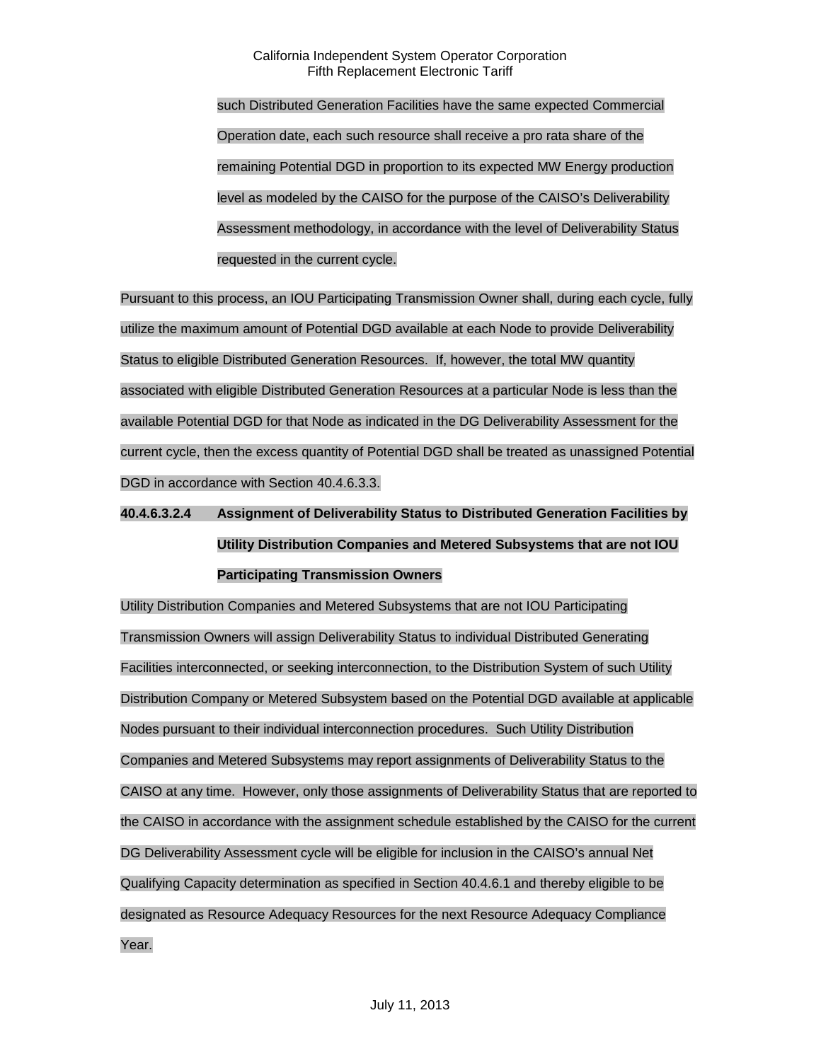such Distributed Generation Facilities have the same expected Commercial Operation date, each such resource shall receive a pro rata share of the remaining Potential DGD in proportion to its expected MW Energy production level as modeled by the CAISO for the purpose of the CAISO's Deliverability Assessment methodology, in accordance with the level of Deliverability Status requested in the current cycle.

Pursuant to this process, an IOU Participating Transmission Owner shall, during each cycle, fully utilize the maximum amount of Potential DGD available at each Node to provide Deliverability Status to eligible Distributed Generation Resources. If, however, the total MW quantity associated with eligible Distributed Generation Resources at a particular Node is less than the available Potential DGD for that Node as indicated in the DG Deliverability Assessment for the current cycle, then the excess quantity of Potential DGD shall be treated as unassigned Potential DGD in accordance with Section 40.4.6.3.3.

**40.4.6.3.2.4 Assignment of Deliverability Status to Distributed Generation Facilities by Utility Distribution Companies and Metered Subsystems that are not IOU Participating Transmission Owners**

Utility Distribution Companies and Metered Subsystems that are not IOU Participating Transmission Owners will assign Deliverability Status to individual Distributed Generating Facilities interconnected, or seeking interconnection, to the Distribution System of such Utility Distribution Company or Metered Subsystem based on the Potential DGD available at applicable Nodes pursuant to their individual interconnection procedures. Such Utility Distribution Companies and Metered Subsystems may report assignments of Deliverability Status to the CAISO at any time. However, only those assignments of Deliverability Status that are reported to the CAISO in accordance with the assignment schedule established by the CAISO for the current DG Deliverability Assessment cycle will be eligible for inclusion in the CAISO's annual Net Qualifying Capacity determination as specified in Section 40.4.6.1 and thereby eligible to be designated as Resource Adequacy Resources for the next Resource Adequacy Compliance Year.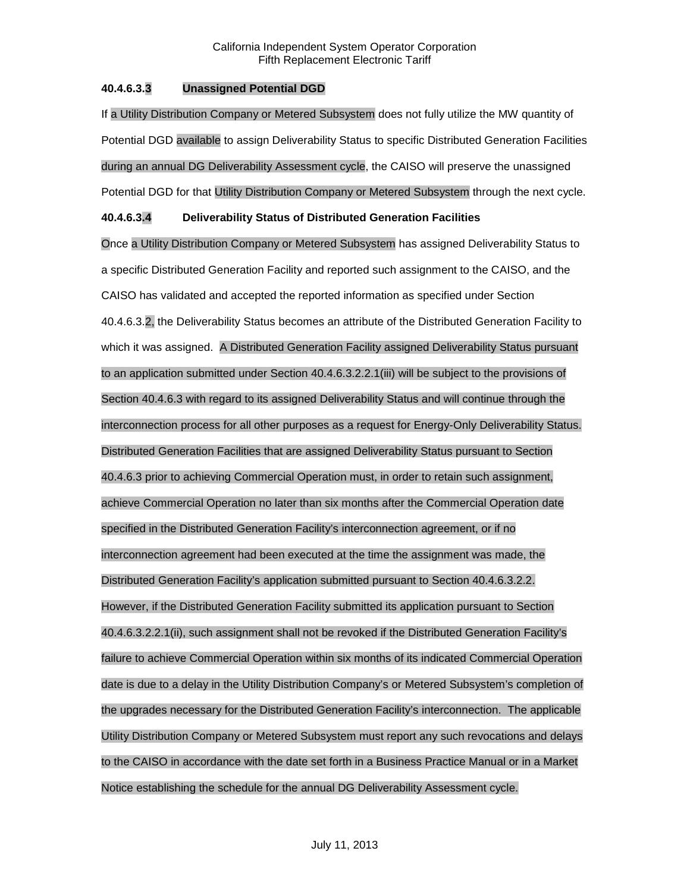**40.4.6.3.3 Unassigned Potential DGD**

If a Utility Distribution Company or Metered Subsystem does not fully utilize the MW quantity of Potential DGD available to assign Deliverability Status to specific Distributed Generation Facilities during an annual DG Deliverability Assessment cycle, the CAISO will preserve the unassigned Potential DGD for that Utility Distribution Company or Metered Subsystem through the next cycle.

**40.4.6.3.4 Deliverability Status of Distributed Generation Facilities**

Once a Utility Distribution Company or Metered Subsystem has assigned Deliverability Status to a specific Distributed Generation Facility and reported such assignment to the CAISO, and the CAISO has validated and accepted the reported information as specified under Section 40.4.6.3.2, the Deliverability Status becomes an attribute of the Distributed Generation Facility to which it was assigned. A Distributed Generation Facility assigned Deliverability Status pursuant to an application submitted under Section 40.4.6.3.2.2.1(iii) will be subject to the provisions of Section 40.4.6.3 with regard to its assigned Deliverability Status and will continue through the interconnection process for all other purposes as a request for Energy-Only Deliverability Status. Distributed Generation Facilities that are assigned Deliverability Status pursuant to Section 40.4.6.3 prior to achieving Commercial Operation must, in order to retain such assignment, achieve Commercial Operation no later than six months after the Commercial Operation date specified in the Distributed Generation Facility's interconnection agreement, or if no interconnection agreement had been executed at the time the assignment was made, the Distributed Generation Facility's application submitted pursuant to Section 40.4.6.3.2.2. However, if the Distributed Generation Facility submitted its application pursuant to Section 40.4.6.3.2.2.1(ii), such assignment shall not be revoked if the Distributed Generation Facility's failure to achieve Commercial Operation within six months of its indicated Commercial Operation date is due to a delay in the Utility Distribution Company's or Metered Subsystem's completion of the upgrades necessary for the Distributed Generation Facility's interconnection. The applicable Utility Distribution Company or Metered Subsystem must report any such revocations and delays to the CAISO in accordance with the date set forth in a Business Practice Manual or in a Market Notice establishing the schedule for the annual DG Deliverability Assessment cycle.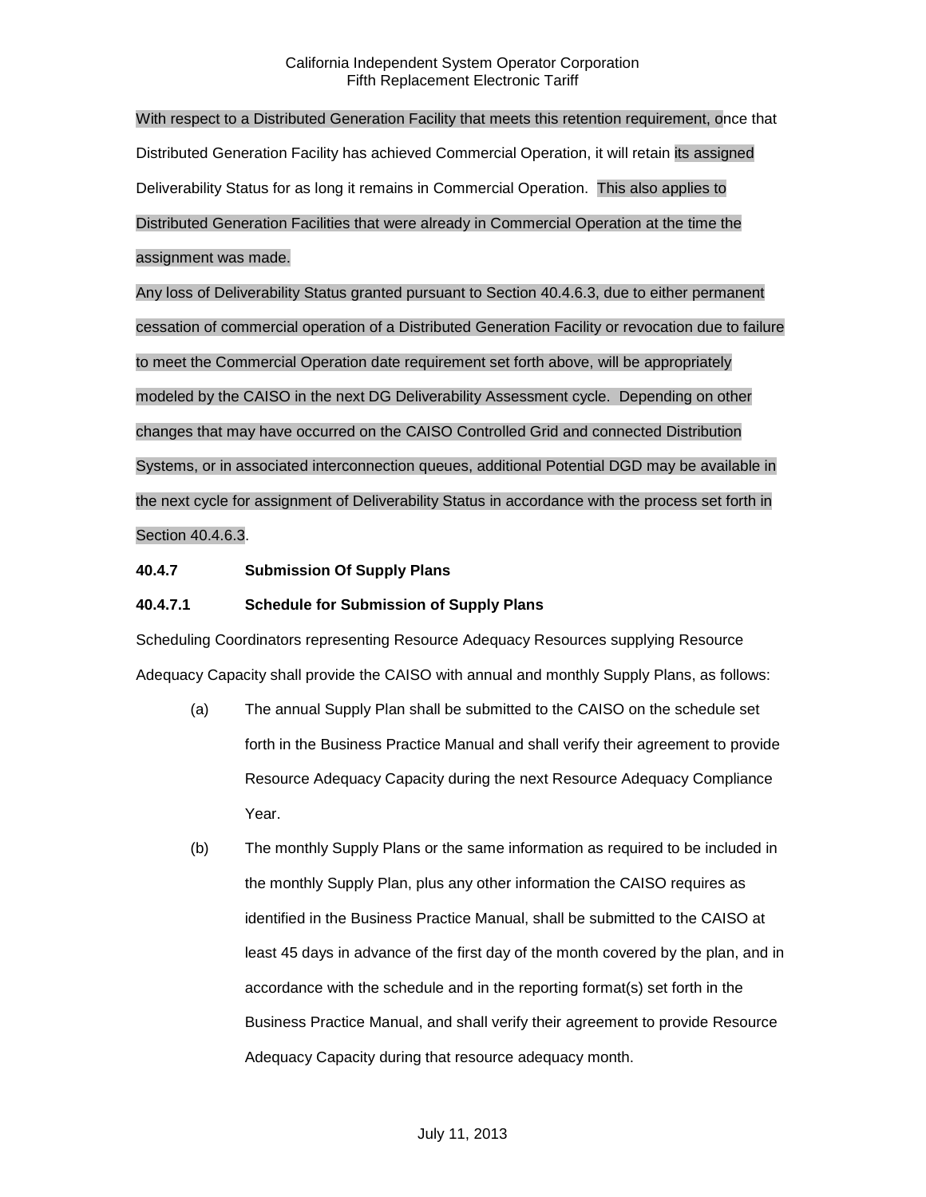With respect to a Distributed Generation Facility that meets this retention requirement, once that Distributed Generation Facility has achieved Commercial Operation, it will retain its assigned Deliverability Status for as long it remains in Commercial Operation. This also applies to Distributed Generation Facilities that were already in Commercial Operation at the time the assignment was made.

Any loss of Deliverability Status granted pursuant to Section 40.4.6.3, due to either permanent cessation of commercial operation of a Distributed Generation Facility or revocation due to failure to meet the Commercial Operation date requirement set forth above, will be appropriately modeled by the CAISO in the next DG Deliverability Assessment cycle. Depending on other changes that may have occurred on the CAISO Controlled Grid and connected Distribution Systems, or in associated interconnection queues, additional Potential DGD may be available in the next cycle for assignment of Deliverability Status in accordance with the process set forth in Section 40.4.6.3.

**40.4.7 Submission Of Supply Plans**

**40.4.7.1 Schedule for Submission of Supply Plans**

Scheduling Coordinators representing Resource Adequacy Resources supplying Resource Adequacy Capacity shall provide the CAISO with annual and monthly Supply Plans, as follows:

(a) The annual Supply Plan shall be submitted to the CAISO on the schedule set forth in the Business Practice Manual and shall verify their agreement to provide Resource Adequacy Capacity during the next Resource Adequacy Compliance Year.

(b) The monthly Supply Plans or the same information as required to be included in the monthly Supply Plan, plus any other information the CAISO requires as identified in the Business Practice Manual, shall be submitted to the CAISO at least 45 days in advance of the first day of the month covered by the plan, and in accordance with the schedule and in the reporting format(s) set forth in the Business Practice Manual, and shall verify their agreement to provide Resource Adequacy Capacity during that resource adequacy month.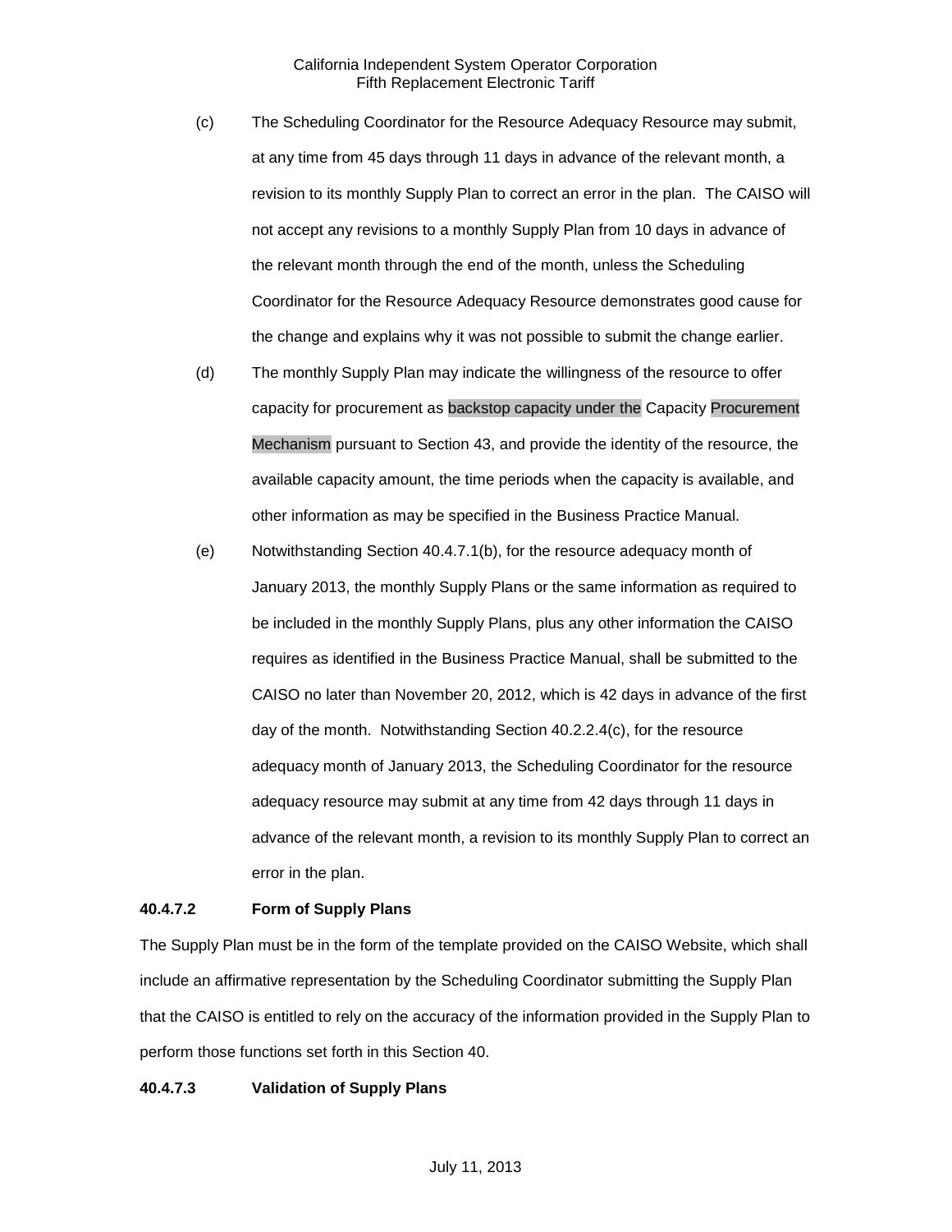(c) The Scheduling Coordinator for the Resource Adequacy Resource may submit, at any time from 45 days through 11 days in advance of the relevant month, a revision to its monthly Supply Plan to correct an error in the plan. The CAISO will not accept any revisions to a monthly Supply Plan from 10 days in advance of the relevant month through the end of the month, unless the Scheduling Coordinator for the Resource Adequacy Resource demonstrates good cause for the change and explains why it was not possible to submit the change earlier.

(d) The monthly Supply Plan may indicate the willingness of the resource to offer capacity for procurement as backstop capacity under the Capacity Procurement Mechanism pursuant to Section 43, and provide the identity of the resource, the available capacity amount, the time periods when the capacity is available, and other information as may be specified in the Business Practice Manual.

(e) Notwithstanding Section 40.4.7.1(b), for the resource adequacy month of January 2013, the monthly Supply Plans or the same information as required to be included in the monthly Supply Plans, plus any other information the CAISO requires as identified in the Business Practice Manual, shall be submitted to the CAISO no later than November 20, 2012, which is 42 days in advance of the first day of the month. Notwithstanding Section 40.2.2.4(c), for the resource adequacy month of January 2013, the Scheduling Coordinator for the resource adequacy resource may submit at any time from 42 days through 11 days in advance of the relevant month, a revision to its monthly Supply Plan to correct an error in the plan.

**40.4.7.2 Form of Supply Plans**

The Supply Plan must be in the form of the template provided on the CAISO Website, which shall include an affirmative representation by the Scheduling Coordinator submitting the Supply Plan that the CAISO is entitled to rely on the accuracy of the information provided in the Supply Plan to perform those functions set forth in this Section 40.

**40.4.7.3 Validation of Supply Plans**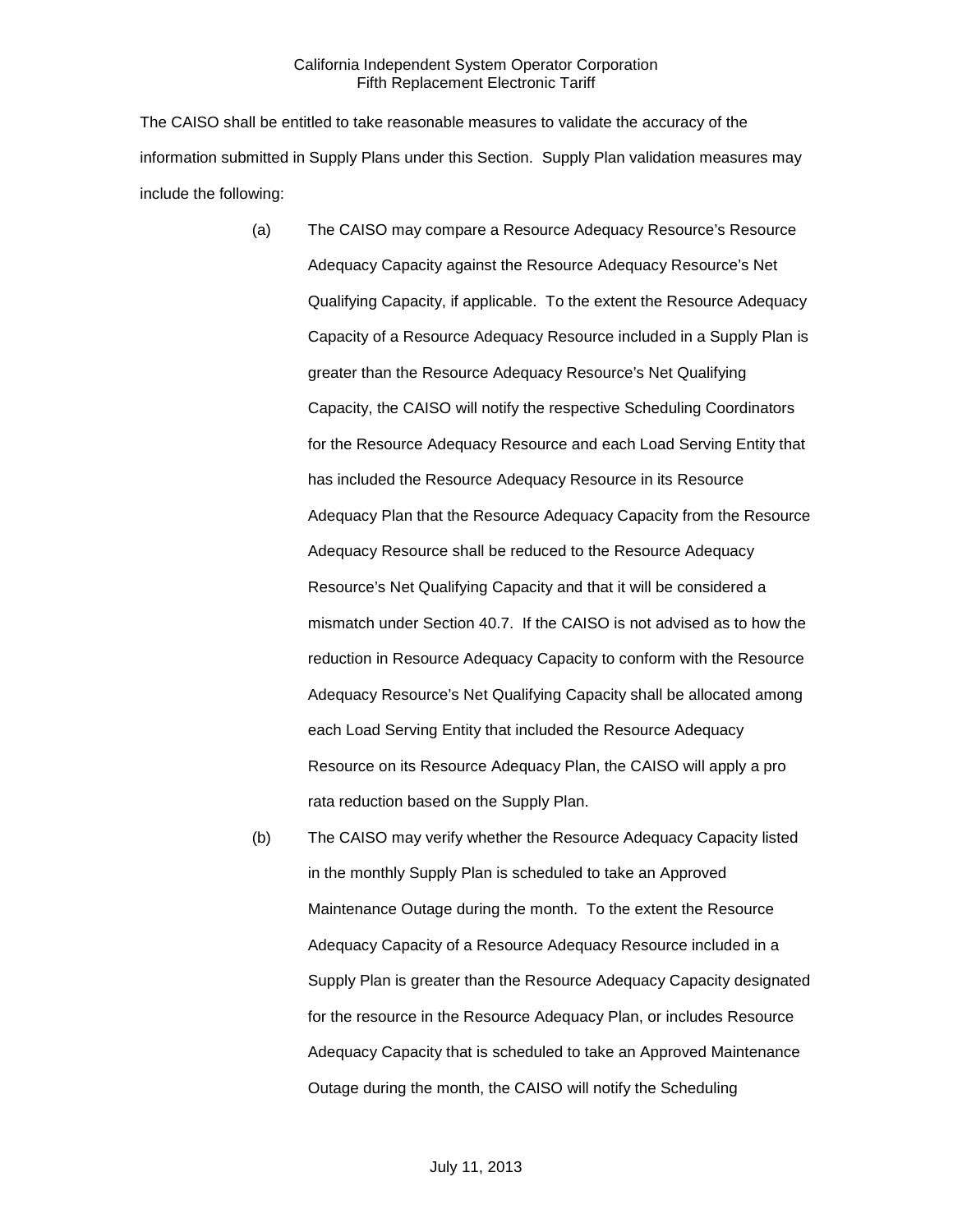The CAISO shall be entitled to take reasonable measures to validate the accuracy of the information submitted in Supply Plans under this Section. Supply Plan validation measures may include the following:

(a) The CAISO may compare a Resource Adequacy Resource's Resource Adequacy Capacity against the Resource Adequacy Resource's Net Qualifying Capacity, if applicable. To the extent the Resource Adequacy Capacity of a Resource Adequacy Resource included in a Supply Plan is greater than the Resource Adequacy Resource's Net Qualifying Capacity, the CAISO will notify the respective Scheduling Coordinators for the Resource Adequacy Resource and each Load Serving Entity that has included the Resource Adequacy Resource in its Resource Adequacy Plan that the Resource Adequacy Capacity from the Resource Adequacy Resource shall be reduced to the Resource Adequacy Resource's Net Qualifying Capacity and that it will be considered a mismatch under Section 40.7. If the CAISO is not advised as to how the reduction in Resource Adequacy Capacity to conform with the Resource Adequacy Resource's Net Qualifying Capacity shall be allocated among each Load Serving Entity that included the Resource Adequacy Resource on its Resource Adequacy Plan, the CAISO will apply a pro rata reduction based on the Supply Plan.

(b) The CAISO may verify whether the Resource Adequacy Capacity listed in the monthly Supply Plan is scheduled to take an Approved Maintenance Outage during the month. To the extent the Resource Adequacy Capacity of a Resource Adequacy Resource included in a Supply Plan is greater than the Resource Adequacy Capacity designated for the resource in the Resource Adequacy Plan, or includes Resource Adequacy Capacity that is scheduled to take an Approved Maintenance Outage during the month, the CAISO will notify the Scheduling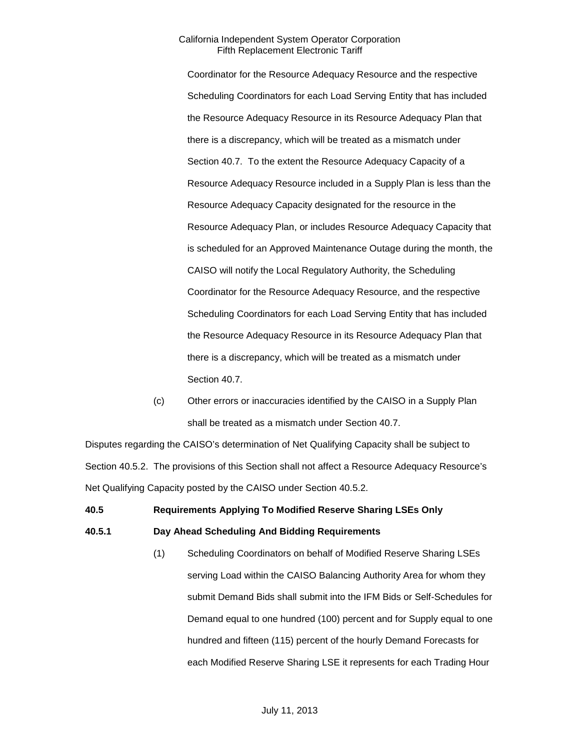Coordinator for the Resource Adequacy Resource and the respective Scheduling Coordinators for each Load Serving Entity that has included the Resource Adequacy Resource in its Resource Adequacy Plan that there is a discrepancy, which will be treated as a mismatch under Section 40.7. To the extent the Resource Adequacy Capacity of a Resource Adequacy Resource included in a Supply Plan is less than the Resource Adequacy Capacity designated for the resource in the Resource Adequacy Plan, or includes Resource Adequacy Capacity that is scheduled for an Approved Maintenance Outage during the month, the CAISO will notify the Local Regulatory Authority, the Scheduling Coordinator for the Resource Adequacy Resource, and the respective Scheduling Coordinators for each Load Serving Entity that has included the Resource Adequacy Resource in its Resource Adequacy Plan that there is a discrepancy, which will be treated as a mismatch under Section 40.7.

(c) Other errors or inaccuracies identified by the CAISO in a Supply Plan shall be treated as a mismatch under Section 40.7.

Disputes regarding the CAISO's determination of Net Qualifying Capacity shall be subject to Section 40.5.2. The provisions of this Section shall not affect a Resource Adequacy Resource's Net Qualifying Capacity posted by the CAISO under Section 40.5.2.

**40.5 Requirements Applying To Modified Reserve Sharing LSEs Only**

**40.5.1 Day Ahead Scheduling And Bidding Requirements**

(1) Scheduling Coordinators on behalf of Modified Reserve Sharing LSEs serving Load within the CAISO Balancing Authority Area for whom they submit Demand Bids shall submit into the IFM Bids or Self-Schedules for Demand equal to one hundred (100) percent and for Supply equal to one hundred and fifteen (115) percent of the hourly Demand Forecasts for each Modified Reserve Sharing LSE it represents for each Trading Hour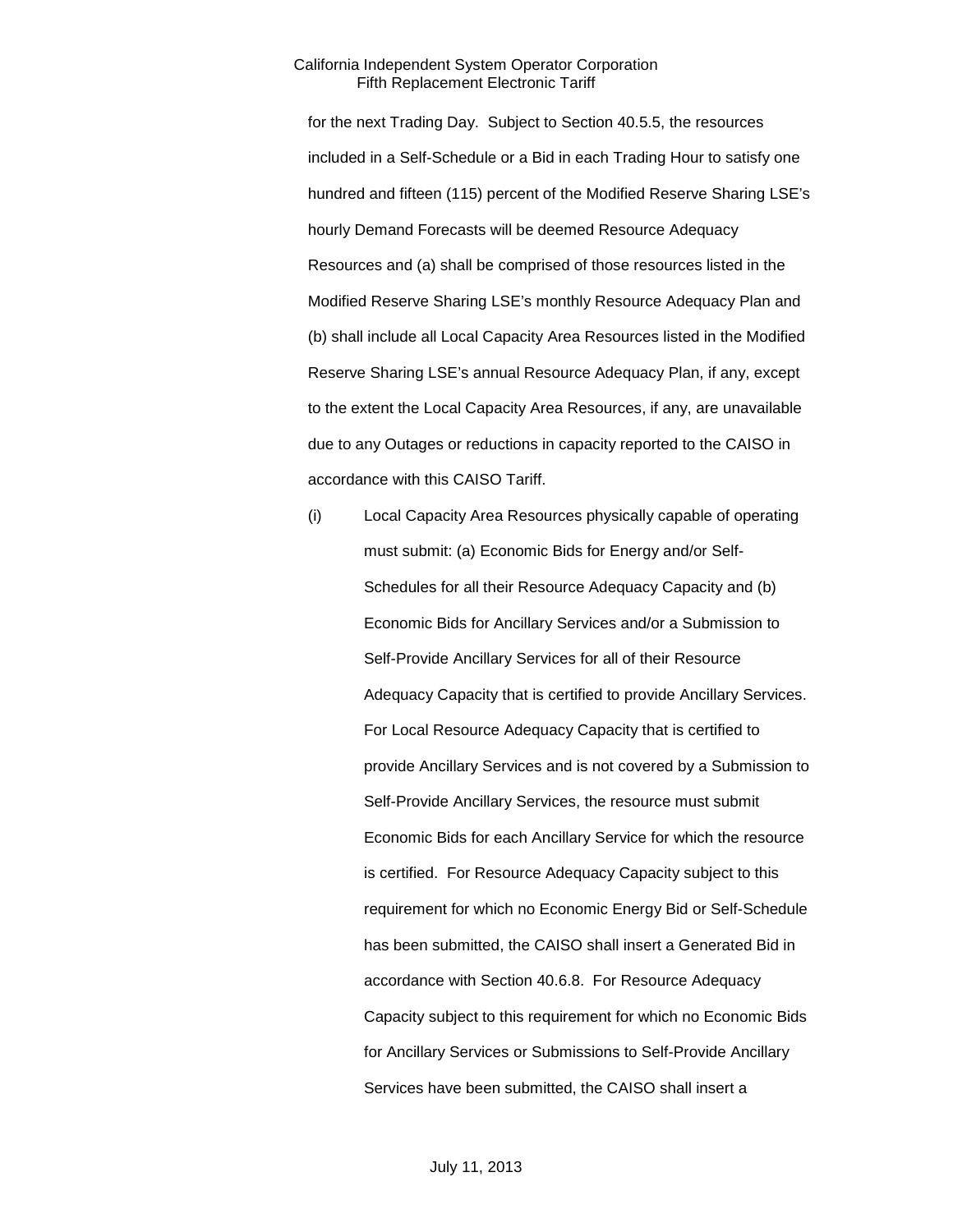for the next Trading Day. Subject to Section 40.5.5, the resources included in a Self-Schedule or a Bid in each Trading Hour to satisfy one hundred and fifteen (115) percent of the Modified Reserve Sharing LSE's hourly Demand Forecasts will be deemed Resource Adequacy Resources and (a) shall be comprised of those resources listed in the Modified Reserve Sharing LSE's monthly Resource Adequacy Plan and (b) shall include all Local Capacity Area Resources listed in the Modified Reserve Sharing LSE's annual Resource Adequacy Plan, if any, except to the extent the Local Capacity Area Resources, if any, are unavailable due to any Outages or reductions in capacity reported to the CAISO in accordance with this CAISO Tariff.

(i) Local Capacity Area Resources physically capable of operating must submit: (a) Economic Bids for Energy and/or Self-Schedules for all their Resource Adequacy Capacity and (b) Economic Bids for Ancillary Services and/or a Submission to Self-Provide Ancillary Services for all of their Resource Adequacy Capacity that is certified to provide Ancillary Services. For Local Resource Adequacy Capacity that is certified to provide Ancillary Services and is not covered by a Submission to Self-Provide Ancillary Services, the resource must submit Economic Bids for each Ancillary Service for which the resource is certified. For Resource Adequacy Capacity subject to this requirement for which no Economic Energy Bid or Self-Schedule has been submitted, the CAISO shall insert a Generated Bid in accordance with Section 40.6.8. For Resource Adequacy Capacity subject to this requirement for which no Economic Bids for Ancillary Services or Submissions to Self-Provide Ancillary Services have been submitted, the CAISO shall insert a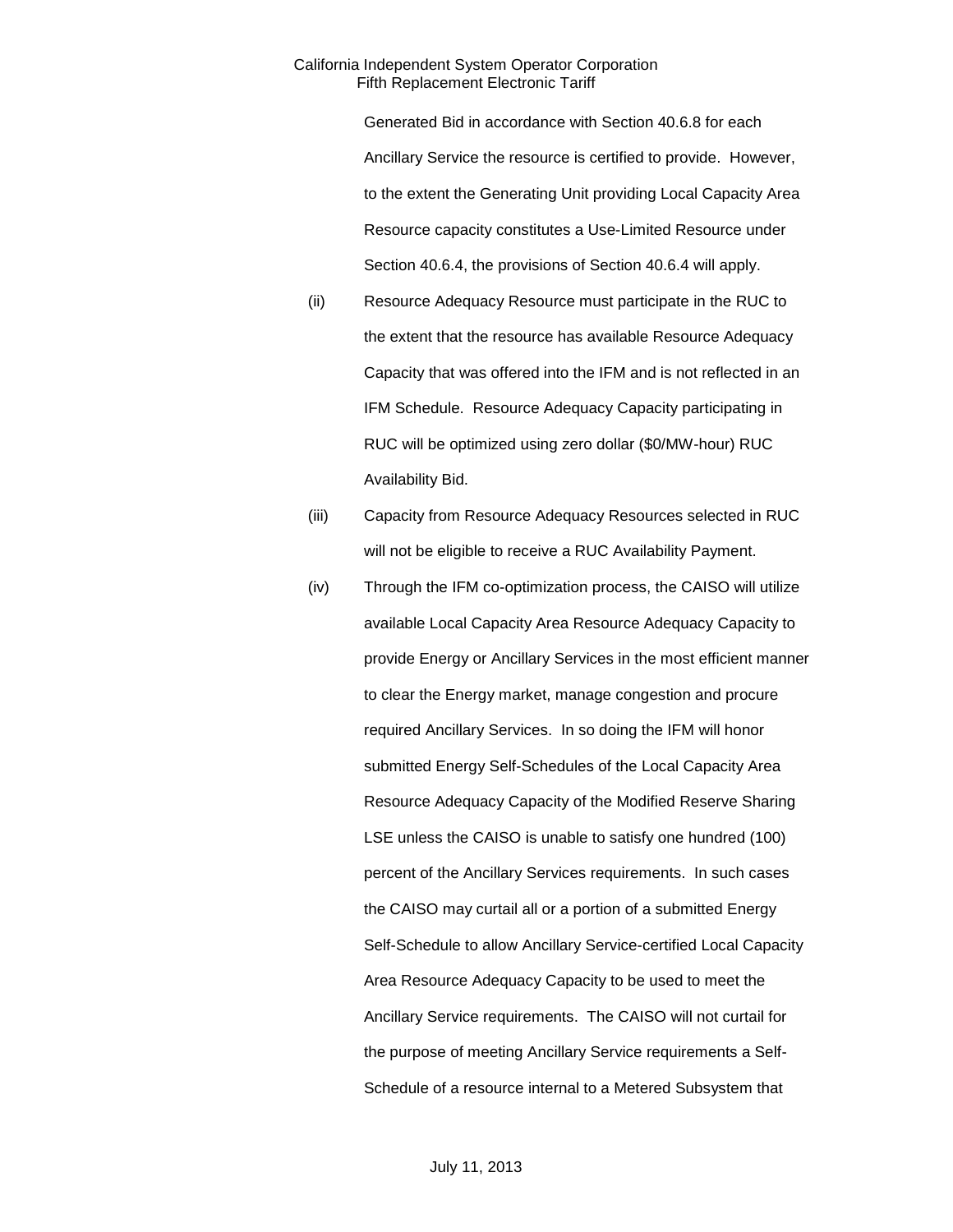Generated Bid in accordance with Section 40.6.8 for each Ancillary Service the resource is certified to provide. However, to the extent the Generating Unit providing Local Capacity Area Resource capacity constitutes a Use-Limited Resource under Section 40.6.4, the provisions of Section 40.6.4 will apply.

(ii) Resource Adequacy Resource must participate in the RUC to the extent that the resource has available Resource Adequacy Capacity that was offered into the IFM and is not reflected in an IFM Schedule. Resource Adequacy Capacity participating in RUC will be optimized using zero dollar ($0/MW-hour) RUC Availability Bid.

(iii) Capacity from Resource Adequacy Resources selected in RUC will not be eligible to receive a RUC Availability Payment.

(iv) Through the IFM co-optimization process, the CAISO will utilize available Local Capacity Area Resource Adequacy Capacity to provide Energy or Ancillary Services in the most efficient manner to clear the Energy market, manage congestion and procure required Ancillary Services. In so doing the IFM will honor submitted Energy Self-Schedules of the Local Capacity Area Resource Adequacy Capacity of the Modified Reserve Sharing LSE unless the CAISO is unable to satisfy one hundred (100) percent of the Ancillary Services requirements. In such cases the CAISO may curtail all or a portion of a submitted Energy Self-Schedule to allow Ancillary Service-certified Local Capacity Area Resource Adequacy Capacity to be used to meet the Ancillary Service requirements. The CAISO will not curtail for the purpose of meeting Ancillary Service requirements a Self-Schedule of a resource internal to a Metered Subsystem that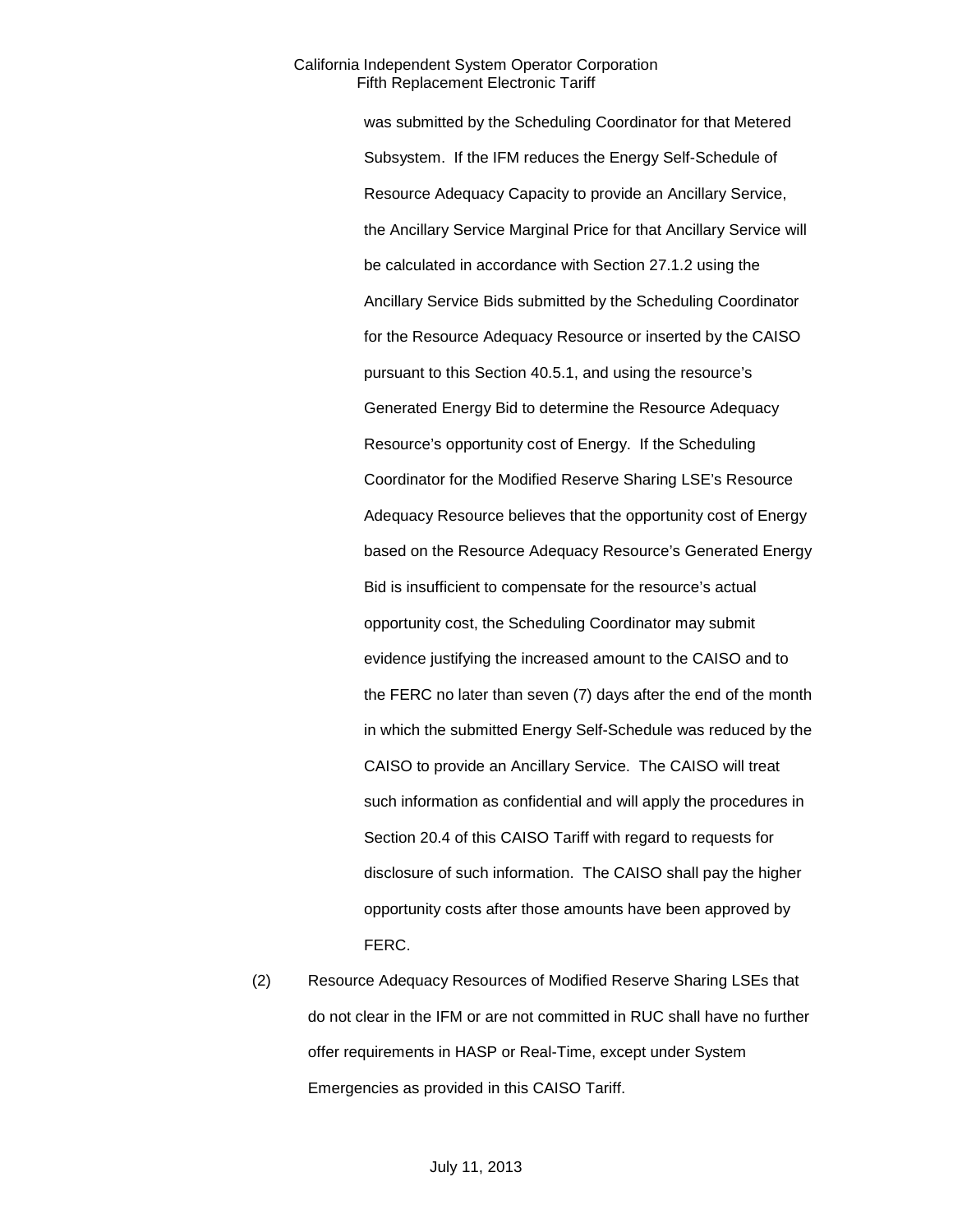was submitted by the Scheduling Coordinator for that Metered Subsystem. If the IFM reduces the Energy Self-Schedule of Resource Adequacy Capacity to provide an Ancillary Service, the Ancillary Service Marginal Price for that Ancillary Service will be calculated in accordance with Section 27.1.2 using the Ancillary Service Bids submitted by the Scheduling Coordinator for the Resource Adequacy Resource or inserted by the CAISO pursuant to this Section 40.5.1, and using the resource's Generated Energy Bid to determine the Resource Adequacy Resource's opportunity cost of Energy. If the Scheduling Coordinator for the Modified Reserve Sharing LSE's Resource Adequacy Resource believes that the opportunity cost of Energy based on the Resource Adequacy Resource's Generated Energy Bid is insufficient to compensate for the resource's actual opportunity cost, the Scheduling Coordinator may submit evidence justifying the increased amount to the CAISO and to the FERC no later than seven (7) days after the end of the month in which the submitted Energy Self-Schedule was reduced by the CAISO to provide an Ancillary Service. The CAISO will treat such information as confidential and will apply the procedures in Section 20.4 of this CAISO Tariff with regard to requests for disclosure of such information. The CAISO shall pay the higher opportunity costs after those amounts have been approved by FERC.

(2) Resource Adequacy Resources of Modified Reserve Sharing LSEs that do not clear in the IFM or are not committed in RUC shall have no further offer requirements in HASP or Real-Time, except under System Emergencies as provided in this CAISO Tariff.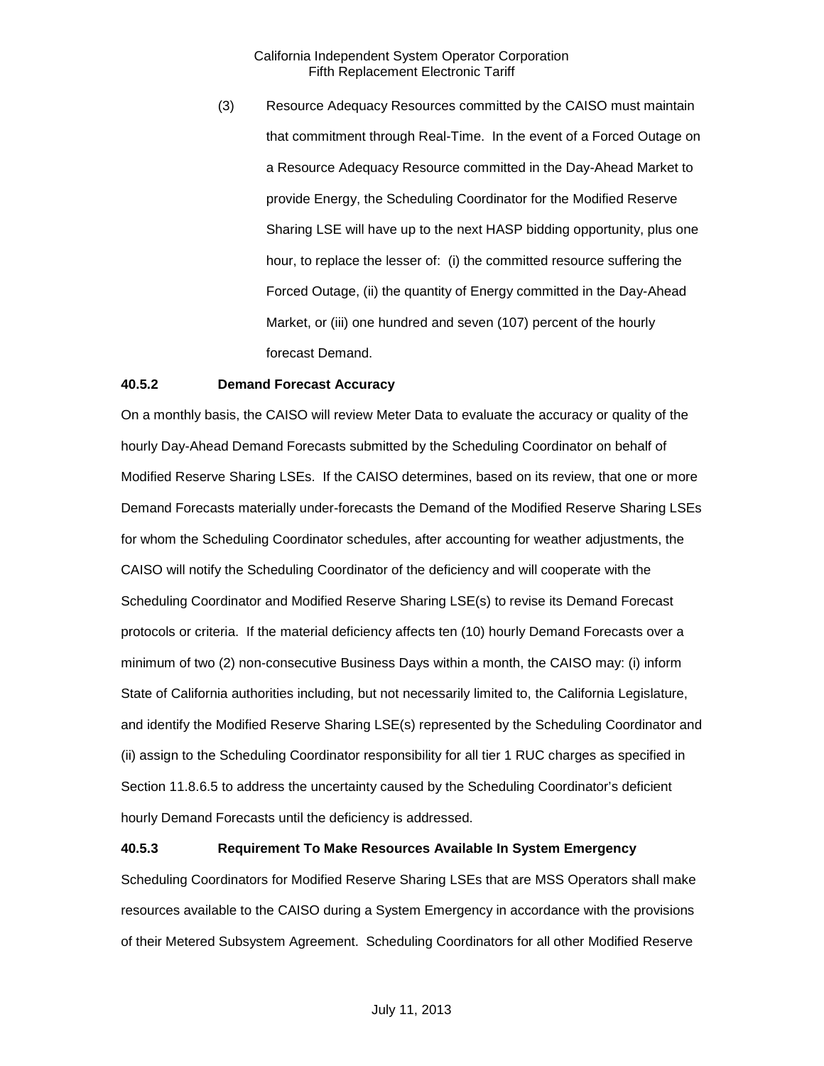(3) Resource Adequacy Resources committed by the CAISO must maintain that commitment through Real-Time. In the event of a Forced Outage on a Resource Adequacy Resource committed in the Day-Ahead Market to provide Energy, the Scheduling Coordinator for the Modified Reserve Sharing LSE will have up to the next HASP bidding opportunity, plus one hour, to replace the lesser of: (i) the committed resource suffering the Forced Outage, (ii) the quantity of Energy committed in the Day-Ahead Market, or (iii) one hundred and seven (107) percent of the hourly forecast Demand.

**40.5.2 Demand Forecast Accuracy**

On a monthly basis, the CAISO will review Meter Data to evaluate the accuracy or quality of the hourly Day-Ahead Demand Forecasts submitted by the Scheduling Coordinator on behalf of Modified Reserve Sharing LSEs. If the CAISO determines, based on its review, that one or more Demand Forecasts materially under-forecasts the Demand of the Modified Reserve Sharing LSEs for whom the Scheduling Coordinator schedules, after accounting for weather adjustments, the CAISO will notify the Scheduling Coordinator of the deficiency and will cooperate with the Scheduling Coordinator and Modified Reserve Sharing LSE(s) to revise its Demand Forecast protocols or criteria. If the material deficiency affects ten (10) hourly Demand Forecasts over a minimum of two (2) non-consecutive Business Days within a month, the CAISO may: (i) inform State of California authorities including, but not necessarily limited to, the California Legislature, and identify the Modified Reserve Sharing LSE(s) represented by the Scheduling Coordinator and (ii) assign to the Scheduling Coordinator responsibility for all tier 1 RUC charges as specified in Section 11.8.6.5 to address the uncertainty caused by the Scheduling Coordinator's deficient hourly Demand Forecasts until the deficiency is addressed.

**40.5.3 Requirement To Make Resources Available In System Emergency**

Scheduling Coordinators for Modified Reserve Sharing LSEs that are MSS Operators shall make resources available to the CAISO during a System Emergency in accordance with the provisions of their Metered Subsystem Agreement. Scheduling Coordinators for all other Modified Reserve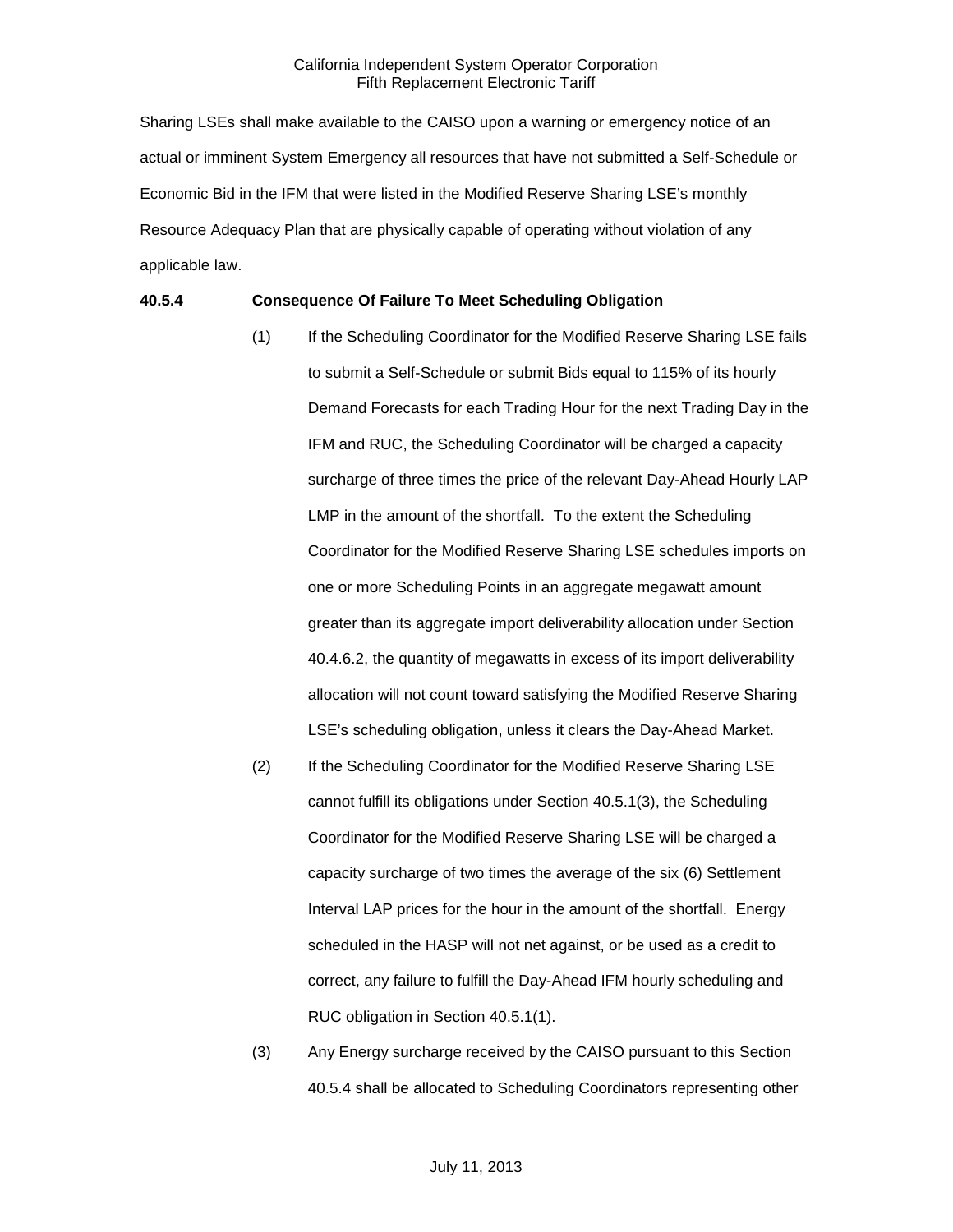Sharing LSEs shall make available to the CAISO upon a warning or emergency notice of an actual or imminent System Emergency all resources that have not submitted a Self-Schedule or Economic Bid in the IFM that were listed in the Modified Reserve Sharing LSE's monthly Resource Adequacy Plan that are physically capable of operating without violation of any applicable law.

**40.5.4 Consequence Of Failure To Meet Scheduling Obligation**

(1) If the Scheduling Coordinator for the Modified Reserve Sharing LSE fails to submit a Self-Schedule or submit Bids equal to 115% of its hourly Demand Forecasts for each Trading Hour for the next Trading Day in the IFM and RUC, the Scheduling Coordinator will be charged a capacity surcharge of three times the price of the relevant Day-Ahead Hourly LAP LMP in the amount of the shortfall. To the extent the Scheduling Coordinator for the Modified Reserve Sharing LSE schedules imports on one or more Scheduling Points in an aggregate megawatt amount greater than its aggregate import deliverability allocation under Section 40.4.6.2, the quantity of megawatts in excess of its import deliverability allocation will not count toward satisfying the Modified Reserve Sharing LSE's scheduling obligation, unless it clears the Day-Ahead Market.

(2) If the Scheduling Coordinator for the Modified Reserve Sharing LSE cannot fulfill its obligations under Section 40.5.1(3), the Scheduling Coordinator for the Modified Reserve Sharing LSE will be charged a capacity surcharge of two times the average of the six (6) Settlement Interval LAP prices for the hour in the amount of the shortfall. Energy scheduled in the HASP will not net against, or be used as a credit to correct, any failure to fulfill the Day-Ahead IFM hourly scheduling and RUC obligation in Section 40.5.1(1).

(3) Any Energy surcharge received by the CAISO pursuant to this Section 40.5.4 shall be allocated to Scheduling Coordinators representing other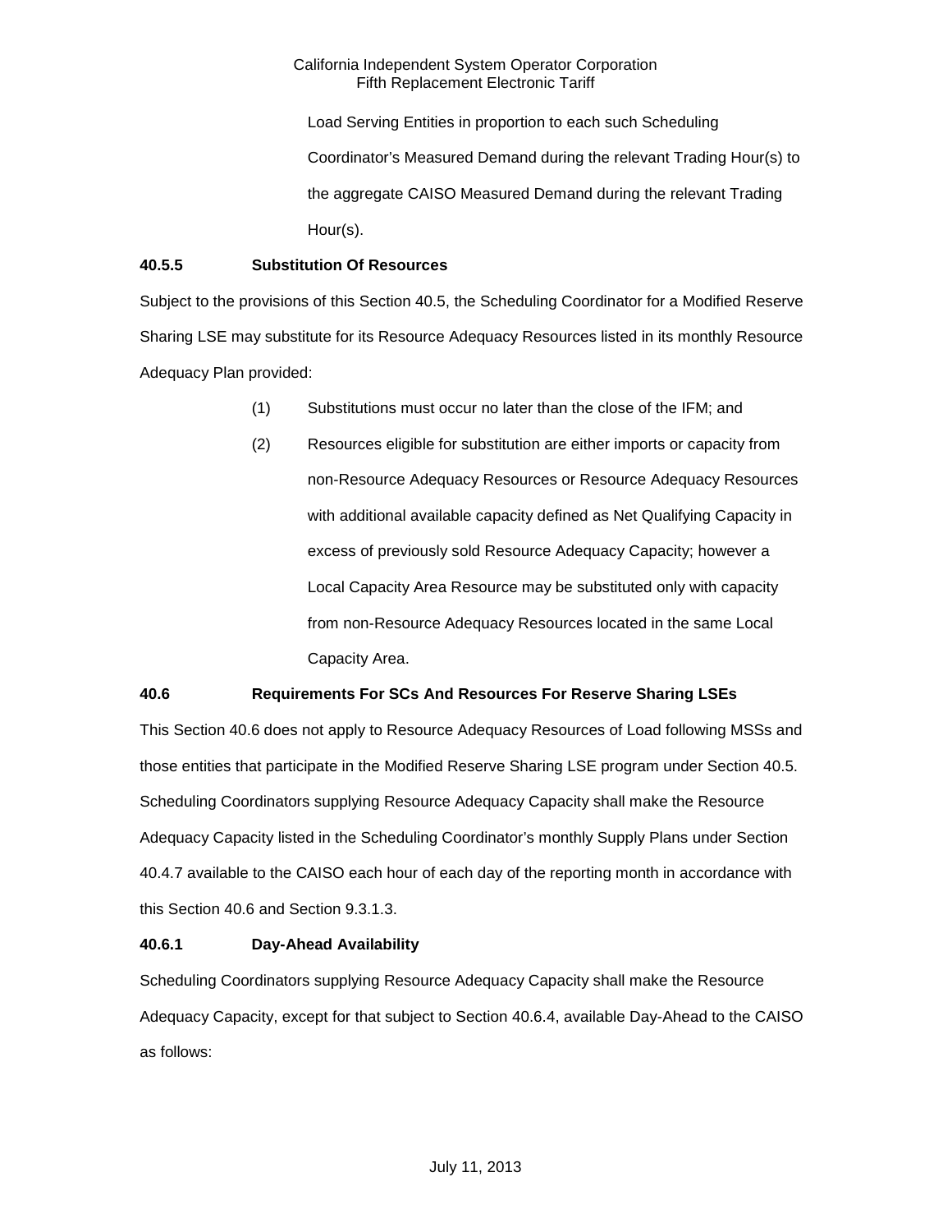Load Serving Entities in proportion to each such Scheduling Coordinator's Measured Demand during the relevant Trading Hour(s) to the aggregate CAISO Measured Demand during the relevant Trading Hour(s).

### 40.5.5 Substitution Of Resources

Subject to the provisions of this Section 40.5, the Scheduling Coordinator for a Modified Reserve Sharing LSE may substitute for its Resource Adequacy Resources listed in its monthly Resource Adequacy Plan provided:

(1) Substitutions must occur no later than the close of the IFM; and

(2) Resources eligible for substitution are either imports or capacity from non-Resource Adequacy Resources or Resource Adequacy Resources with additional available capacity defined as Net Qualifying Capacity in excess of previously sold Resource Adequacy Capacity; however a Local Capacity Area Resource may be substituted only with capacity from non-Resource Adequacy Resources located in the same Local Capacity Area.

### 40.6 Requirements For SCs And Resources For Reserve Sharing LSEs

This Section 40.6 does not apply to Resource Adequacy Resources of Load following MSSs and those entities that participate in the Modified Reserve Sharing LSE program under Section 40.5. Scheduling Coordinators supplying Resource Adequacy Capacity shall make the Resource Adequacy Capacity listed in the Scheduling Coordinator's monthly Supply Plans under Section 40.4.7 available to the CAISO each hour of each day of the reporting month in accordance with this Section 40.6 and Section 9.3.1.3.

### 40.6.1 Day-Ahead Availability

Scheduling Coordinators supplying Resource Adequacy Capacity shall make the Resource Adequacy Capacity, except for that subject to Section 40.6.4, available Day-Ahead to the CAISO as follows: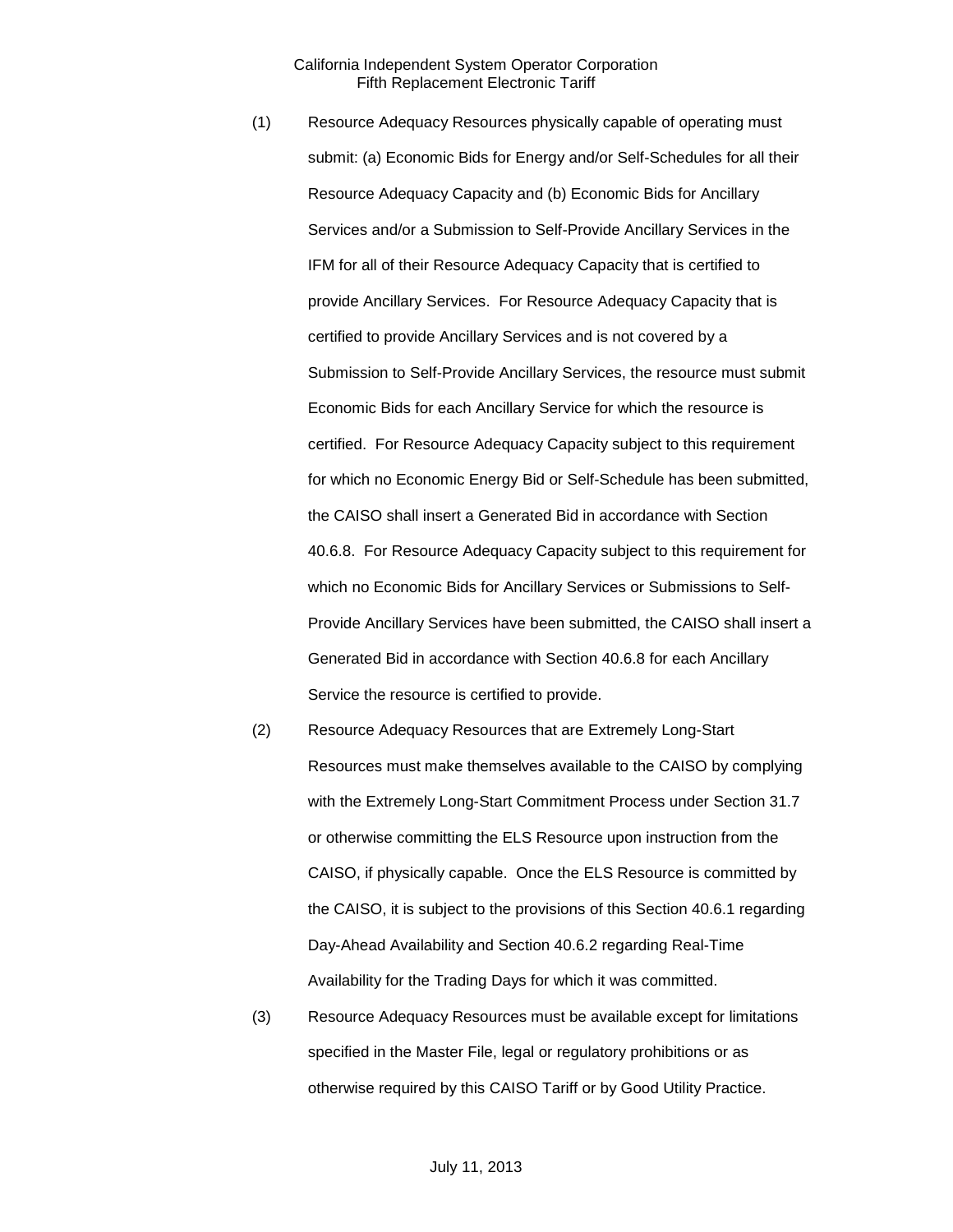(1) Resource Adequacy Resources physically capable of operating must submit: (a) Economic Bids for Energy and/or Self-Schedules for all their Resource Adequacy Capacity and (b) Economic Bids for Ancillary Services and/or a Submission to Self-Provide Ancillary Services in the IFM for all of their Resource Adequacy Capacity that is certified to provide Ancillary Services. For Resource Adequacy Capacity that is certified to provide Ancillary Services and is not covered by a Submission to Self-Provide Ancillary Services, the resource must submit Economic Bids for each Ancillary Service for which the resource is certified. For Resource Adequacy Capacity subject to this requirement for which no Economic Energy Bid or Self-Schedule has been submitted, the CAISO shall insert a Generated Bid in accordance with Section 40.6.8. For Resource Adequacy Capacity subject to this requirement for which no Economic Bids for Ancillary Services or Submissions to Self-Provide Ancillary Services have been submitted, the CAISO shall insert a Generated Bid in accordance with Section 40.6.8 for each Ancillary Service the resource is certified to provide.

(2) Resource Adequacy Resources that are Extremely Long-Start Resources must make themselves available to the CAISO by complying with the Extremely Long-Start Commitment Process under Section 31.7 or otherwise committing the ELS Resource upon instruction from the CAISO, if physically capable. Once the ELS Resource is committed by the CAISO, it is subject to the provisions of this Section 40.6.1 regarding Day-Ahead Availability and Section 40.6.2 regarding Real-Time Availability for the Trading Days for which it was committed.

(3) Resource Adequacy Resources must be available except for limitations specified in the Master File, legal or regulatory prohibitions or as otherwise required by this CAISO Tariff or by Good Utility Practice.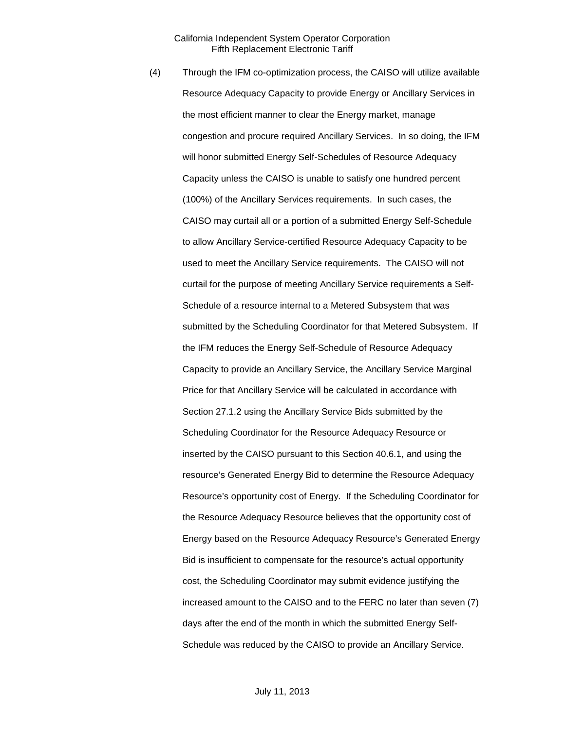(4) Through the IFM co-optimization process, the CAISO will utilize available Resource Adequacy Capacity to provide Energy or Ancillary Services in the most efficient manner to clear the Energy market, manage congestion and procure required Ancillary Services. In so doing, the IFM will honor submitted Energy Self-Schedules of Resource Adequacy Capacity unless the CAISO is unable to satisfy one hundred percent (100%) of the Ancillary Services requirements. In such cases, the CAISO may curtail all or a portion of a submitted Energy Self-Schedule to allow Ancillary Service-certified Resource Adequacy Capacity to be used to meet the Ancillary Service requirements. The CAISO will not curtail for the purpose of meeting Ancillary Service requirements a Self-Schedule of a resource internal to a Metered Subsystem that was submitted by the Scheduling Coordinator for that Metered Subsystem. If the IFM reduces the Energy Self-Schedule of Resource Adequacy Capacity to provide an Ancillary Service, the Ancillary Service Marginal Price for that Ancillary Service will be calculated in accordance with Section 27.1.2 using the Ancillary Service Bids submitted by the Scheduling Coordinator for the Resource Adequacy Resource or inserted by the CAISO pursuant to this Section 40.6.1, and using the resource's Generated Energy Bid to determine the Resource Adequacy Resource's opportunity cost of Energy. If the Scheduling Coordinator for the Resource Adequacy Resource believes that the opportunity cost of Energy based on the Resource Adequacy Resource's Generated Energy Bid is insufficient to compensate for the resource's actual opportunity cost, the Scheduling Coordinator may submit evidence justifying the increased amount to the CAISO and to the FERC no later than seven (7) days after the end of the month in which the submitted Energy Self-Schedule was reduced by the CAISO to provide an Ancillary Service.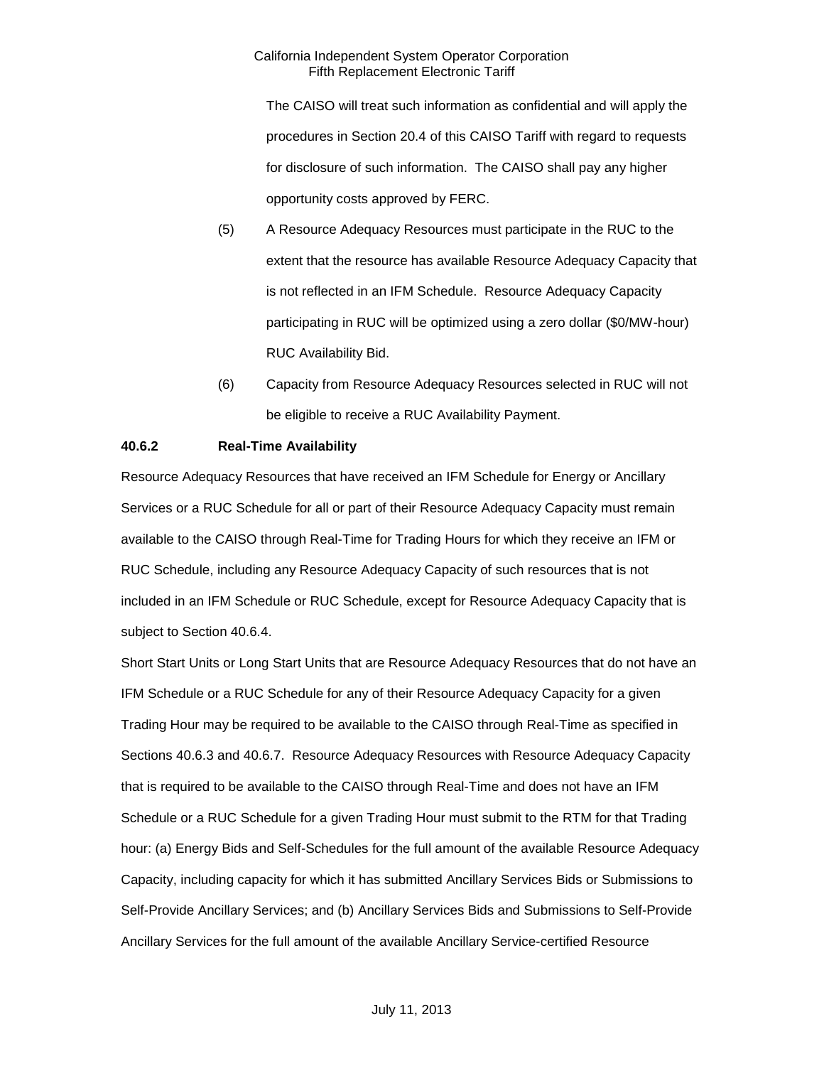The CAISO will treat such information as confidential and will apply the procedures in Section 20.4 of this CAISO Tariff with regard to requests for disclosure of such information. The CAISO shall pay any higher opportunity costs approved by FERC.

(5) A Resource Adequacy Resources must participate in the RUC to the extent that the resource has available Resource Adequacy Capacity that is not reflected in an IFM Schedule. Resource Adequacy Capacity participating in RUC will be optimized using a zero dollar ($0/MW-hour) RUC Availability Bid.

(6) Capacity from Resource Adequacy Resources selected in RUC will not be eligible to receive a RUC Availability Payment.

**40.6.2 Real-Time Availability**

Resource Adequacy Resources that have received an IFM Schedule for Energy or Ancillary Services or a RUC Schedule for all or part of their Resource Adequacy Capacity must remain available to the CAISO through Real-Time for Trading Hours for which they receive an IFM or RUC Schedule, including any Resource Adequacy Capacity of such resources that is not included in an IFM Schedule or RUC Schedule, except for Resource Adequacy Capacity that is subject to Section 40.6.4.

Short Start Units or Long Start Units that are Resource Adequacy Resources that do not have an IFM Schedule or a RUC Schedule for any of their Resource Adequacy Capacity for a given Trading Hour may be required to be available to the CAISO through Real-Time as specified in Sections 40.6.3 and 40.6.7. Resource Adequacy Resources with Resource Adequacy Capacity that is required to be available to the CAISO through Real-Time and does not have an IFM Schedule or a RUC Schedule for a given Trading Hour must submit to the RTM for that Trading hour: (a) Energy Bids and Self-Schedules for the full amount of the available Resource Adequacy Capacity, including capacity for which it has submitted Ancillary Services Bids or Submissions to Self-Provide Ancillary Services; and (b) Ancillary Services Bids and Submissions to Self-Provide Ancillary Services for the full amount of the available Ancillary Service-certified Resource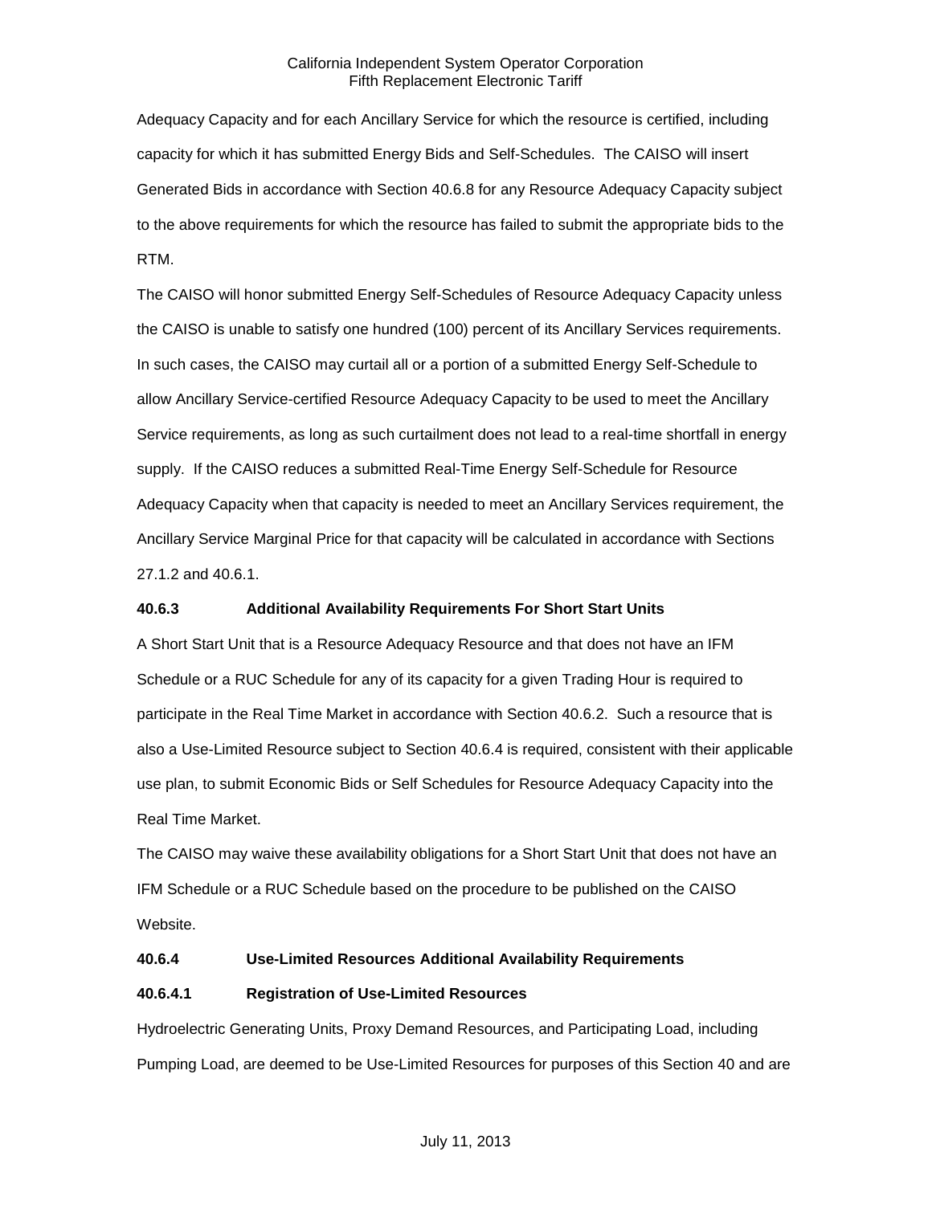Adequacy Capacity and for each Ancillary Service for which the resource is certified, including capacity for which it has submitted Energy Bids and Self-Schedules. The CAISO will insert Generated Bids in accordance with Section 40.6.8 for any Resource Adequacy Capacity subject to the above requirements for which the resource has failed to submit the appropriate bids to the RTM.

The CAISO will honor submitted Energy Self-Schedules of Resource Adequacy Capacity unless the CAISO is unable to satisfy one hundred (100) percent of its Ancillary Services requirements. In such cases, the CAISO may curtail all or a portion of a submitted Energy Self-Schedule to allow Ancillary Service-certified Resource Adequacy Capacity to be used to meet the Ancillary Service requirements, as long as such curtailment does not lead to a real-time shortfall in energy supply. If the CAISO reduces a submitted Real-Time Energy Self-Schedule for Resource Adequacy Capacity when that capacity is needed to meet an Ancillary Services requirement, the Ancillary Service Marginal Price for that capacity will be calculated in accordance with Sections 27.1.2 and 40.6.1.

**40.6.3 Additional Availability Requirements For Short Start Units**

A Short Start Unit that is a Resource Adequacy Resource and that does not have an IFM Schedule or a RUC Schedule for any of its capacity for a given Trading Hour is required to participate in the Real Time Market in accordance with Section 40.6.2. Such a resource that is also a Use-Limited Resource subject to Section 40.6.4 is required, consistent with their applicable use plan, to submit Economic Bids or Self Schedules for Resource Adequacy Capacity into the Real Time Market.

The CAISO may waive these availability obligations for a Short Start Unit that does not have an IFM Schedule or a RUC Schedule based on the procedure to be published on the CAISO Website.

**40.6.4 Use-Limited Resources Additional Availability Requirements**

**40.6.4.1 Registration of Use-Limited Resources**

Hydroelectric Generating Units, Proxy Demand Resources, and Participating Load, including Pumping Load, are deemed to be Use-Limited Resources for purposes of this Section 40 and are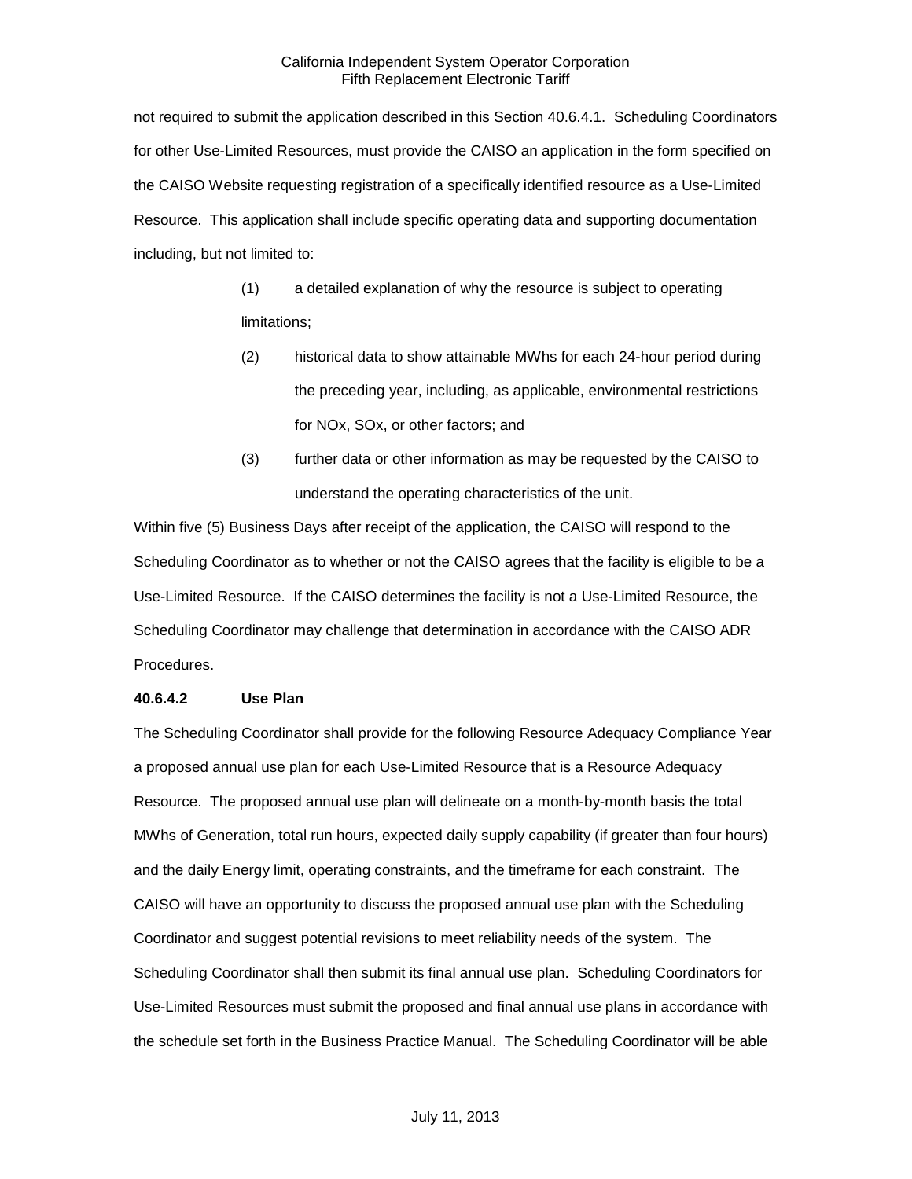not required to submit the application described in this Section 40.6.4.1. Scheduling Coordinators for other Use-Limited Resources, must provide the CAISO an application in the form specified on the CAISO Website requesting registration of a specifically identified resource as a Use-Limited Resource. This application shall include specific operating data and supporting documentation including, but not limited to:

(1) a detailed explanation of why the resource is subject to operating limitations;

(2) historical data to show attainable MWhs for each 24-hour period during the preceding year, including, as applicable, environmental restrictions for NOx, SOx, or other factors; and

(3) further data or other information as may be requested by the CAISO to understand the operating characteristics of the unit.

Within five (5) Business Days after receipt of the application, the CAISO will respond to the Scheduling Coordinator as to whether or not the CAISO agrees that the facility is eligible to be a Use-Limited Resource. If the CAISO determines the facility is not a Use-Limited Resource, the Scheduling Coordinator may challenge that determination in accordance with the CAISO ADR Procedures.

**40.6.4.2 Use Plan**

The Scheduling Coordinator shall provide for the following Resource Adequacy Compliance Year a proposed annual use plan for each Use-Limited Resource that is a Resource Adequacy Resource. The proposed annual use plan will delineate on a month-by-month basis the total MWhs of Generation, total run hours, expected daily supply capability (if greater than four hours) and the daily Energy limit, operating constraints, and the timeframe for each constraint. The CAISO will have an opportunity to discuss the proposed annual use plan with the Scheduling Coordinator and suggest potential revisions to meet reliability needs of the system. The Scheduling Coordinator shall then submit its final annual use plan. Scheduling Coordinators for Use-Limited Resources must submit the proposed and final annual use plans in accordance with the schedule set forth in the Business Practice Manual. The Scheduling Coordinator will be able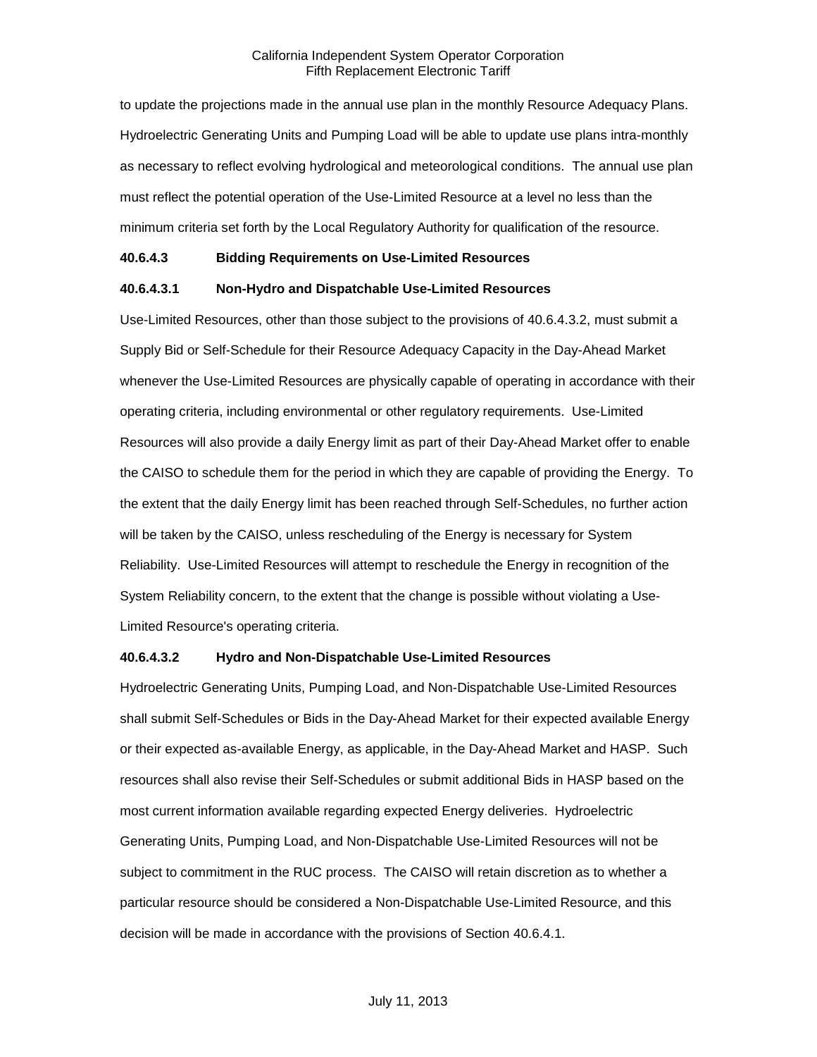to update the projections made in the annual use plan in the monthly Resource Adequacy Plans. Hydroelectric Generating Units and Pumping Load will be able to update use plans intra-monthly as necessary to reflect evolving hydrological and meteorological conditions. The annual use plan must reflect the potential operation of the Use-Limited Resource at a level no less than the minimum criteria set forth by the Local Regulatory Authority for qualification of the resource.

**40.6.4.3 Bidding Requirements on Use-Limited Resources**

**40.6.4.3.1 Non-Hydro and Dispatchable Use-Limited Resources**

Use-Limited Resources, other than those subject to the provisions of 40.6.4.3.2, must submit a Supply Bid or Self-Schedule for their Resource Adequacy Capacity in the Day-Ahead Market whenever the Use-Limited Resources are physically capable of operating in accordance with their operating criteria, including environmental or other regulatory requirements. Use-Limited Resources will also provide a daily Energy limit as part of their Day-Ahead Market offer to enable the CAISO to schedule them for the period in which they are capable of providing the Energy. To the extent that the daily Energy limit has been reached through Self-Schedules, no further action will be taken by the CAISO, unless rescheduling of the Energy is necessary for System Reliability. Use-Limited Resources will attempt to reschedule the Energy in recognition of the System Reliability concern, to the extent that the change is possible without violating a Use-Limited Resource's operating criteria.

**40.6.4.3.2 Hydro and Non-Dispatchable Use-Limited Resources**

Hydroelectric Generating Units, Pumping Load, and Non-Dispatchable Use-Limited Resources shall submit Self-Schedules or Bids in the Day-Ahead Market for their expected available Energy or their expected as-available Energy, as applicable, in the Day-Ahead Market and HASP. Such resources shall also revise their Self-Schedules or submit additional Bids in HASP based on the most current information available regarding expected Energy deliveries. Hydroelectric Generating Units, Pumping Load, and Non-Dispatchable Use-Limited Resources will not be subject to commitment in the RUC process. The CAISO will retain discretion as to whether a particular resource should be considered a Non-Dispatchable Use-Limited Resource, and this decision will be made in accordance with the provisions of Section 40.6.4.1.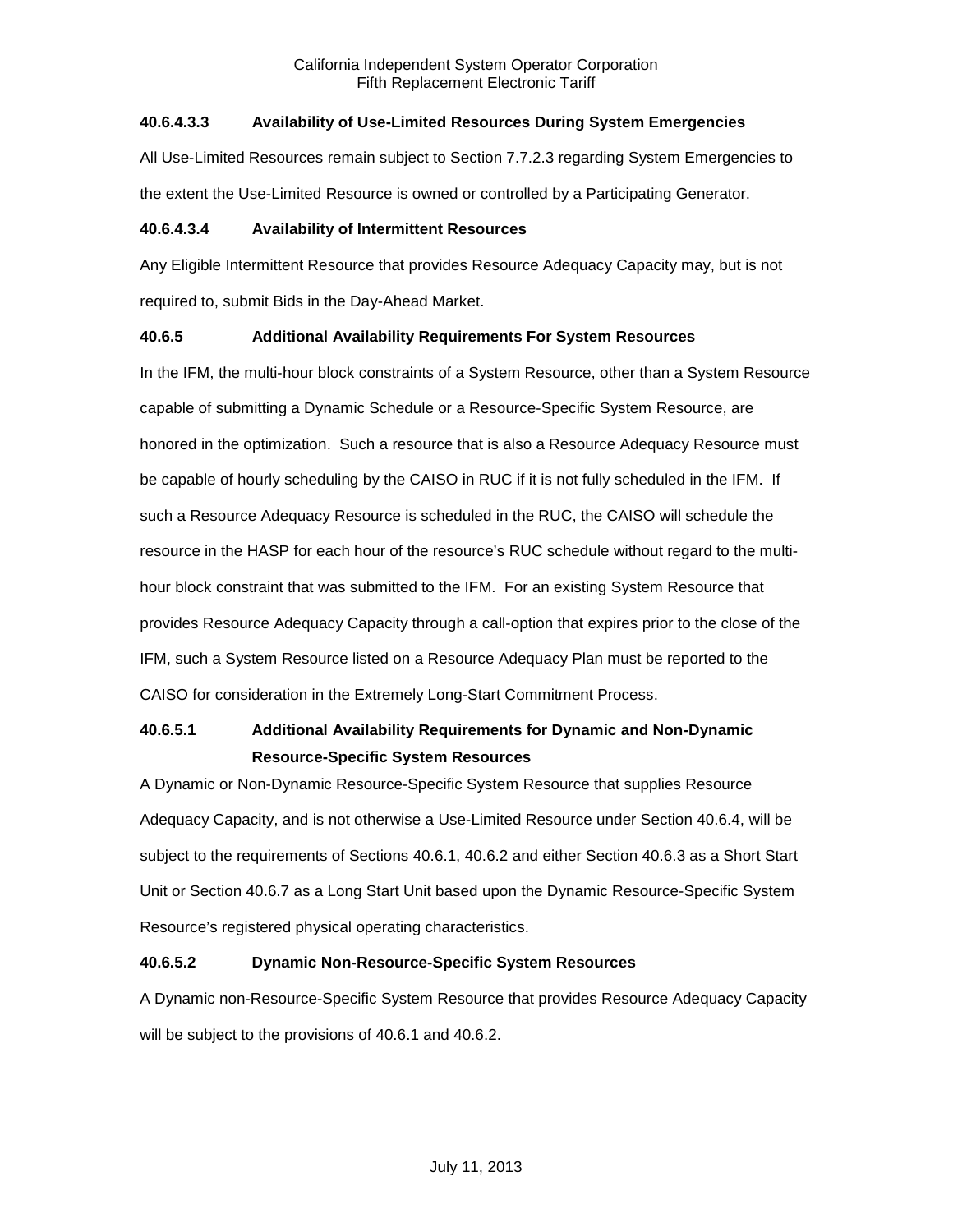#### 40.6.4.3.3 Availability of Use-Limited Resources During System Emergencies

All Use-Limited Resources remain subject to Section 7.7.2.3 regarding System Emergencies to the extent the Use-Limited Resource is owned or controlled by a Participating Generator.

#### 40.6.4.3.4 Availability of Intermittent Resources

Any Eligible Intermittent Resource that provides Resource Adequacy Capacity may, but is not required to, submit Bids in the Day-Ahead Market.

### 40.6.5 Additional Availability Requirements For System Resources

In the IFM, the multi-hour block constraints of a System Resource, other than a System Resource capable of submitting a Dynamic Schedule or a Resource-Specific System Resource, are honored in the optimization. Such a resource that is also a Resource Adequacy Resource must be capable of hourly scheduling by the CAISO in RUC if it is not fully scheduled in the IFM. If such a Resource Adequacy Resource is scheduled in the RUC, the CAISO will schedule the resource in the HASP for each hour of the resource's RUC schedule without regard to the multi-hour block constraint that was submitted to the IFM. For an existing System Resource that provides Resource Adequacy Capacity through a call-option that expires prior to the close of the IFM, such a System Resource listed on a Resource Adequacy Plan must be reported to the CAISO for consideration in the Extremely Long-Start Commitment Process.

#### 40.6.5.1 Additional Availability Requirements for Dynamic and Non-Dynamic Resource-Specific System Resources

A Dynamic or Non-Dynamic Resource-Specific System Resource that supplies Resource Adequacy Capacity, and is not otherwise a Use-Limited Resource under Section 40.6.4, will be subject to the requirements of Sections 40.6.1, 40.6.2 and either Section 40.6.3 as a Short Start Unit or Section 40.6.7 as a Long Start Unit based upon the Dynamic Resource-Specific System Resource's registered physical operating characteristics.

#### 40.6.5.2 Dynamic Non-Resource-Specific System Resources

A Dynamic non-Resource-Specific System Resource that provides Resource Adequacy Capacity will be subject to the provisions of 40.6.1 and 40.6.2.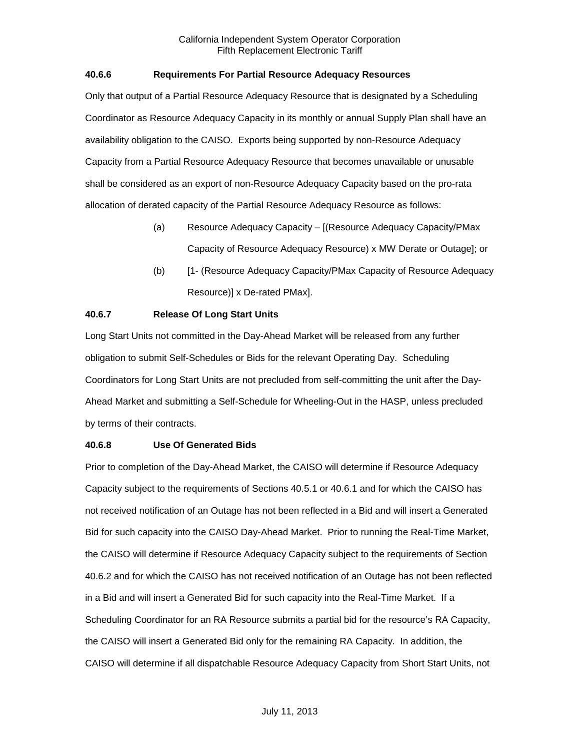### 40.6.6 Requirements For Partial Resource Adequacy Resources

Only that output of a Partial Resource Adequacy Resource that is designated by a Scheduling Coordinator as Resource Adequacy Capacity in its monthly or annual Supply Plan shall have an availability obligation to the CAISO. Exports being supported by non-Resource Adequacy Capacity from a Partial Resource Adequacy Resource that becomes unavailable or unusable shall be considered as an export of non-Resource Adequacy Capacity based on the pro-rata allocation of derated capacity of the Partial Resource Adequacy Resource as follows:

(a) Resource Adequacy Capacity – [(Resource Adequacy Capacity/PMax Capacity of Resource Adequacy Resource) x MW Derate or Outage]; or

(b) [1- (Resource Adequacy Capacity/PMax Capacity of Resource Adequacy Resource)] x De-rated PMax].

### 40.6.7 Release Of Long Start Units

Long Start Units not committed in the Day-Ahead Market will be released from any further obligation to submit Self-Schedules or Bids for the relevant Operating Day. Scheduling Coordinators for Long Start Units are not precluded from self-committing the unit after the Day-Ahead Market and submitting a Self-Schedule for Wheeling-Out in the HASP, unless precluded by terms of their contracts.

### 40.6.8 Use Of Generated Bids

Prior to completion of the Day-Ahead Market, the CAISO will determine if Resource Adequacy Capacity subject to the requirements of Sections 40.5.1 or 40.6.1 and for which the CAISO has not received notification of an Outage has not been reflected in a Bid and will insert a Generated Bid for such capacity into the CAISO Day-Ahead Market. Prior to running the Real-Time Market, the CAISO will determine if Resource Adequacy Capacity subject to the requirements of Section 40.6.2 and for which the CAISO has not received notification of an Outage has not been reflected in a Bid and will insert a Generated Bid for such capacity into the Real-Time Market. If a Scheduling Coordinator for an RA Resource submits a partial bid for the resource's RA Capacity, the CAISO will insert a Generated Bid only for the remaining RA Capacity. In addition, the CAISO will determine if all dispatchable Resource Adequacy Capacity from Short Start Units, not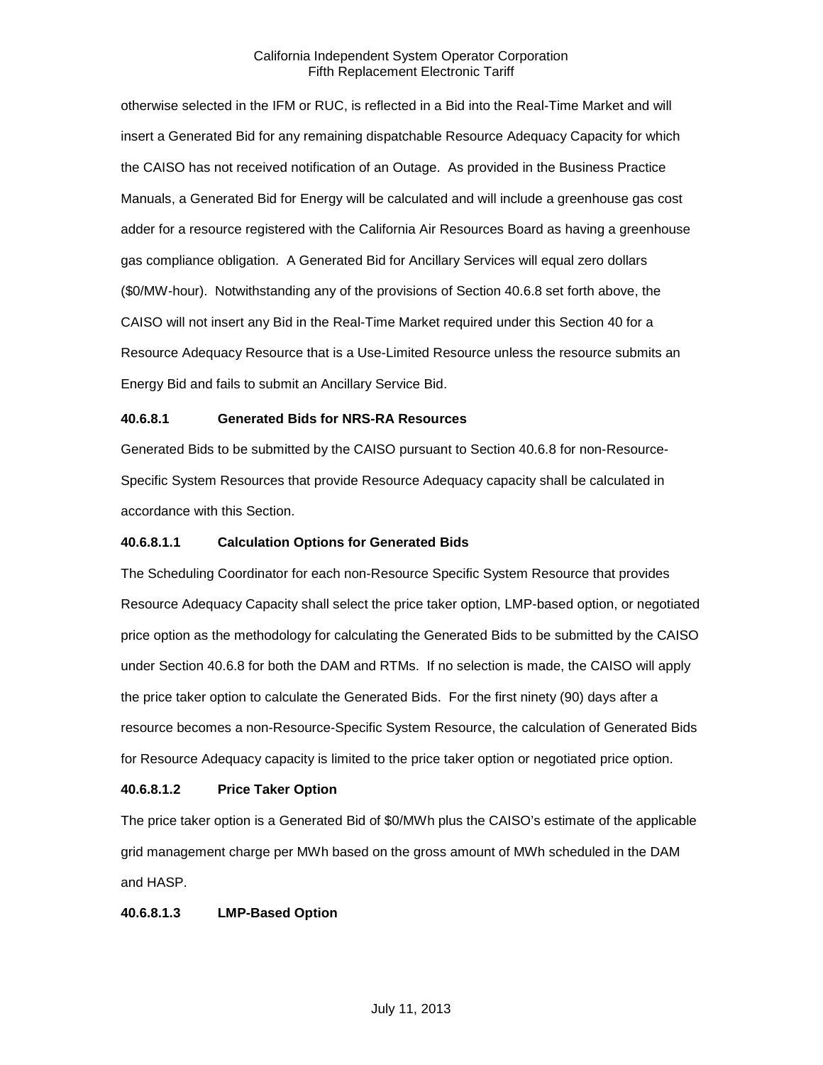otherwise selected in the IFM or RUC, is reflected in a Bid into the Real-Time Market and will insert a Generated Bid for any remaining dispatchable Resource Adequacy Capacity for which the CAISO has not received notification of an Outage. As provided in the Business Practice Manuals, a Generated Bid for Energy will be calculated and will include a greenhouse gas cost adder for a resource registered with the California Air Resources Board as having a greenhouse gas compliance obligation. A Generated Bid for Ancillary Services will equal zero dollars ($0/MW-hour). Notwithstanding any of the provisions of Section 40.6.8 set forth above, the CAISO will not insert any Bid in the Real-Time Market required under this Section 40 for a Resource Adequacy Resource that is a Use-Limited Resource unless the resource submits an Energy Bid and fails to submit an Ancillary Service Bid.

**40.6.8.1 Generated Bids for NRS-RA Resources**

Generated Bids to be submitted by the CAISO pursuant to Section 40.6.8 for non-Resource-Specific System Resources that provide Resource Adequacy capacity shall be calculated in accordance with this Section.

**40.6.8.1.1 Calculation Options for Generated Bids**

The Scheduling Coordinator for each non-Resource Specific System Resource that provides Resource Adequacy Capacity shall select the price taker option, LMP-based option, or negotiated price option as the methodology for calculating the Generated Bids to be submitted by the CAISO under Section 40.6.8 for both the DAM and RTMs. If no selection is made, the CAISO will apply the price taker option to calculate the Generated Bids. For the first ninety (90) days after a resource becomes a non-Resource-Specific System Resource, the calculation of Generated Bids for Resource Adequacy capacity is limited to the price taker option or negotiated price option.

**40.6.8.1.2 Price Taker Option**

The price taker option is a Generated Bid of $0/MWh plus the CAISO's estimate of the applicable grid management charge per MWh based on the gross amount of MWh scheduled in the DAM and HASP.

**40.6.8.1.3 LMP-Based Option**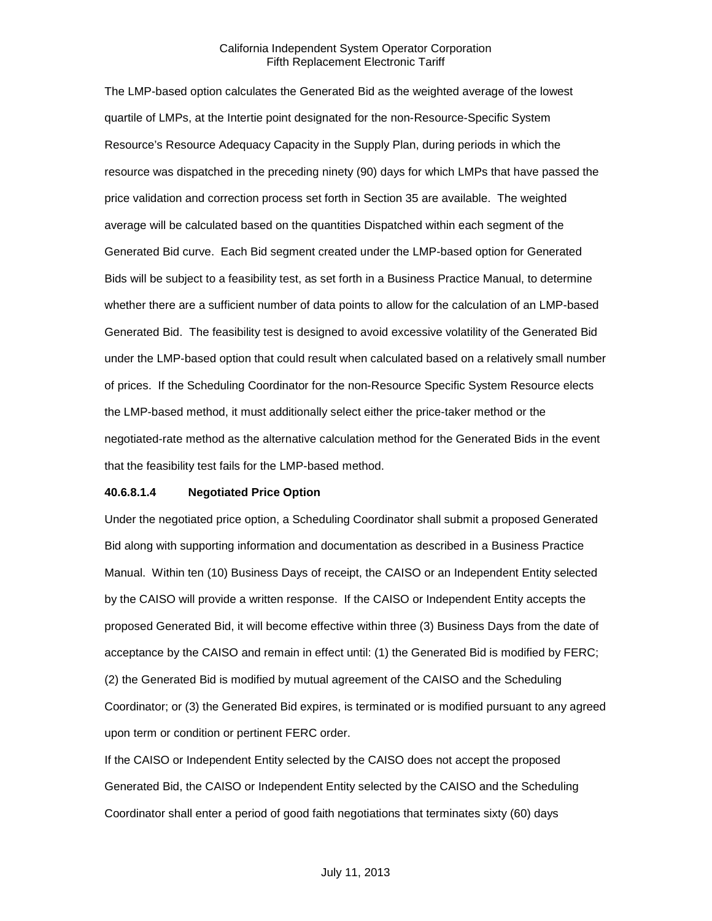The LMP-based option calculates the Generated Bid as the weighted average of the lowest quartile of LMPs, at the Intertie point designated for the non-Resource-Specific System Resource's Resource Adequacy Capacity in the Supply Plan, during periods in which the resource was dispatched in the preceding ninety (90) days for which LMPs that have passed the price validation and correction process set forth in Section 35 are available. The weighted average will be calculated based on the quantities Dispatched within each segment of the Generated Bid curve. Each Bid segment created under the LMP-based option for Generated Bids will be subject to a feasibility test, as set forth in a Business Practice Manual, to determine whether there are a sufficient number of data points to allow for the calculation of an LMP-based Generated Bid. The feasibility test is designed to avoid excessive volatility of the Generated Bid under the LMP-based option that could result when calculated based on a relatively small number of prices. If the Scheduling Coordinator for the non-Resource Specific System Resource elects the LMP-based method, it must additionally select either the price-taker method or the negotiated-rate method as the alternative calculation method for the Generated Bids in the event that the feasibility test fails for the LMP-based method.

**40.6.8.1.4 Negotiated Price Option**

Under the negotiated price option, a Scheduling Coordinator shall submit a proposed Generated Bid along with supporting information and documentation as described in a Business Practice Manual. Within ten (10) Business Days of receipt, the CAISO or an Independent Entity selected by the CAISO will provide a written response. If the CAISO or Independent Entity accepts the proposed Generated Bid, it will become effective within three (3) Business Days from the date of acceptance by the CAISO and remain in effect until: (1) the Generated Bid is modified by FERC; (2) the Generated Bid is modified by mutual agreement of the CAISO and the Scheduling Coordinator; or (3) the Generated Bid expires, is terminated or is modified pursuant to any agreed upon term or condition or pertinent FERC order.

If the CAISO or Independent Entity selected by the CAISO does not accept the proposed Generated Bid, the CAISO or Independent Entity selected by the CAISO and the Scheduling Coordinator shall enter a period of good faith negotiations that terminates sixty (60) days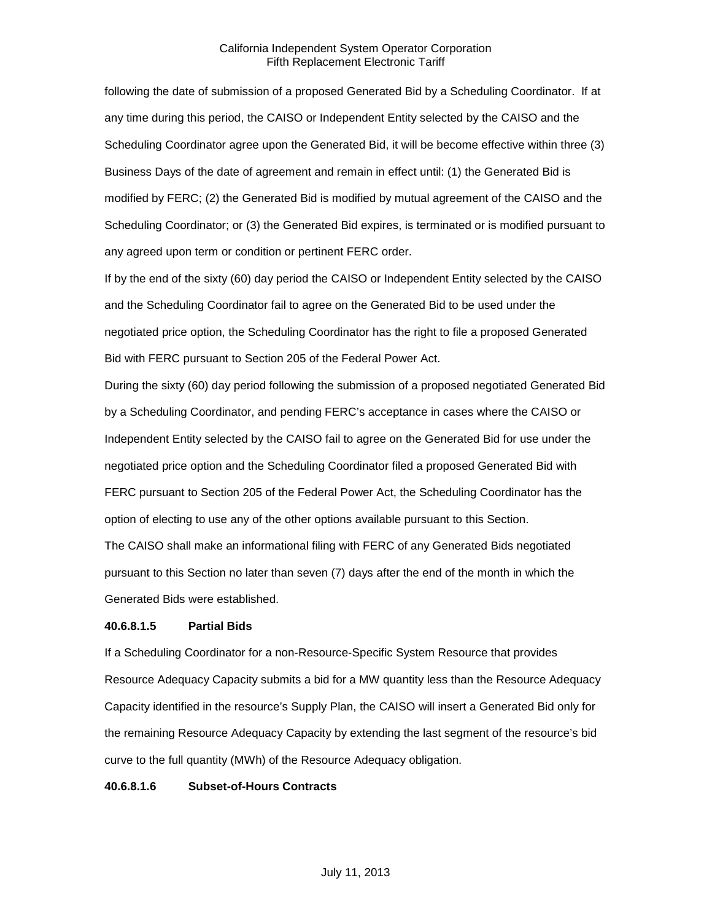following the date of submission of a proposed Generated Bid by a Scheduling Coordinator. If at any time during this period, the CAISO or Independent Entity selected by the CAISO and the Scheduling Coordinator agree upon the Generated Bid, it will be become effective within three (3) Business Days of the date of agreement and remain in effect until: (1) the Generated Bid is modified by FERC; (2) the Generated Bid is modified by mutual agreement of the CAISO and the Scheduling Coordinator; or (3) the Generated Bid expires, is terminated or is modified pursuant to any agreed upon term or condition or pertinent FERC order.

If by the end of the sixty (60) day period the CAISO or Independent Entity selected by the CAISO and the Scheduling Coordinator fail to agree on the Generated Bid to be used under the negotiated price option, the Scheduling Coordinator has the right to file a proposed Generated Bid with FERC pursuant to Section 205 of the Federal Power Act.

During the sixty (60) day period following the submission of a proposed negotiated Generated Bid by a Scheduling Coordinator, and pending FERC's acceptance in cases where the CAISO or Independent Entity selected by the CAISO fail to agree on the Generated Bid for use under the negotiated price option and the Scheduling Coordinator filed a proposed Generated Bid with FERC pursuant to Section 205 of the Federal Power Act, the Scheduling Coordinator has the option of electing to use any of the other options available pursuant to this Section.

The CAISO shall make an informational filing with FERC of any Generated Bids negotiated pursuant to this Section no later than seven (7) days after the end of the month in which the Generated Bids were established.

**40.6.8.1.5 Partial Bids**

If a Scheduling Coordinator for a non-Resource-Specific System Resource that provides Resource Adequacy Capacity submits a bid for a MW quantity less than the Resource Adequacy Capacity identified in the resource's Supply Plan, the CAISO will insert a Generated Bid only for the remaining Resource Adequacy Capacity by extending the last segment of the resource's bid curve to the full quantity (MWh) of the Resource Adequacy obligation.

**40.6.8.1.6 Subset-of-Hours Contracts**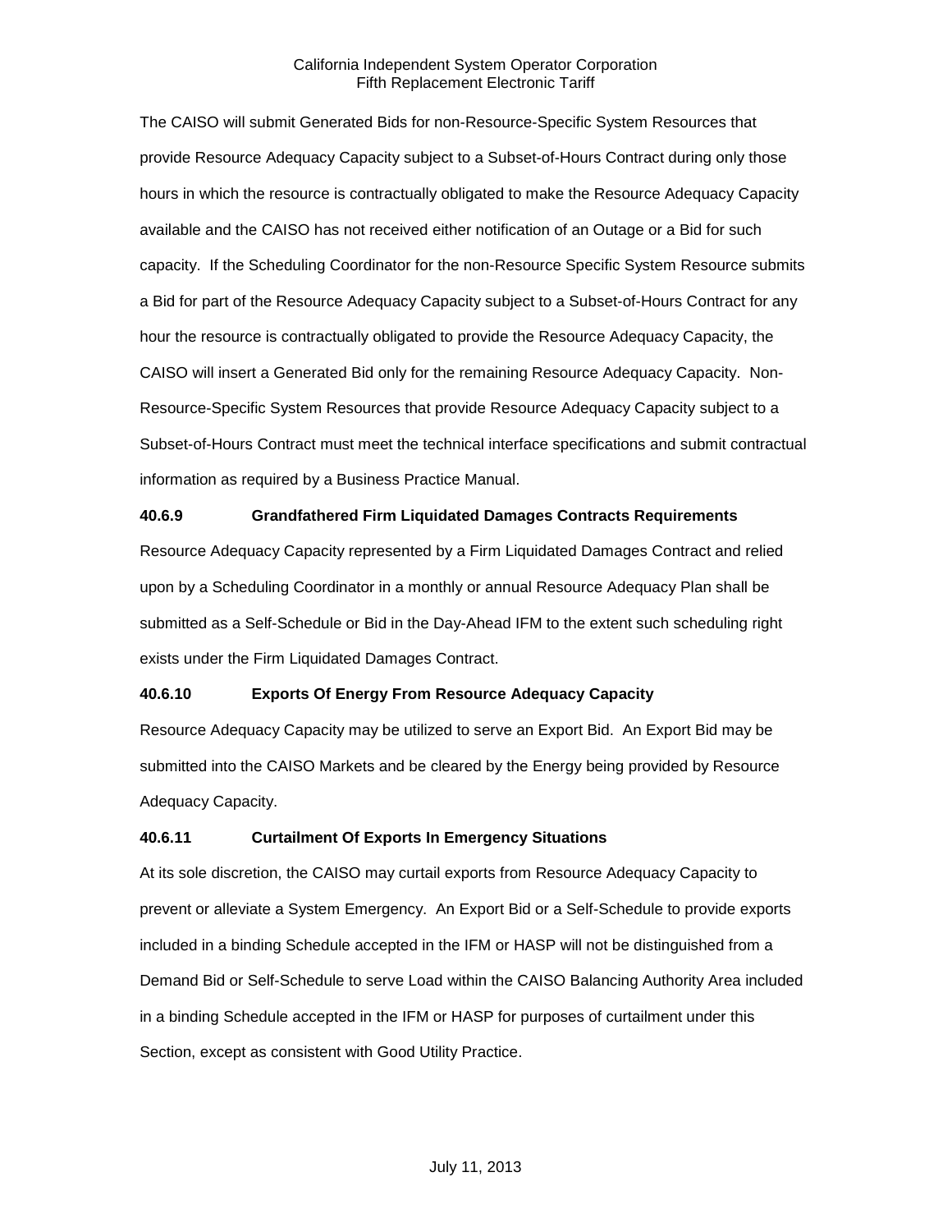The CAISO will submit Generated Bids for non-Resource-Specific System Resources that provide Resource Adequacy Capacity subject to a Subset-of-Hours Contract during only those hours in which the resource is contractually obligated to make the Resource Adequacy Capacity available and the CAISO has not received either notification of an Outage or a Bid for such capacity. If the Scheduling Coordinator for the non-Resource Specific System Resource submits a Bid for part of the Resource Adequacy Capacity subject to a Subset-of-Hours Contract for any hour the resource is contractually obligated to provide the Resource Adequacy Capacity, the CAISO will insert a Generated Bid only for the remaining Resource Adequacy Capacity. Non-Resource-Specific System Resources that provide Resource Adequacy Capacity subject to a Subset-of-Hours Contract must meet the technical interface specifications and submit contractual information as required by a Business Practice Manual.

**40.6.9 Grandfathered Firm Liquidated Damages Contracts Requirements**

Resource Adequacy Capacity represented by a Firm Liquidated Damages Contract and relied upon by a Scheduling Coordinator in a monthly or annual Resource Adequacy Plan shall be submitted as a Self-Schedule or Bid in the Day-Ahead IFM to the extent such scheduling right exists under the Firm Liquidated Damages Contract.

**40.6.10 Exports Of Energy From Resource Adequacy Capacity**

Resource Adequacy Capacity may be utilized to serve an Export Bid. An Export Bid may be submitted into the CAISO Markets and be cleared by the Energy being provided by Resource Adequacy Capacity.

**40.6.11 Curtailment Of Exports In Emergency Situations**

At its sole discretion, the CAISO may curtail exports from Resource Adequacy Capacity to prevent or alleviate a System Emergency. An Export Bid or a Self-Schedule to provide exports included in a binding Schedule accepted in the IFM or HASP will not be distinguished from a Demand Bid or Self-Schedule to serve Load within the CAISO Balancing Authority Area included in a binding Schedule accepted in the IFM or HASP for purposes of curtailment under this Section, except as consistent with Good Utility Practice.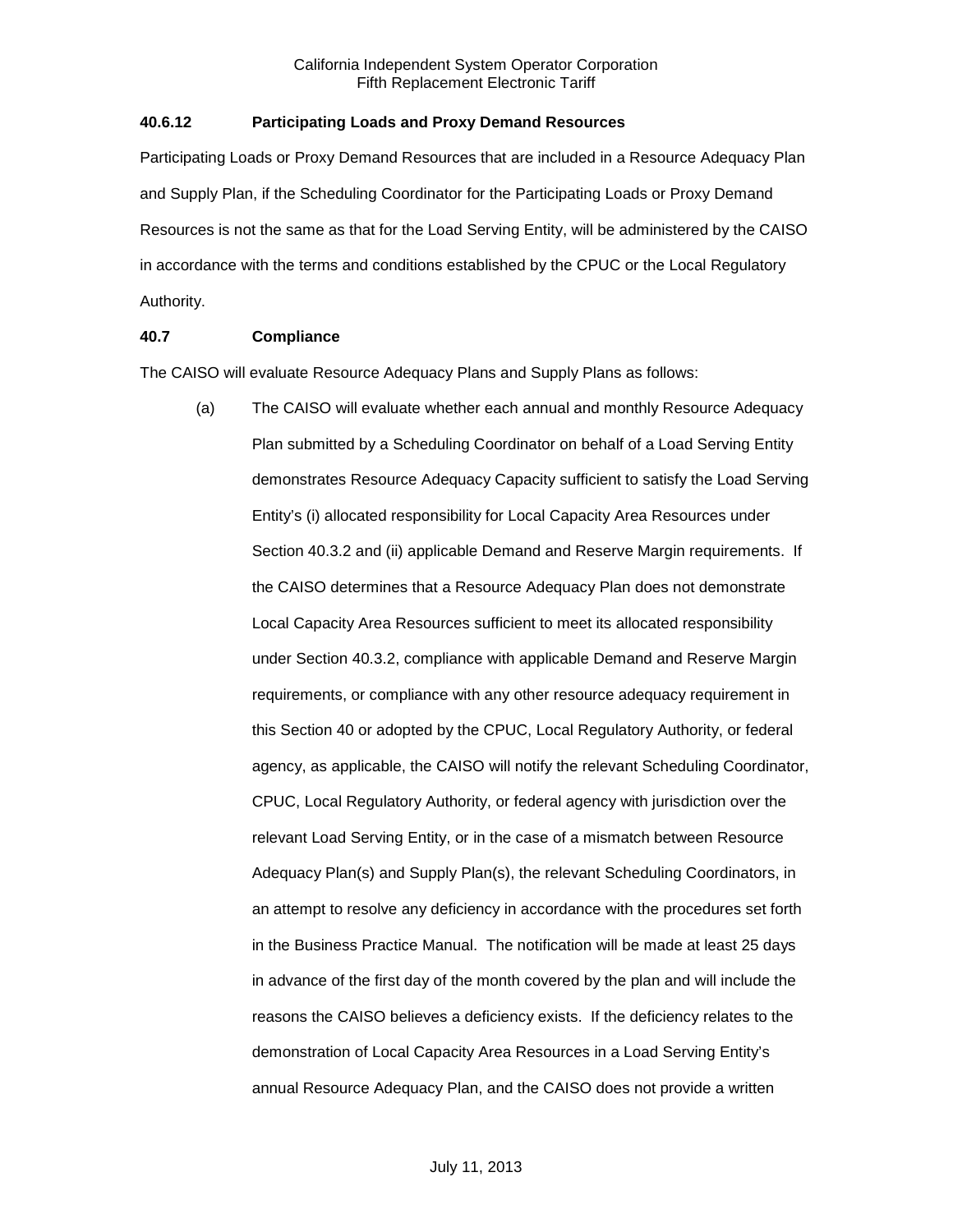### 40.6.12 Participating Loads and Proxy Demand Resources

Participating Loads or Proxy Demand Resources that are included in a Resource Adequacy Plan and Supply Plan, if the Scheduling Coordinator for the Participating Loads or Proxy Demand Resources is not the same as that for the Load Serving Entity, will be administered by the CAISO in accordance with the terms and conditions established by the CPUC or the Local Regulatory Authority.

### 40.7 Compliance

The CAISO will evaluate Resource Adequacy Plans and Supply Plans as follows:

(a) The CAISO will evaluate whether each annual and monthly Resource Adequacy Plan submitted by a Scheduling Coordinator on behalf of a Load Serving Entity demonstrates Resource Adequacy Capacity sufficient to satisfy the Load Serving Entity's (i) allocated responsibility for Local Capacity Area Resources under Section 40.3.2 and (ii) applicable Demand and Reserve Margin requirements. If the CAISO determines that a Resource Adequacy Plan does not demonstrate Local Capacity Area Resources sufficient to meet its allocated responsibility under Section 40.3.2, compliance with applicable Demand and Reserve Margin requirements, or compliance with any other resource adequacy requirement in this Section 40 or adopted by the CPUC, Local Regulatory Authority, or federal agency, as applicable, the CAISO will notify the relevant Scheduling Coordinator, CPUC, Local Regulatory Authority, or federal agency with jurisdiction over the relevant Load Serving Entity, or in the case of a mismatch between Resource Adequacy Plan(s) and Supply Plan(s), the relevant Scheduling Coordinators, in an attempt to resolve any deficiency in accordance with the procedures set forth in the Business Practice Manual. The notification will be made at least 25 days in advance of the first day of the month covered by the plan and will include the reasons the CAISO believes a deficiency exists. If the deficiency relates to the demonstration of Local Capacity Area Resources in a Load Serving Entity's annual Resource Adequacy Plan, and the CAISO does not provide a written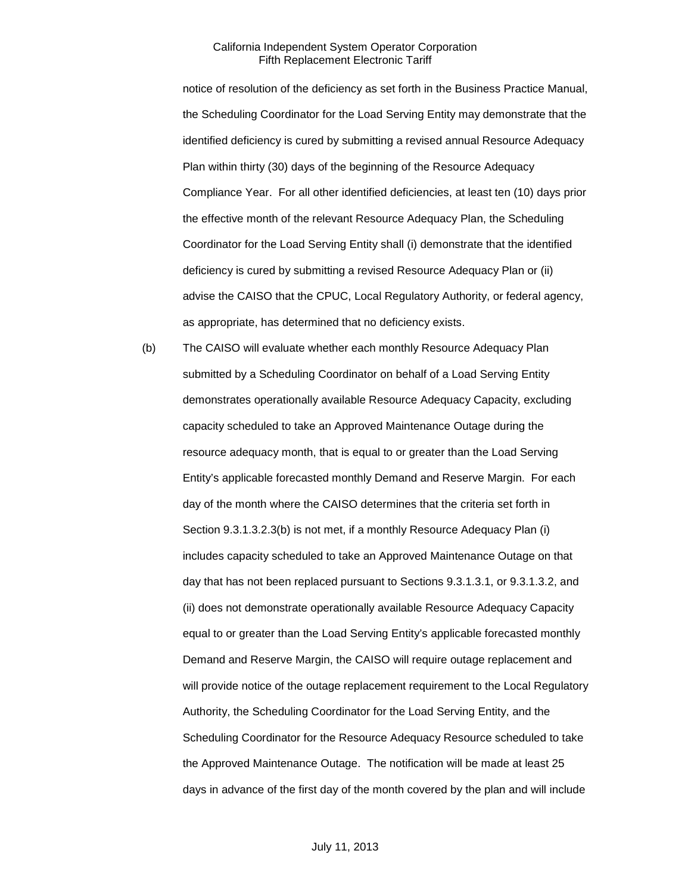notice of resolution of the deficiency as set forth in the Business Practice Manual, the Scheduling Coordinator for the Load Serving Entity may demonstrate that the identified deficiency is cured by submitting a revised annual Resource Adequacy Plan within thirty (30) days of the beginning of the Resource Adequacy Compliance Year. For all other identified deficiencies, at least ten (10) days prior the effective month of the relevant Resource Adequacy Plan, the Scheduling Coordinator for the Load Serving Entity shall (i) demonstrate that the identified deficiency is cured by submitting a revised Resource Adequacy Plan or (ii) advise the CAISO that the CPUC, Local Regulatory Authority, or federal agency, as appropriate, has determined that no deficiency exists.

(b) The CAISO will evaluate whether each monthly Resource Adequacy Plan submitted by a Scheduling Coordinator on behalf of a Load Serving Entity demonstrates operationally available Resource Adequacy Capacity, excluding capacity scheduled to take an Approved Maintenance Outage during the resource adequacy month, that is equal to or greater than the Load Serving Entity's applicable forecasted monthly Demand and Reserve Margin. For each day of the month where the CAISO determines that the criteria set forth in Section 9.3.1.3.2.3(b) is not met, if a monthly Resource Adequacy Plan (i) includes capacity scheduled to take an Approved Maintenance Outage on that day that has not been replaced pursuant to Sections 9.3.1.3.1, or 9.3.1.3.2, and (ii) does not demonstrate operationally available Resource Adequacy Capacity equal to or greater than the Load Serving Entity's applicable forecasted monthly Demand and Reserve Margin, the CAISO will require outage replacement and will provide notice of the outage replacement requirement to the Local Regulatory Authority, the Scheduling Coordinator for the Load Serving Entity, and the Scheduling Coordinator for the Resource Adequacy Resource scheduled to take the Approved Maintenance Outage. The notification will be made at least 25 days in advance of the first day of the month covered by the plan and will include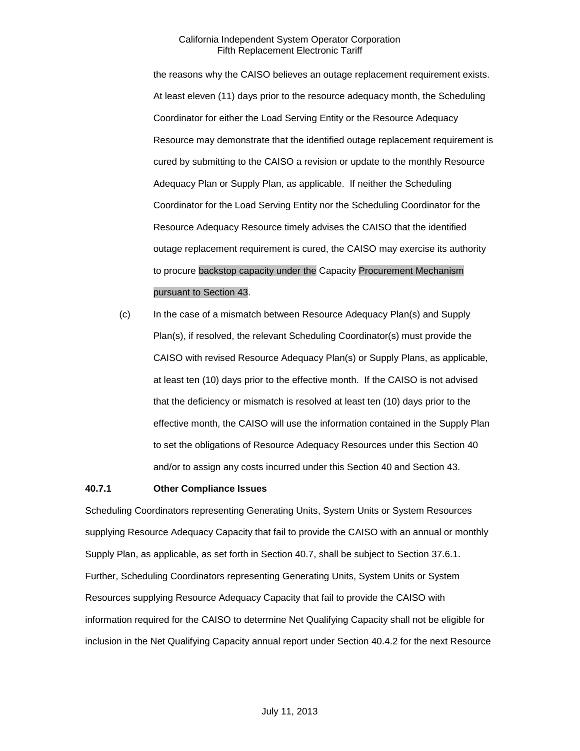the reasons why the CAISO believes an outage replacement requirement exists. At least eleven (11) days prior to the resource adequacy month, the Scheduling Coordinator for either the Load Serving Entity or the Resource Adequacy Resource may demonstrate that the identified outage replacement requirement is cured by submitting to the CAISO a revision or update to the monthly Resource Adequacy Plan or Supply Plan, as applicable. If neither the Scheduling Coordinator for the Load Serving Entity nor the Scheduling Coordinator for the Resource Adequacy Resource timely advises the CAISO that the identified outage replacement requirement is cured, the CAISO may exercise its authority to procure backstop capacity under the Capacity Procurement Mechanism pursuant to Section 43.

(c) In the case of a mismatch between Resource Adequacy Plan(s) and Supply Plan(s), if resolved, the relevant Scheduling Coordinator(s) must provide the CAISO with revised Resource Adequacy Plan(s) or Supply Plans, as applicable, at least ten (10) days prior to the effective month. If the CAISO is not advised that the deficiency or mismatch is resolved at least ten (10) days prior to the effective month, the CAISO will use the information contained in the Supply Plan to set the obligations of Resource Adequacy Resources under this Section 40 and/or to assign any costs incurred under this Section 40 and Section 43.

**40.7.1 Other Compliance Issues**

Scheduling Coordinators representing Generating Units, System Units or System Resources supplying Resource Adequacy Capacity that fail to provide the CAISO with an annual or monthly Supply Plan, as applicable, as set forth in Section 40.7, shall be subject to Section 37.6.1. Further, Scheduling Coordinators representing Generating Units, System Units or System Resources supplying Resource Adequacy Capacity that fail to provide the CAISO with information required for the CAISO to determine Net Qualifying Capacity shall not be eligible for inclusion in the Net Qualifying Capacity annual report under Section 40.4.2 for the next Resource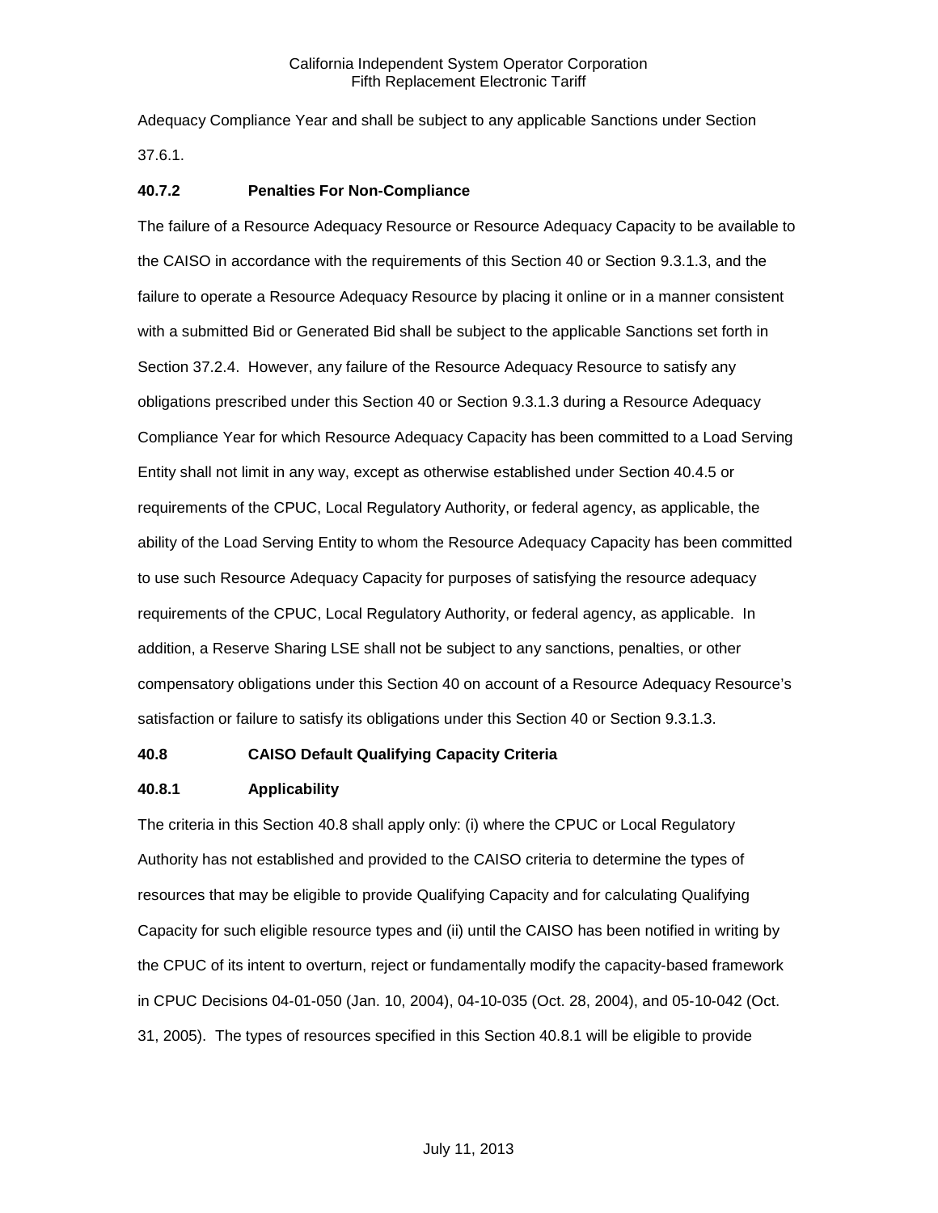Adequacy Compliance Year and shall be subject to any applicable Sanctions under Section 37.6.1.

### 40.7.2 Penalties For Non-Compliance

The failure of a Resource Adequacy Resource or Resource Adequacy Capacity to be available to the CAISO in accordance with the requirements of this Section 40 or Section 9.3.1.3, and the failure to operate a Resource Adequacy Resource by placing it online or in a manner consistent with a submitted Bid or Generated Bid shall be subject to the applicable Sanctions set forth in Section 37.2.4. However, any failure of the Resource Adequacy Resource to satisfy any obligations prescribed under this Section 40 or Section 9.3.1.3 during a Resource Adequacy Compliance Year for which Resource Adequacy Capacity has been committed to a Load Serving Entity shall not limit in any way, except as otherwise established under Section 40.4.5 or requirements of the CPUC, Local Regulatory Authority, or federal agency, as applicable, the ability of the Load Serving Entity to whom the Resource Adequacy Capacity has been committed to use such Resource Adequacy Capacity for purposes of satisfying the resource adequacy requirements of the CPUC, Local Regulatory Authority, or federal agency, as applicable. In addition, a Reserve Sharing LSE shall not be subject to any sanctions, penalties, or other compensatory obligations under this Section 40 on account of a Resource Adequacy Resource's satisfaction or failure to satisfy its obligations under this Section 40 or Section 9.3.1.3.

## 40.8 CAISO Default Qualifying Capacity Criteria

### 40.8.1 Applicability

The criteria in this Section 40.8 shall apply only: (i) where the CPUC or Local Regulatory Authority has not established and provided to the CAISO criteria to determine the types of resources that may be eligible to provide Qualifying Capacity and for calculating Qualifying Capacity for such eligible resource types and (ii) until the CAISO has been notified in writing by the CPUC of its intent to overturn, reject or fundamentally modify the capacity-based framework in CPUC Decisions 04-01-050 (Jan. 10, 2004), 04-10-035 (Oct. 28, 2004), and 05-10-042 (Oct. 31, 2005). The types of resources specified in this Section 40.8.1 will be eligible to provide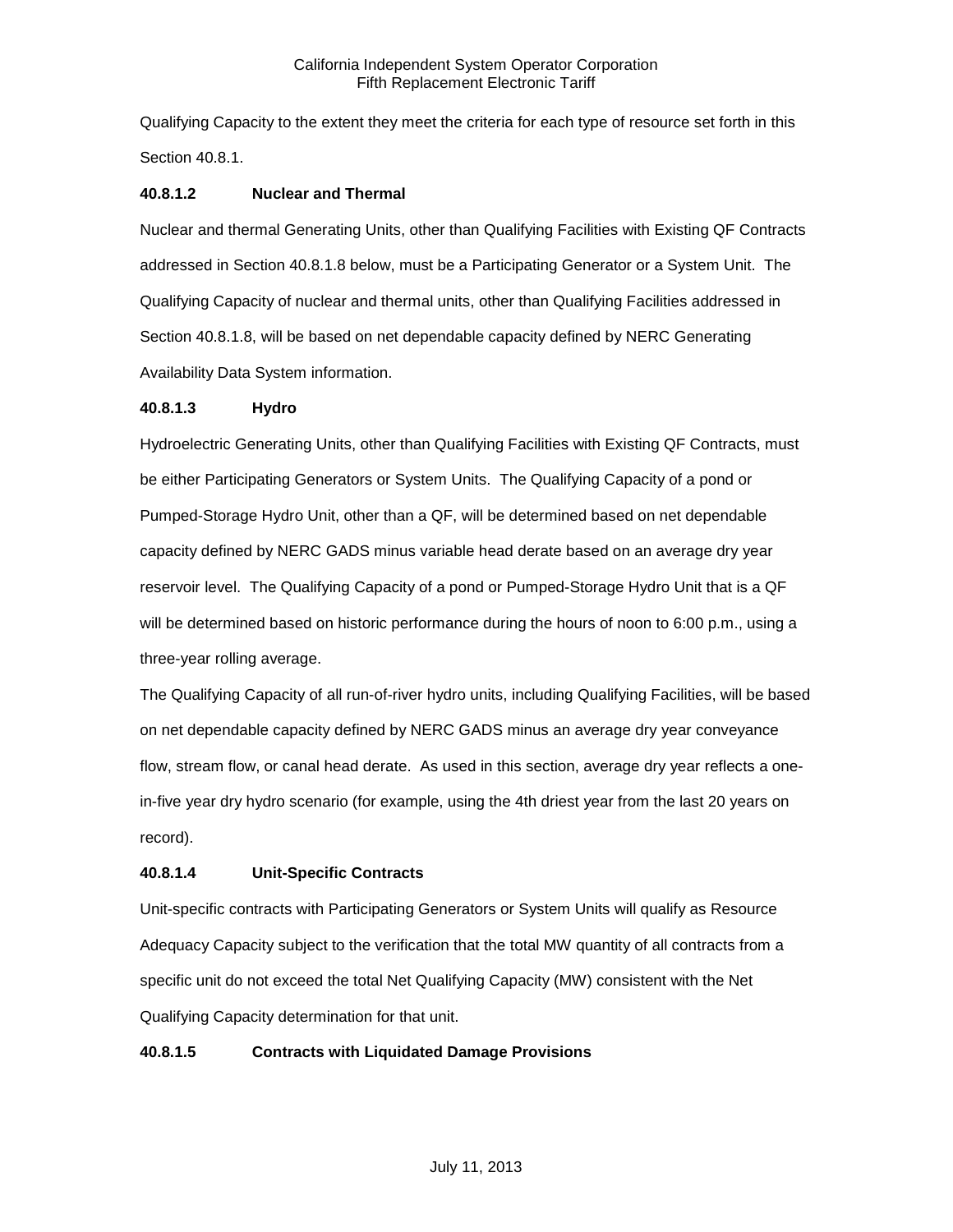Qualifying Capacity to the extent they meet the criteria for each type of resource set forth in this Section 40.8.1.

**40.8.1.2 Nuclear and Thermal**

Nuclear and thermal Generating Units, other than Qualifying Facilities with Existing QF Contracts addressed in Section 40.8.1.8 below, must be a Participating Generator or a System Unit. The Qualifying Capacity of nuclear and thermal units, other than Qualifying Facilities addressed in Section 40.8.1.8, will be based on net dependable capacity defined by NERC Generating Availability Data System information.

**40.8.1.3 Hydro**

Hydroelectric Generating Units, other than Qualifying Facilities with Existing QF Contracts, must be either Participating Generators or System Units. The Qualifying Capacity of a pond or Pumped-Storage Hydro Unit, other than a QF, will be determined based on net dependable capacity defined by NERC GADS minus variable head derate based on an average dry year reservoir level. The Qualifying Capacity of a pond or Pumped-Storage Hydro Unit that is a QF will be determined based on historic performance during the hours of noon to 6:00 p.m., using a three-year rolling average.

The Qualifying Capacity of all run-of-river hydro units, including Qualifying Facilities, will be based on net dependable capacity defined by NERC GADS minus an average dry year conveyance flow, stream flow, or canal head derate. As used in this section, average dry year reflects a one-in-five year dry hydro scenario (for example, using the 4th driest year from the last 20 years on record).

**40.8.1.4 Unit-Specific Contracts**

Unit-specific contracts with Participating Generators or System Units will qualify as Resource Adequacy Capacity subject to the verification that the total MW quantity of all contracts from a specific unit do not exceed the total Net Qualifying Capacity (MW) consistent with the Net Qualifying Capacity determination for that unit.

**40.8.1.5 Contracts with Liquidated Damage Provisions**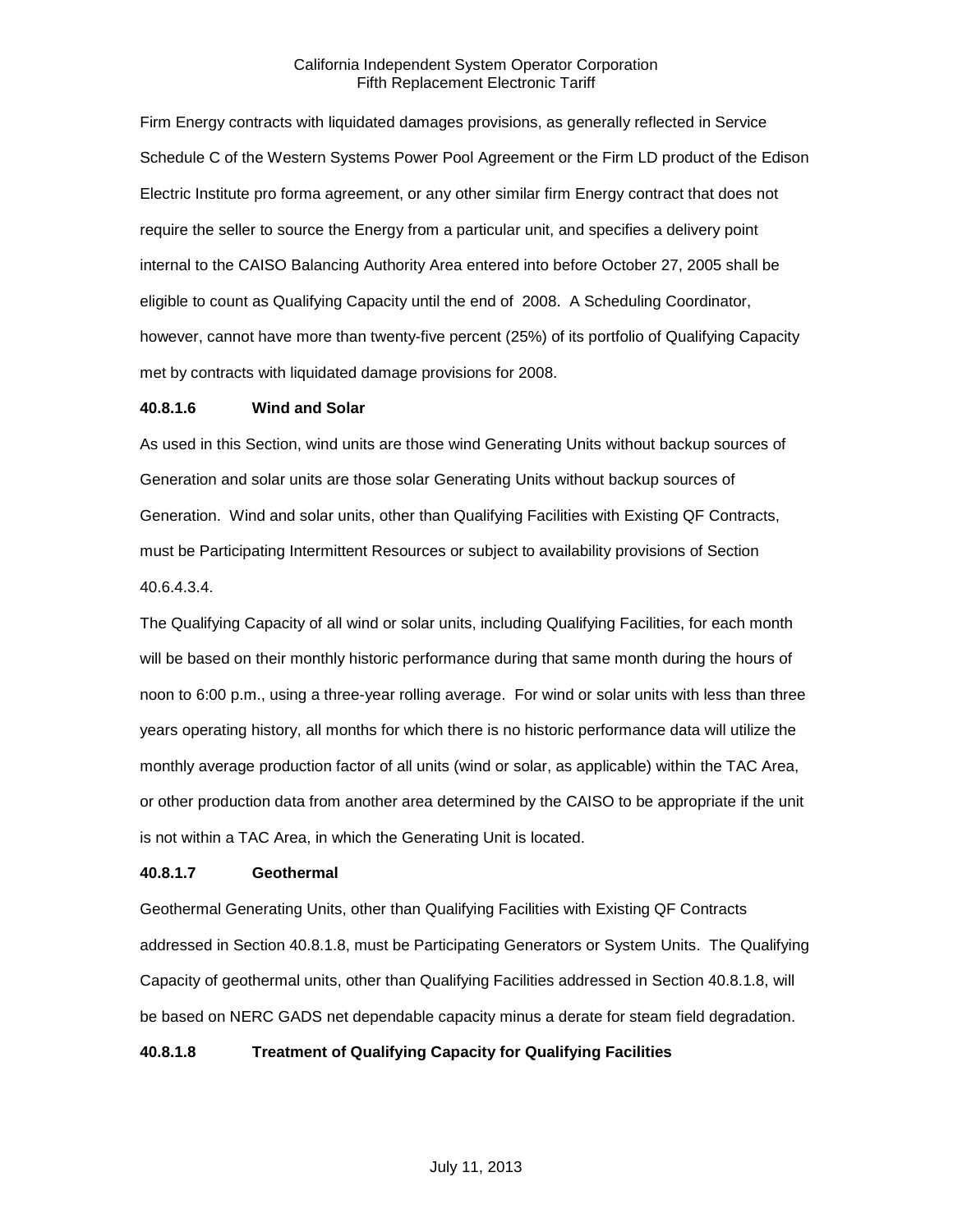Firm Energy contracts with liquidated damages provisions, as generally reflected in Service Schedule C of the Western Systems Power Pool Agreement or the Firm LD product of the Edison Electric Institute pro forma agreement, or any other similar firm Energy contract that does not require the seller to source the Energy from a particular unit, and specifies a delivery point internal to the CAISO Balancing Authority Area entered into before October 27, 2005 shall be eligible to count as Qualifying Capacity until the end of 2008. A Scheduling Coordinator, however, cannot have more than twenty-five percent (25%) of its portfolio of Qualifying Capacity met by contracts with liquidated damage provisions for 2008.

**40.8.1.6 Wind and Solar**

As used in this Section, wind units are those wind Generating Units without backup sources of Generation and solar units are those solar Generating Units without backup sources of Generation. Wind and solar units, other than Qualifying Facilities with Existing QF Contracts, must be Participating Intermittent Resources or subject to availability provisions of Section 40.6.4.3.4.

The Qualifying Capacity of all wind or solar units, including Qualifying Facilities, for each month will be based on their monthly historic performance during that same month during the hours of noon to 6:00 p.m., using a three-year rolling average. For wind or solar units with less than three years operating history, all months for which there is no historic performance data will utilize the monthly average production factor of all units (wind or solar, as applicable) within the TAC Area, or other production data from another area determined by the CAISO to be appropriate if the unit is not within a TAC Area, in which the Generating Unit is located.

**40.8.1.7 Geothermal**

Geothermal Generating Units, other than Qualifying Facilities with Existing QF Contracts addressed in Section 40.8.1.8, must be Participating Generators or System Units. The Qualifying Capacity of geothermal units, other than Qualifying Facilities addressed in Section 40.8.1.8, will be based on NERC GADS net dependable capacity minus a derate for steam field degradation.

**40.8.1.8 Treatment of Qualifying Capacity for Qualifying Facilities**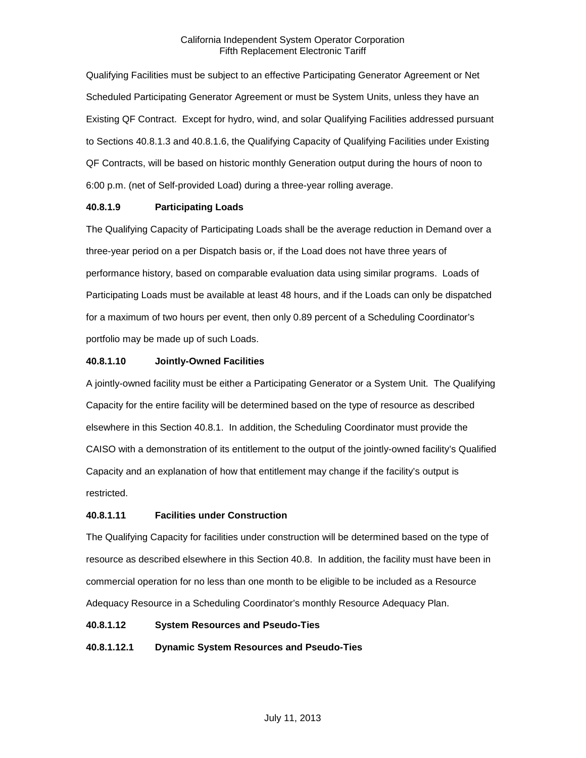Qualifying Facilities must be subject to an effective Participating Generator Agreement or Net Scheduled Participating Generator Agreement or must be System Units, unless they have an Existing QF Contract. Except for hydro, wind, and solar Qualifying Facilities addressed pursuant to Sections 40.8.1.3 and 40.8.1.6, the Qualifying Capacity of Qualifying Facilities under Existing QF Contracts, will be based on historic monthly Generation output during the hours of noon to 6:00 p.m. (net of Self-provided Load) during a three-year rolling average.

**40.8.1.9 Participating Loads**

The Qualifying Capacity of Participating Loads shall be the average reduction in Demand over a three-year period on a per Dispatch basis or, if the Load does not have three years of performance history, based on comparable evaluation data using similar programs. Loads of Participating Loads must be available at least 48 hours, and if the Loads can only be dispatched for a maximum of two hours per event, then only 0.89 percent of a Scheduling Coordinator's portfolio may be made up of such Loads.

**40.8.1.10 Jointly-Owned Facilities**

A jointly-owned facility must be either a Participating Generator or a System Unit. The Qualifying Capacity for the entire facility will be determined based on the type of resource as described elsewhere in this Section 40.8.1. In addition, the Scheduling Coordinator must provide the CAISO with a demonstration of its entitlement to the output of the jointly-owned facility's Qualified Capacity and an explanation of how that entitlement may change if the facility's output is restricted.

**40.8.1.11 Facilities under Construction**

The Qualifying Capacity for facilities under construction will be determined based on the type of resource as described elsewhere in this Section 40.8. In addition, the facility must have been in commercial operation for no less than one month to be eligible to be included as a Resource Adequacy Resource in a Scheduling Coordinator's monthly Resource Adequacy Plan.

**40.8.1.12 System Resources and Pseudo-Ties**

**40.8.1.12.1 Dynamic System Resources and Pseudo-Ties**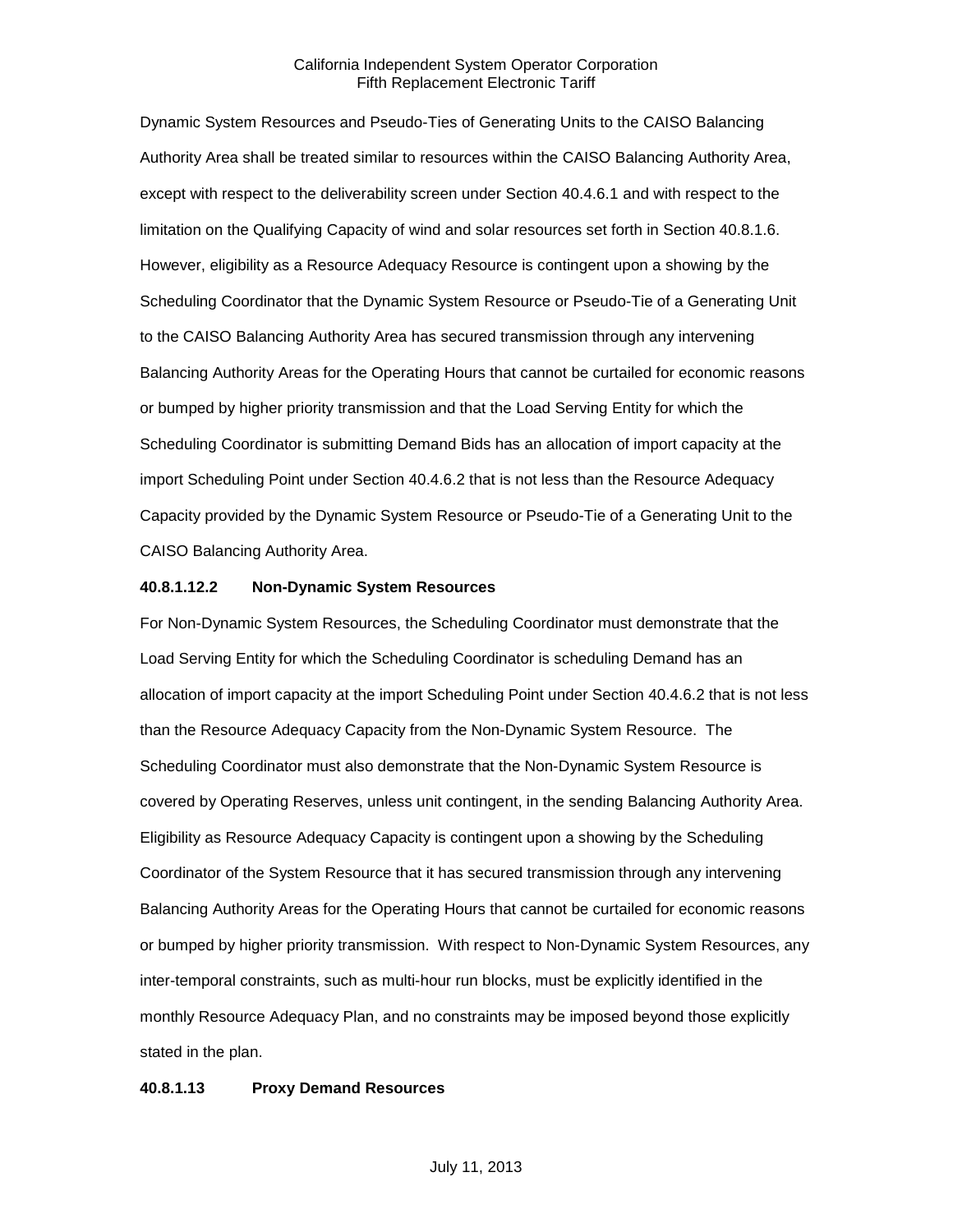Dynamic System Resources and Pseudo-Ties of Generating Units to the CAISO Balancing Authority Area shall be treated similar to resources within the CAISO Balancing Authority Area, except with respect to the deliverability screen under Section 40.4.6.1 and with respect to the limitation on the Qualifying Capacity of wind and solar resources set forth in Section 40.8.1.6. However, eligibility as a Resource Adequacy Resource is contingent upon a showing by the Scheduling Coordinator that the Dynamic System Resource or Pseudo-Tie of a Generating Unit to the CAISO Balancing Authority Area has secured transmission through any intervening Balancing Authority Areas for the Operating Hours that cannot be curtailed for economic reasons or bumped by higher priority transmission and that the Load Serving Entity for which the Scheduling Coordinator is submitting Demand Bids has an allocation of import capacity at the import Scheduling Point under Section 40.4.6.2 that is not less than the Resource Adequacy Capacity provided by the Dynamic System Resource or Pseudo-Tie of a Generating Unit to the CAISO Balancing Authority Area.

**40.8.1.12.2 Non-Dynamic System Resources**

For Non-Dynamic System Resources, the Scheduling Coordinator must demonstrate that the Load Serving Entity for which the Scheduling Coordinator is scheduling Demand has an allocation of import capacity at the import Scheduling Point under Section 40.4.6.2 that is not less than the Resource Adequacy Capacity from the Non-Dynamic System Resource. The Scheduling Coordinator must also demonstrate that the Non-Dynamic System Resource is covered by Operating Reserves, unless unit contingent, in the sending Balancing Authority Area. Eligibility as Resource Adequacy Capacity is contingent upon a showing by the Scheduling Coordinator of the System Resource that it has secured transmission through any intervening Balancing Authority Areas for the Operating Hours that cannot be curtailed for economic reasons or bumped by higher priority transmission. With respect to Non-Dynamic System Resources, any inter-temporal constraints, such as multi-hour run blocks, must be explicitly identified in the monthly Resource Adequacy Plan, and no constraints may be imposed beyond those explicitly stated in the plan.

**40.8.1.13 Proxy Demand Resources**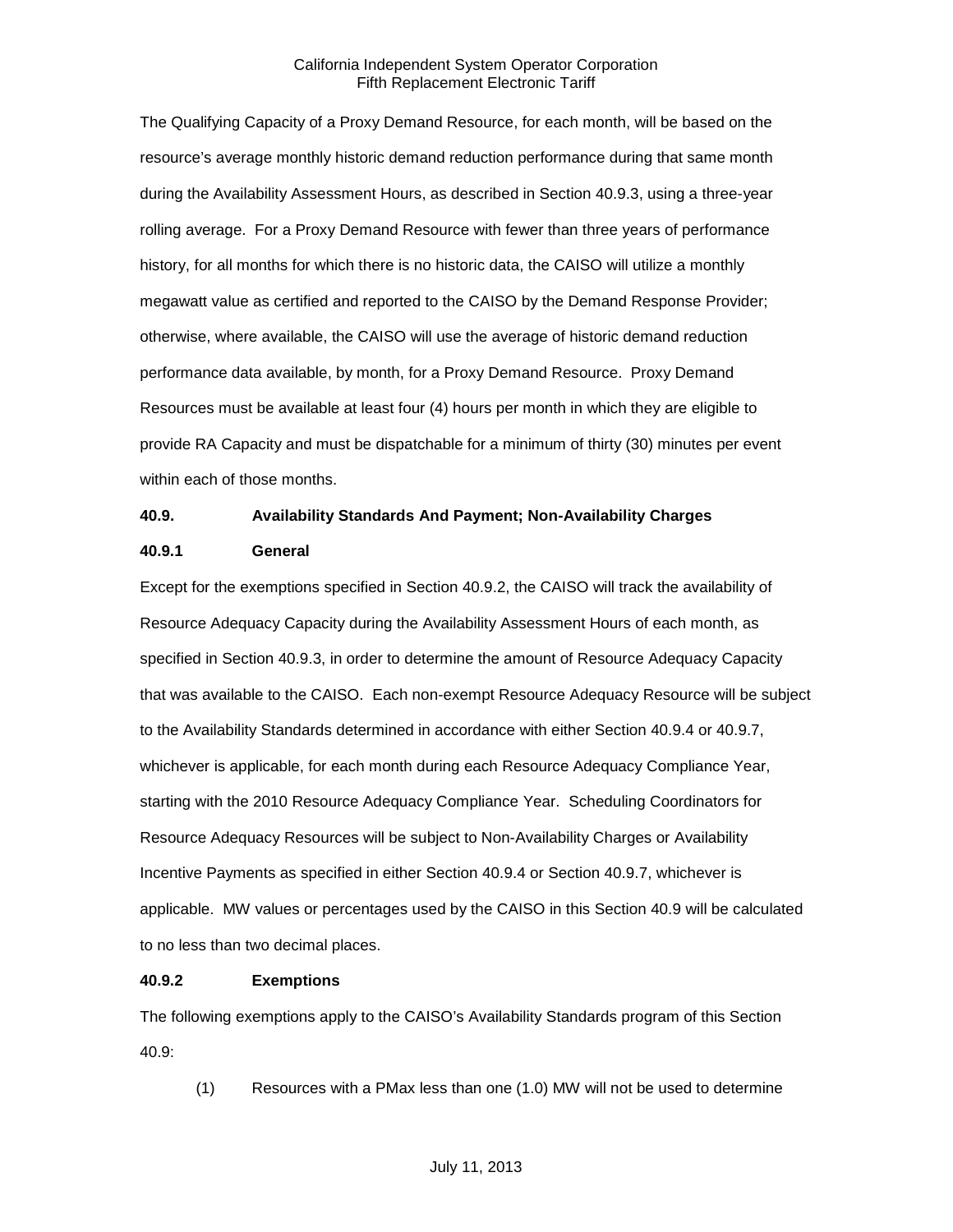The Qualifying Capacity of a Proxy Demand Resource, for each month, will be based on the resource's average monthly historic demand reduction performance during that same month during the Availability Assessment Hours, as described in Section 40.9.3, using a three-year rolling average. For a Proxy Demand Resource with fewer than three years of performance history, for all months for which there is no historic data, the CAISO will utilize a monthly megawatt value as certified and reported to the CAISO by the Demand Response Provider; otherwise, where available, the CAISO will use the average of historic demand reduction performance data available, by month, for a Proxy Demand Resource. Proxy Demand Resources must be available at least four (4) hours per month in which they are eligible to provide RA Capacity and must be dispatchable for a minimum of thirty (30) minutes per event within each of those months.

### 40.9. Availability Standards And Payment; Non-Availability Charges

#### 40.9.1 General

Except for the exemptions specified in Section 40.9.2, the CAISO will track the availability of Resource Adequacy Capacity during the Availability Assessment Hours of each month, as specified in Section 40.9.3, in order to determine the amount of Resource Adequacy Capacity that was available to the CAISO. Each non-exempt Resource Adequacy Resource will be subject to the Availability Standards determined in accordance with either Section 40.9.4 or 40.9.7, whichever is applicable, for each month during each Resource Adequacy Compliance Year, starting with the 2010 Resource Adequacy Compliance Year. Scheduling Coordinators for Resource Adequacy Resources will be subject to Non-Availability Charges or Availability Incentive Payments as specified in either Section 40.9.4 or Section 40.9.7, whichever is applicable. MW values or percentages used by the CAISO in this Section 40.9 will be calculated to no less than two decimal places.

#### 40.9.2 Exemptions

The following exemptions apply to the CAISO's Availability Standards program of this Section 40.9:

(1) Resources with a PMax less than one (1.0) MW will not be used to determine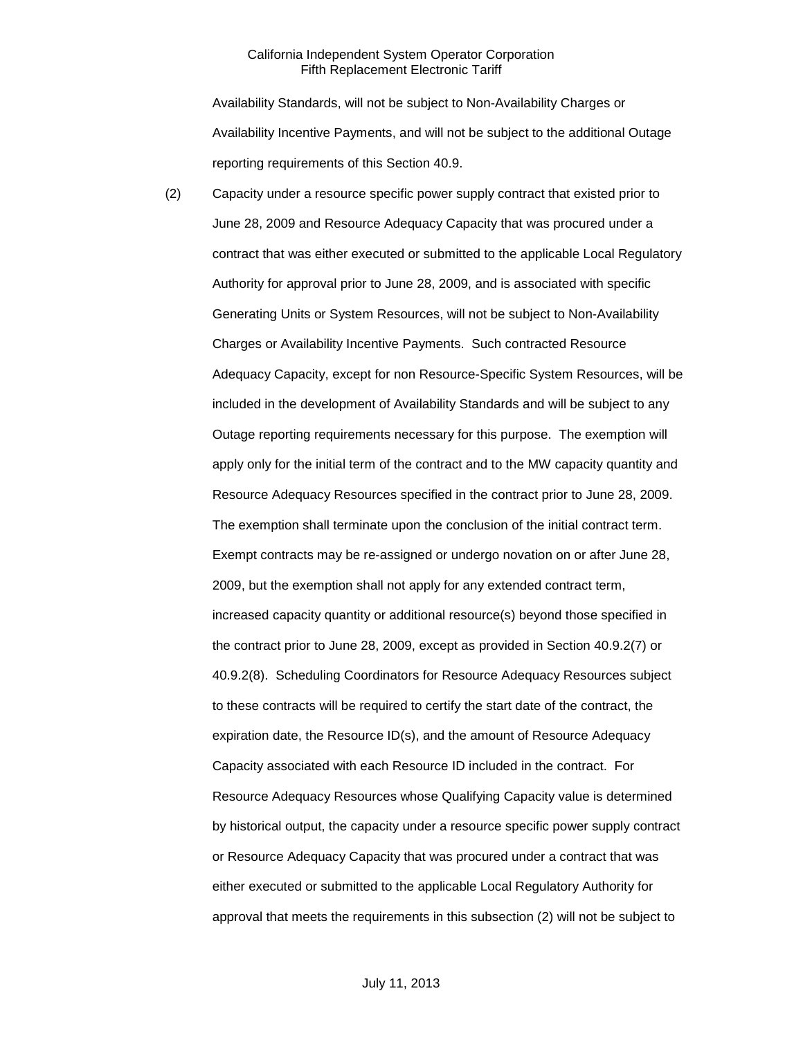Availability Standards, will not be subject to Non-Availability Charges or Availability Incentive Payments, and will not be subject to the additional Outage reporting requirements of this Section 40.9.

(2) Capacity under a resource specific power supply contract that existed prior to June 28, 2009 and Resource Adequacy Capacity that was procured under a contract that was either executed or submitted to the applicable Local Regulatory Authority for approval prior to June 28, 2009, and is associated with specific Generating Units or System Resources, will not be subject to Non-Availability Charges or Availability Incentive Payments. Such contracted Resource Adequacy Capacity, except for non Resource-Specific System Resources, will be included in the development of Availability Standards and will be subject to any Outage reporting requirements necessary for this purpose. The exemption will apply only for the initial term of the contract and to the MW capacity quantity and Resource Adequacy Resources specified in the contract prior to June 28, 2009. The exemption shall terminate upon the conclusion of the initial contract term. Exempt contracts may be re-assigned or undergo novation on or after June 28, 2009, but the exemption shall not apply for any extended contract term, increased capacity quantity or additional resource(s) beyond those specified in the contract prior to June 28, 2009, except as provided in Section 40.9.2(7) or 40.9.2(8). Scheduling Coordinators for Resource Adequacy Resources subject to these contracts will be required to certify the start date of the contract, the expiration date, the Resource ID(s), and the amount of Resource Adequacy Capacity associated with each Resource ID included in the contract. For Resource Adequacy Resources whose Qualifying Capacity value is determined by historical output, the capacity under a resource specific power supply contract or Resource Adequacy Capacity that was procured under a contract that was either executed or submitted to the applicable Local Regulatory Authority for approval that meets the requirements in this subsection (2) will not be subject to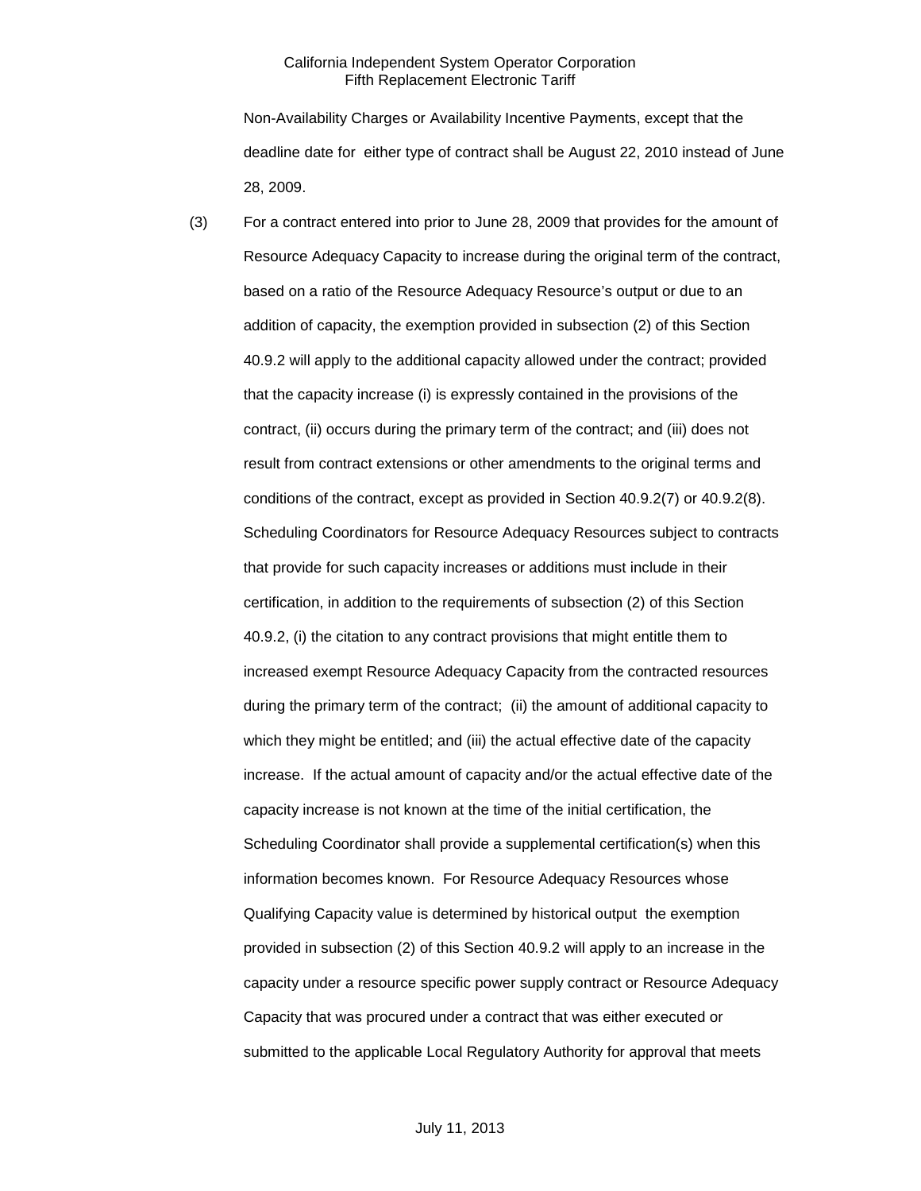Non-Availability Charges or Availability Incentive Payments, except that the deadline date for either type of contract shall be August 22, 2010 instead of June 28, 2009.

(3) For a contract entered into prior to June 28, 2009 that provides for the amount of Resource Adequacy Capacity to increase during the original term of the contract, based on a ratio of the Resource Adequacy Resource's output or due to an addition of capacity, the exemption provided in subsection (2) of this Section 40.9.2 will apply to the additional capacity allowed under the contract; provided that the capacity increase (i) is expressly contained in the provisions of the contract, (ii) occurs during the primary term of the contract; and (iii) does not result from contract extensions or other amendments to the original terms and conditions of the contract, except as provided in Section 40.9.2(7) or 40.9.2(8). Scheduling Coordinators for Resource Adequacy Resources subject to contracts that provide for such capacity increases or additions must include in their certification, in addition to the requirements of subsection (2) of this Section 40.9.2, (i) the citation to any contract provisions that might entitle them to increased exempt Resource Adequacy Capacity from the contracted resources during the primary term of the contract; (ii) the amount of additional capacity to which they might be entitled; and (iii) the actual effective date of the capacity increase. If the actual amount of capacity and/or the actual effective date of the capacity increase is not known at the time of the initial certification, the Scheduling Coordinator shall provide a supplemental certification(s) when this information becomes known. For Resource Adequacy Resources whose Qualifying Capacity value is determined by historical output the exemption provided in subsection (2) of this Section 40.9.2 will apply to an increase in the capacity under a resource specific power supply contract or Resource Adequacy Capacity that was procured under a contract that was either executed or submitted to the applicable Local Regulatory Authority for approval that meets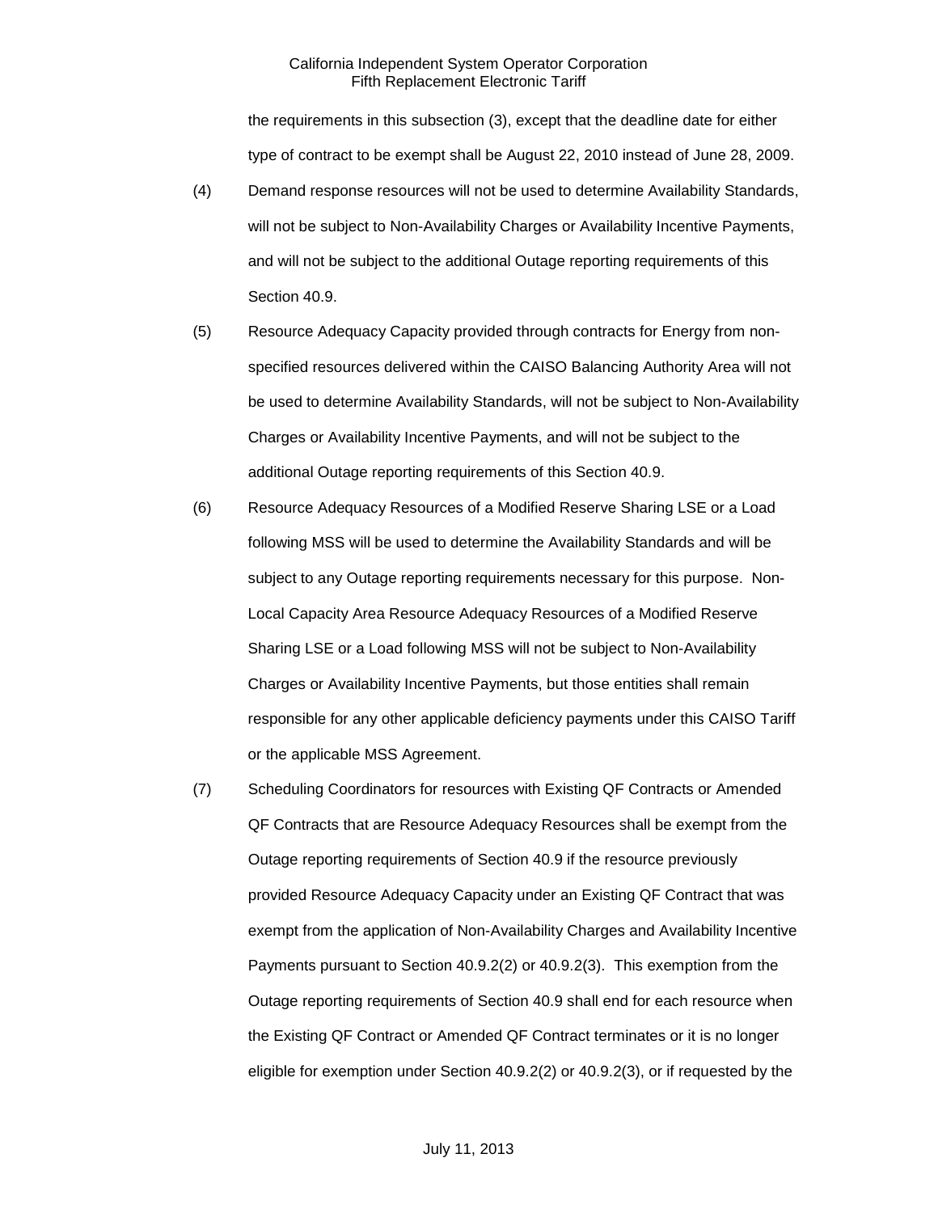the requirements in this subsection (3), except that the deadline date for either type of contract to be exempt shall be August 22, 2010 instead of June 28, 2009.

(4) Demand response resources will not be used to determine Availability Standards, will not be subject to Non-Availability Charges or Availability Incentive Payments, and will not be subject to the additional Outage reporting requirements of this Section 40.9.

(5) Resource Adequacy Capacity provided through contracts for Energy from non-specified resources delivered within the CAISO Balancing Authority Area will not be used to determine Availability Standards, will not be subject to Non-Availability Charges or Availability Incentive Payments, and will not be subject to the additional Outage reporting requirements of this Section 40.9.

(6) Resource Adequacy Resources of a Modified Reserve Sharing LSE or a Load following MSS will be used to determine the Availability Standards and will be subject to any Outage reporting requirements necessary for this purpose. Non-Local Capacity Area Resource Adequacy Resources of a Modified Reserve Sharing LSE or a Load following MSS will not be subject to Non-Availability Charges or Availability Incentive Payments, but those entities shall remain responsible for any other applicable deficiency payments under this CAISO Tariff or the applicable MSS Agreement.

(7) Scheduling Coordinators for resources with Existing QF Contracts or Amended QF Contracts that are Resource Adequacy Resources shall be exempt from the Outage reporting requirements of Section 40.9 if the resource previously provided Resource Adequacy Capacity under an Existing QF Contract that was exempt from the application of Non-Availability Charges and Availability Incentive Payments pursuant to Section 40.9.2(2) or 40.9.2(3). This exemption from the Outage reporting requirements of Section 40.9 shall end for each resource when the Existing QF Contract or Amended QF Contract terminates or it is no longer eligible for exemption under Section 40.9.2(2) or 40.9.2(3), or if requested by the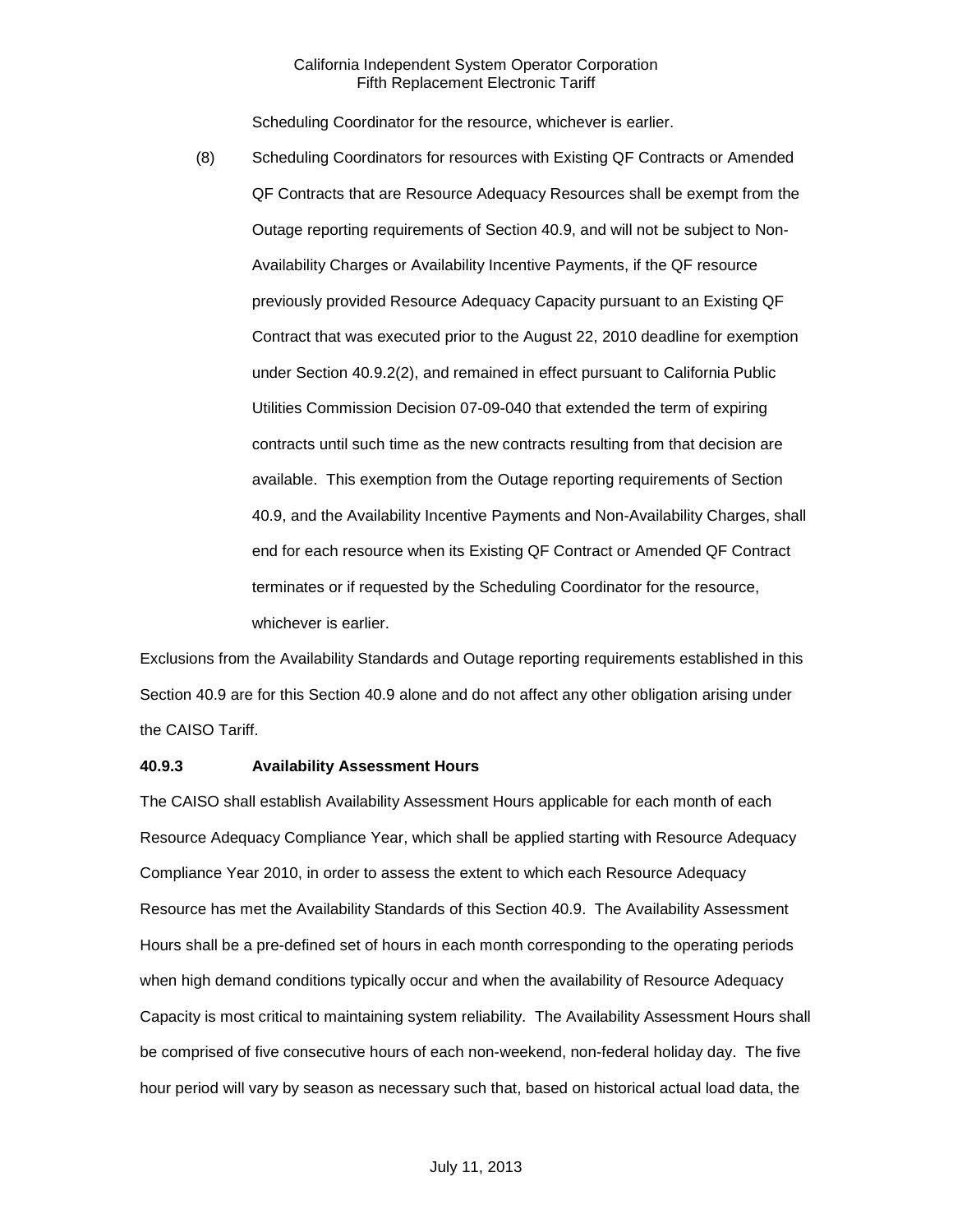Scheduling Coordinator for the resource, whichever is earlier.

(8) Scheduling Coordinators for resources with Existing QF Contracts or Amended QF Contracts that are Resource Adequacy Resources shall be exempt from the Outage reporting requirements of Section 40.9, and will not be subject to Non-Availability Charges or Availability Incentive Payments, if the QF resource previously provided Resource Adequacy Capacity pursuant to an Existing QF Contract that was executed prior to the August 22, 2010 deadline for exemption under Section 40.9.2(2), and remained in effect pursuant to California Public Utilities Commission Decision 07-09-040 that extended the term of expiring contracts until such time as the new contracts resulting from that decision are available. This exemption from the Outage reporting requirements of Section 40.9, and the Availability Incentive Payments and Non-Availability Charges, shall end for each resource when its Existing QF Contract or Amended QF Contract terminates or if requested by the Scheduling Coordinator for the resource, whichever is earlier.

Exclusions from the Availability Standards and Outage reporting requirements established in this Section 40.9 are for this Section 40.9 alone and do not affect any other obligation arising under the CAISO Tariff.

**40.9.3 Availability Assessment Hours**

The CAISO shall establish Availability Assessment Hours applicable for each month of each Resource Adequacy Compliance Year, which shall be applied starting with Resource Adequacy Compliance Year 2010, in order to assess the extent to which each Resource Adequacy Resource has met the Availability Standards of this Section 40.9. The Availability Assessment Hours shall be a pre-defined set of hours in each month corresponding to the operating periods when high demand conditions typically occur and when the availability of Resource Adequacy Capacity is most critical to maintaining system reliability. The Availability Assessment Hours shall be comprised of five consecutive hours of each non-weekend, non-federal holiday day. The five hour period will vary by season as necessary such that, based on historical actual load data, the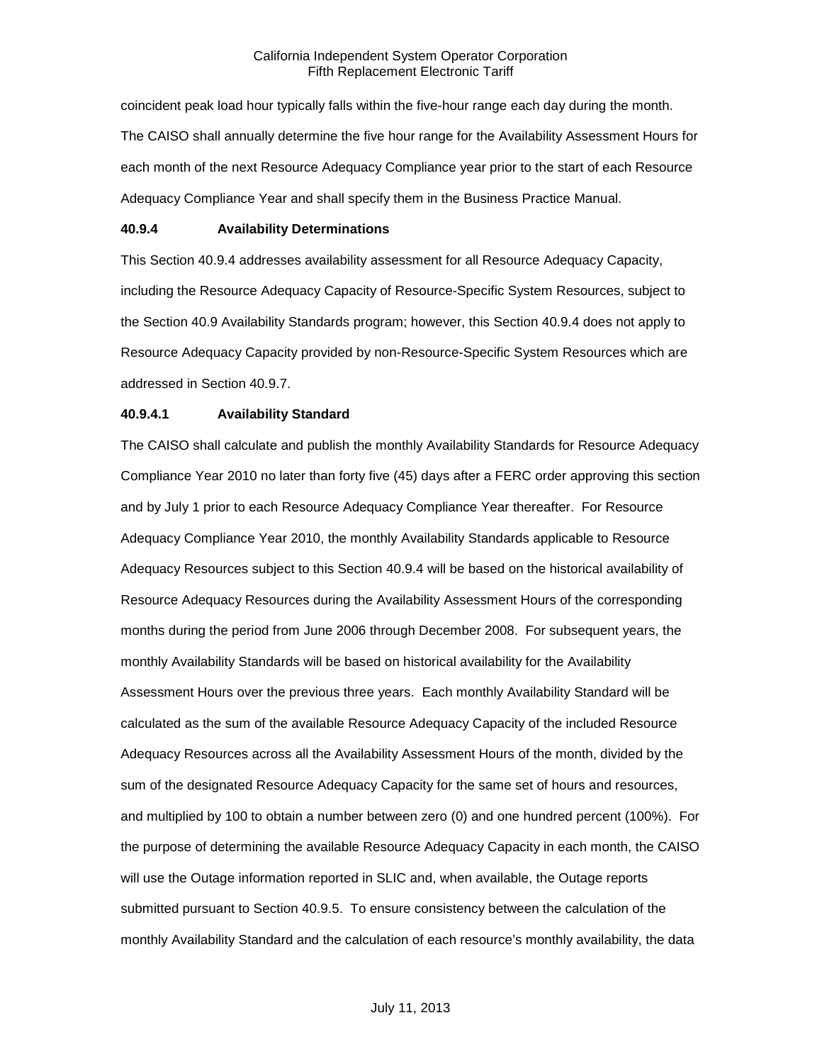coincident peak load hour typically falls within the five-hour range each day during the month. The CAISO shall annually determine the five hour range for the Availability Assessment Hours for each month of the next Resource Adequacy Compliance year prior to the start of each Resource Adequacy Compliance Year and shall specify them in the Business Practice Manual.

**40.9.4 Availability Determinations**

This Section 40.9.4 addresses availability assessment for all Resource Adequacy Capacity, including the Resource Adequacy Capacity of Resource-Specific System Resources, subject to the Section 40.9 Availability Standards program; however, this Section 40.9.4 does not apply to Resource Adequacy Capacity provided by non-Resource-Specific System Resources which are addressed in Section 40.9.7.

**40.9.4.1 Availability Standard**

The CAISO shall calculate and publish the monthly Availability Standards for Resource Adequacy Compliance Year 2010 no later than forty five (45) days after a FERC order approving this section and by July 1 prior to each Resource Adequacy Compliance Year thereafter. For Resource Adequacy Compliance Year 2010, the monthly Availability Standards applicable to Resource Adequacy Resources subject to this Section 40.9.4 will be based on the historical availability of Resource Adequacy Resources during the Availability Assessment Hours of the corresponding months during the period from June 2006 through December 2008. For subsequent years, the monthly Availability Standards will be based on historical availability for the Availability Assessment Hours over the previous three years. Each monthly Availability Standard will be calculated as the sum of the available Resource Adequacy Capacity of the included Resource Adequacy Resources across all the Availability Assessment Hours of the month, divided by the sum of the designated Resource Adequacy Capacity for the same set of hours and resources, and multiplied by 100 to obtain a number between zero (0) and one hundred percent (100%). For the purpose of determining the available Resource Adequacy Capacity in each month, the CAISO will use the Outage information reported in SLIC and, when available, the Outage reports submitted pursuant to Section 40.9.5. To ensure consistency between the calculation of the monthly Availability Standard and the calculation of each resource's monthly availability, the data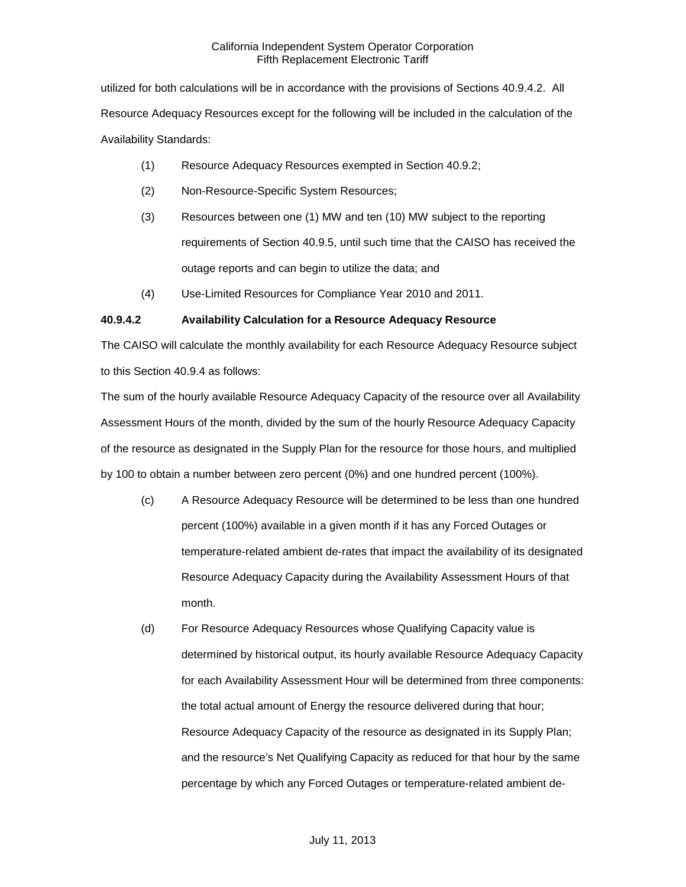utilized for both calculations will be in accordance with the provisions of Sections 40.9.4.2. All Resource Adequacy Resources except for the following will be included in the calculation of the Availability Standards:

(1) Resource Adequacy Resources exempted in Section 40.9.2;

(2) Non-Resource-Specific System Resources;

(3) Resources between one (1) MW and ten (10) MW subject to the reporting requirements of Section 40.9.5, until such time that the CAISO has received the outage reports and can begin to utilize the data; and

(4) Use-Limited Resources for Compliance Year 2010 and 2011.

**40.9.4.2 Availability Calculation for a Resource Adequacy Resource**

The CAISO will calculate the monthly availability for each Resource Adequacy Resource subject to this Section 40.9.4 as follows:

The sum of the hourly available Resource Adequacy Capacity of the resource over all Availability Assessment Hours of the month, divided by the sum of the hourly Resource Adequacy Capacity of the resource as designated in the Supply Plan for the resource for those hours, and multiplied by 100 to obtain a number between zero percent (0%) and one hundred percent (100%).

(c) A Resource Adequacy Resource will be determined to be less than one hundred percent (100%) available in a given month if it has any Forced Outages or temperature-related ambient de-rates that impact the availability of its designated Resource Adequacy Capacity during the Availability Assessment Hours of that month.

(d) For Resource Adequacy Resources whose Qualifying Capacity value is determined by historical output, its hourly available Resource Adequacy Capacity for each Availability Assessment Hour will be determined from three components: the total actual amount of Energy the resource delivered during that hour; Resource Adequacy Capacity of the resource as designated in its Supply Plan; and the resource's Net Qualifying Capacity as reduced for that hour by the same percentage by which any Forced Outages or temperature-related ambient de-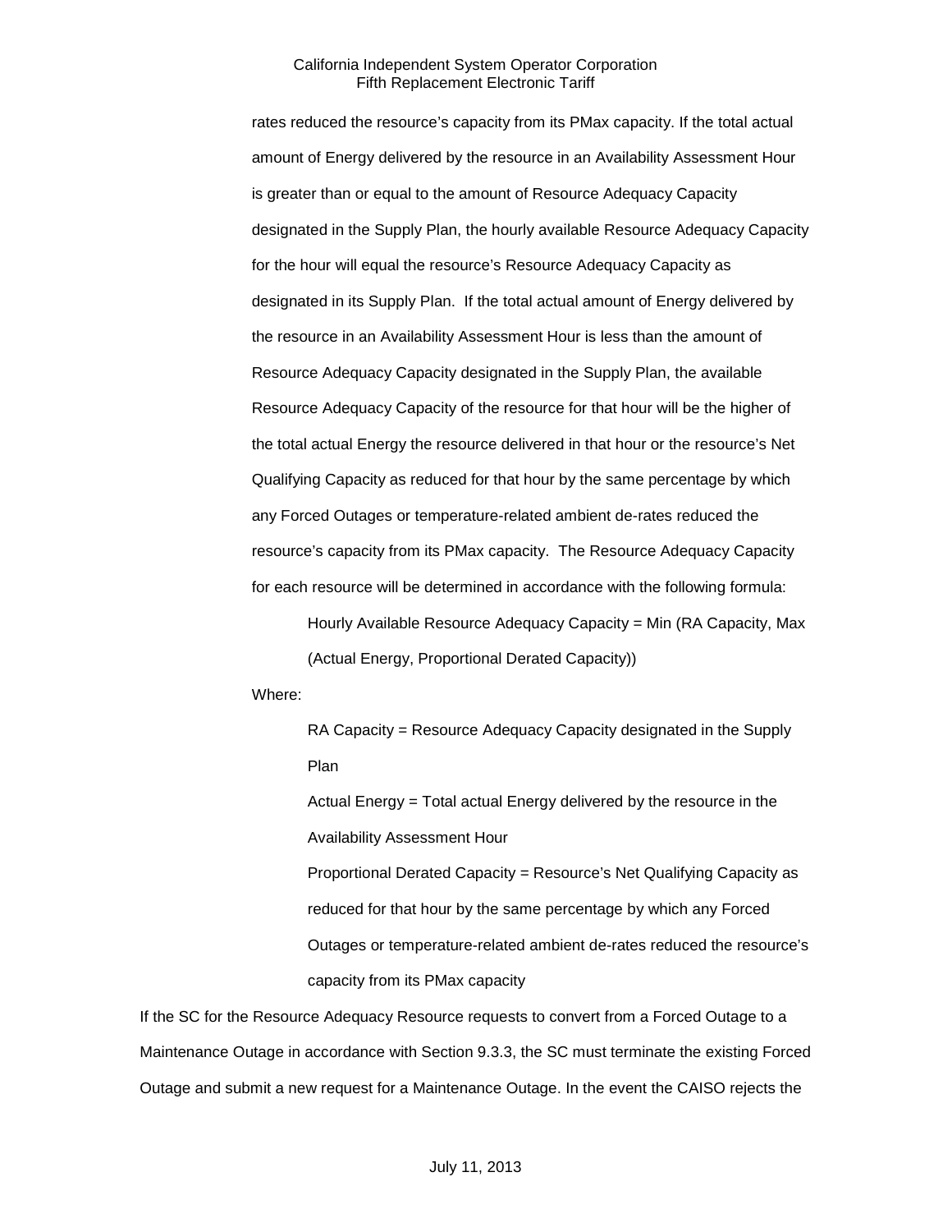rates reduced the resource's capacity from its PMax capacity. If the total actual amount of Energy delivered by the resource in an Availability Assessment Hour is greater than or equal to the amount of Resource Adequacy Capacity designated in the Supply Plan, the hourly available Resource Adequacy Capacity for the hour will equal the resource's Resource Adequacy Capacity as designated in its Supply Plan. If the total actual amount of Energy delivered by the resource in an Availability Assessment Hour is less than the amount of Resource Adequacy Capacity designated in the Supply Plan, the available Resource Adequacy Capacity of the resource for that hour will be the higher of the total actual Energy the resource delivered in that hour or the resource's Net Qualifying Capacity as reduced for that hour by the same percentage by which any Forced Outages or temperature-related ambient de-rates reduced the resource's capacity from its PMax capacity. The Resource Adequacy Capacity for each resource will be determined in accordance with the following formula:

> Hourly Available Resource Adequacy Capacity = Min (RA Capacity, Max (Actual Energy, Proportional Derated Capacity))

Where:

> RA Capacity = Resource Adequacy Capacity designated in the Supply Plan
>
> Actual Energy = Total actual Energy delivered by the resource in the Availability Assessment Hour
>
> Proportional Derated Capacity = Resource's Net Qualifying Capacity as reduced for that hour by the same percentage by which any Forced Outages or temperature-related ambient de-rates reduced the resource's capacity from its PMax capacity

If the SC for the Resource Adequacy Resource requests to convert from a Forced Outage to a Maintenance Outage in accordance with Section 9.3.3, the SC must terminate the existing Forced Outage and submit a new request for a Maintenance Outage. In the event the CAISO rejects the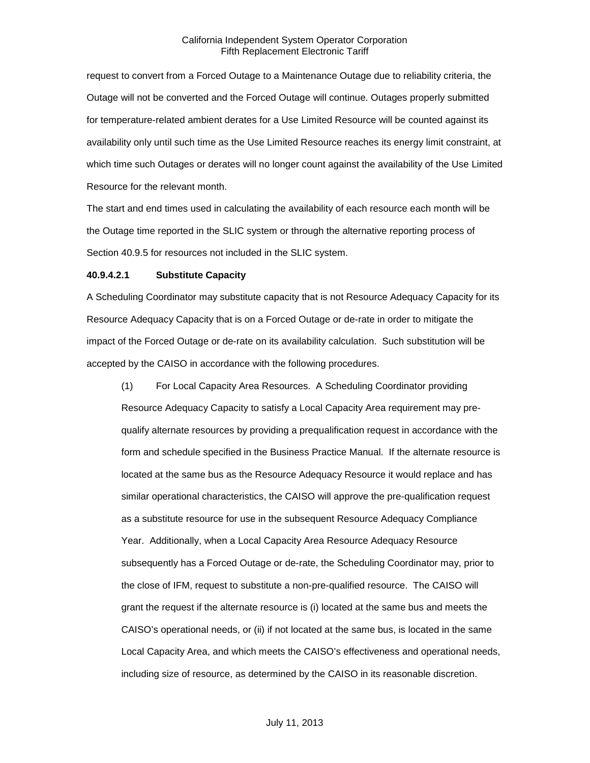request to convert from a Forced Outage to a Maintenance Outage due to reliability criteria, the Outage will not be converted and the Forced Outage will continue. Outages properly submitted for temperature-related ambient derates for a Use Limited Resource will be counted against its availability only until such time as the Use Limited Resource reaches its energy limit constraint, at which time such Outages or derates will no longer count against the availability of the Use Limited Resource for the relevant month.

The start and end times used in calculating the availability of each resource each month will be the Outage time reported in the SLIC system or through the alternative reporting process of Section 40.9.5 for resources not included in the SLIC system.

**40.9.4.2.1 Substitute Capacity**

A Scheduling Coordinator may substitute capacity that is not Resource Adequacy Capacity for its Resource Adequacy Capacity that is on a Forced Outage or de-rate in order to mitigate the impact of the Forced Outage or de-rate on its availability calculation. Such substitution will be accepted by the CAISO in accordance with the following procedures.

(1) For Local Capacity Area Resources. A Scheduling Coordinator providing Resource Adequacy Capacity to satisfy a Local Capacity Area requirement may pre-qualify alternate resources by providing a prequalification request in accordance with the form and schedule specified in the Business Practice Manual. If the alternate resource is located at the same bus as the Resource Adequacy Resource it would replace and has similar operational characteristics, the CAISO will approve the pre-qualification request as a substitute resource for use in the subsequent Resource Adequacy Compliance Year. Additionally, when a Local Capacity Area Resource Adequacy Resource subsequently has a Forced Outage or de-rate, the Scheduling Coordinator may, prior to the close of IFM, request to substitute a non-pre-qualified resource. The CAISO will grant the request if the alternate resource is (i) located at the same bus and meets the CAISO's operational needs, or (ii) if not located at the same bus, is located in the same Local Capacity Area, and which meets the CAISO's effectiveness and operational needs, including size of resource, as determined by the CAISO in its reasonable discretion.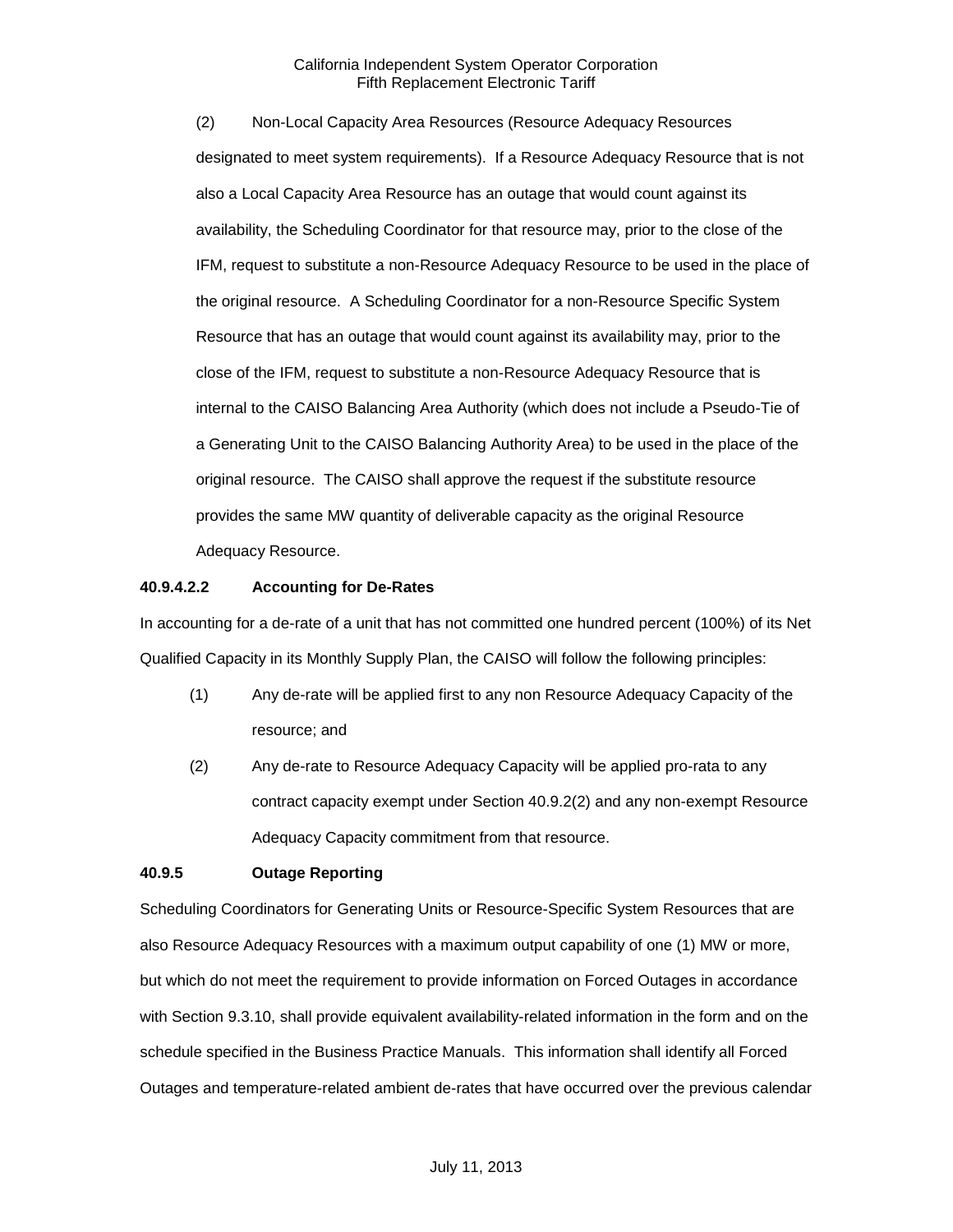(2) Non-Local Capacity Area Resources (Resource Adequacy Resources designated to meet system requirements). If a Resource Adequacy Resource that is not also a Local Capacity Area Resource has an outage that would count against its availability, the Scheduling Coordinator for that resource may, prior to the close of the IFM, request to substitute a non-Resource Adequacy Resource to be used in the place of the original resource. A Scheduling Coordinator for a non-Resource Specific System Resource that has an outage that would count against its availability may, prior to the close of the IFM, request to substitute a non-Resource Adequacy Resource that is internal to the CAISO Balancing Area Authority (which does not include a Pseudo-Tie of a Generating Unit to the CAISO Balancing Authority Area) to be used in the place of the original resource. The CAISO shall approve the request if the substitute resource provides the same MW quantity of deliverable capacity as the original Resource Adequacy Resource.

**40.9.4.2.2 Accounting for De-Rates**

In accounting for a de-rate of a unit that has not committed one hundred percent (100%) of its Net Qualified Capacity in its Monthly Supply Plan, the CAISO will follow the following principles:

(1) Any de-rate will be applied first to any non Resource Adequacy Capacity of the resource; and

(2) Any de-rate to Resource Adequacy Capacity will be applied pro-rata to any contract capacity exempt under Section 40.9.2(2) and any non-exempt Resource Adequacy Capacity commitment from that resource.

**40.9.5 Outage Reporting**

Scheduling Coordinators for Generating Units or Resource-Specific System Resources that are also Resource Adequacy Resources with a maximum output capability of one (1) MW or more, but which do not meet the requirement to provide information on Forced Outages in accordance with Section 9.3.10, shall provide equivalent availability-related information in the form and on the schedule specified in the Business Practice Manuals. This information shall identify all Forced Outages and temperature-related ambient de-rates that have occurred over the previous calendar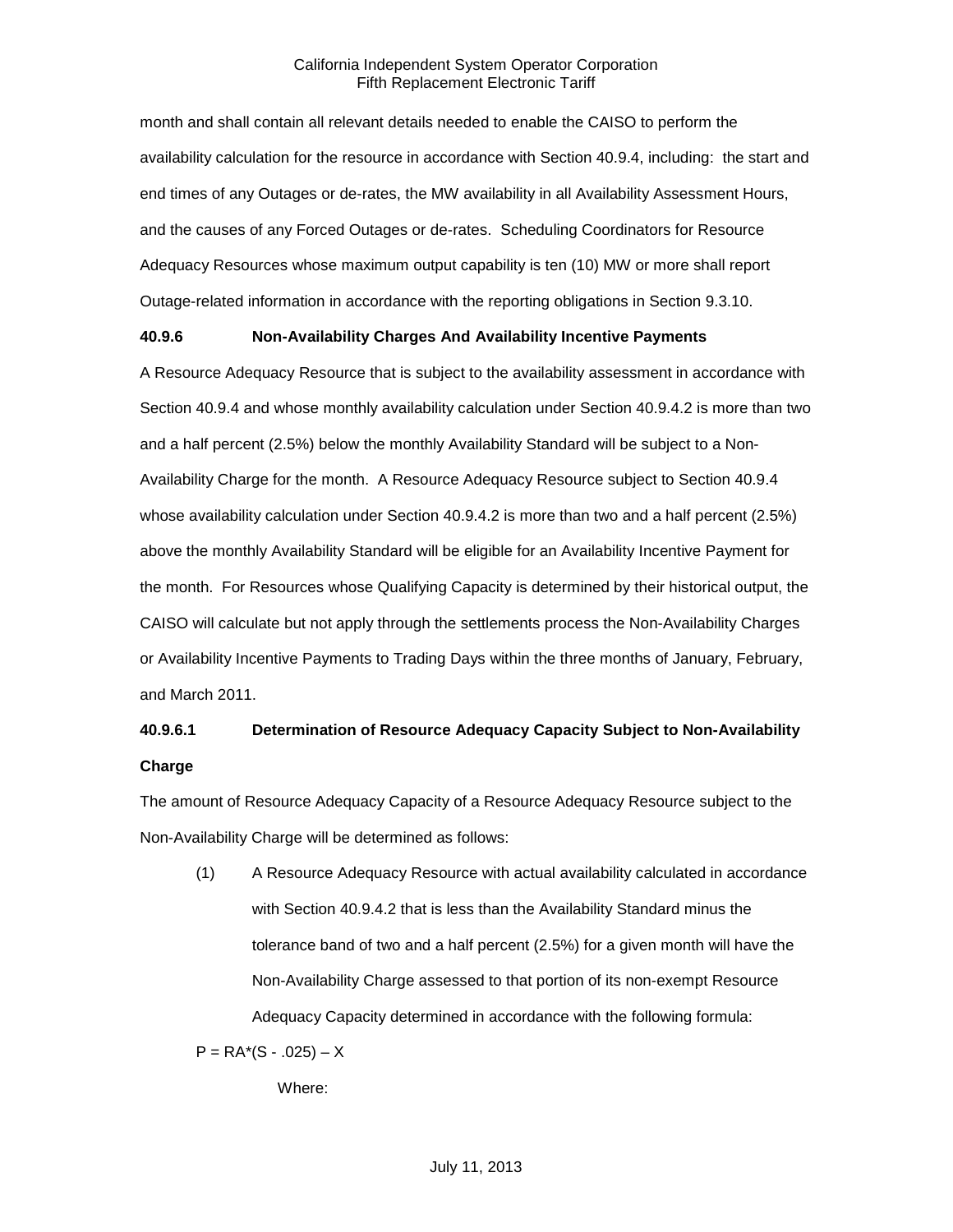month and shall contain all relevant details needed to enable the CAISO to perform the availability calculation for the resource in accordance with Section 40.9.4, including: the start and end times of any Outages or de-rates, the MW availability in all Availability Assessment Hours, and the causes of any Forced Outages or de-rates. Scheduling Coordinators for Resource Adequacy Resources whose maximum output capability is ten (10) MW or more shall report Outage-related information in accordance with the reporting obligations in Section 9.3.10.

**40.9.6 Non-Availability Charges And Availability Incentive Payments**

A Resource Adequacy Resource that is subject to the availability assessment in accordance with Section 40.9.4 and whose monthly availability calculation under Section 40.9.4.2 is more than two and a half percent (2.5%) below the monthly Availability Standard will be subject to a Non-Availability Charge for the month. A Resource Adequacy Resource subject to Section 40.9.4 whose availability calculation under Section 40.9.4.2 is more than two and a half percent (2.5%) above the monthly Availability Standard will be eligible for an Availability Incentive Payment for the month. For Resources whose Qualifying Capacity is determined by their historical output, the CAISO will calculate but not apply through the settlements process the Non-Availability Charges or Availability Incentive Payments to Trading Days within the three months of January, February, and March 2011.

**40.9.6.1 Determination of Resource Adequacy Capacity Subject to Non-Availability Charge**

The amount of Resource Adequacy Capacity of a Resource Adequacy Resource subject to the Non-Availability Charge will be determined as follows:

(1) A Resource Adequacy Resource with actual availability calculated in accordance with Section 40.9.4.2 that is less than the Availability Standard minus the tolerance band of two and a half percent (2.5%) for a given month will have the Non-Availability Charge assessed to that portion of its non-exempt Resource Adequacy Capacity determined in accordance with the following formula:

$$P = RA*(S - .025) - X$$

Where: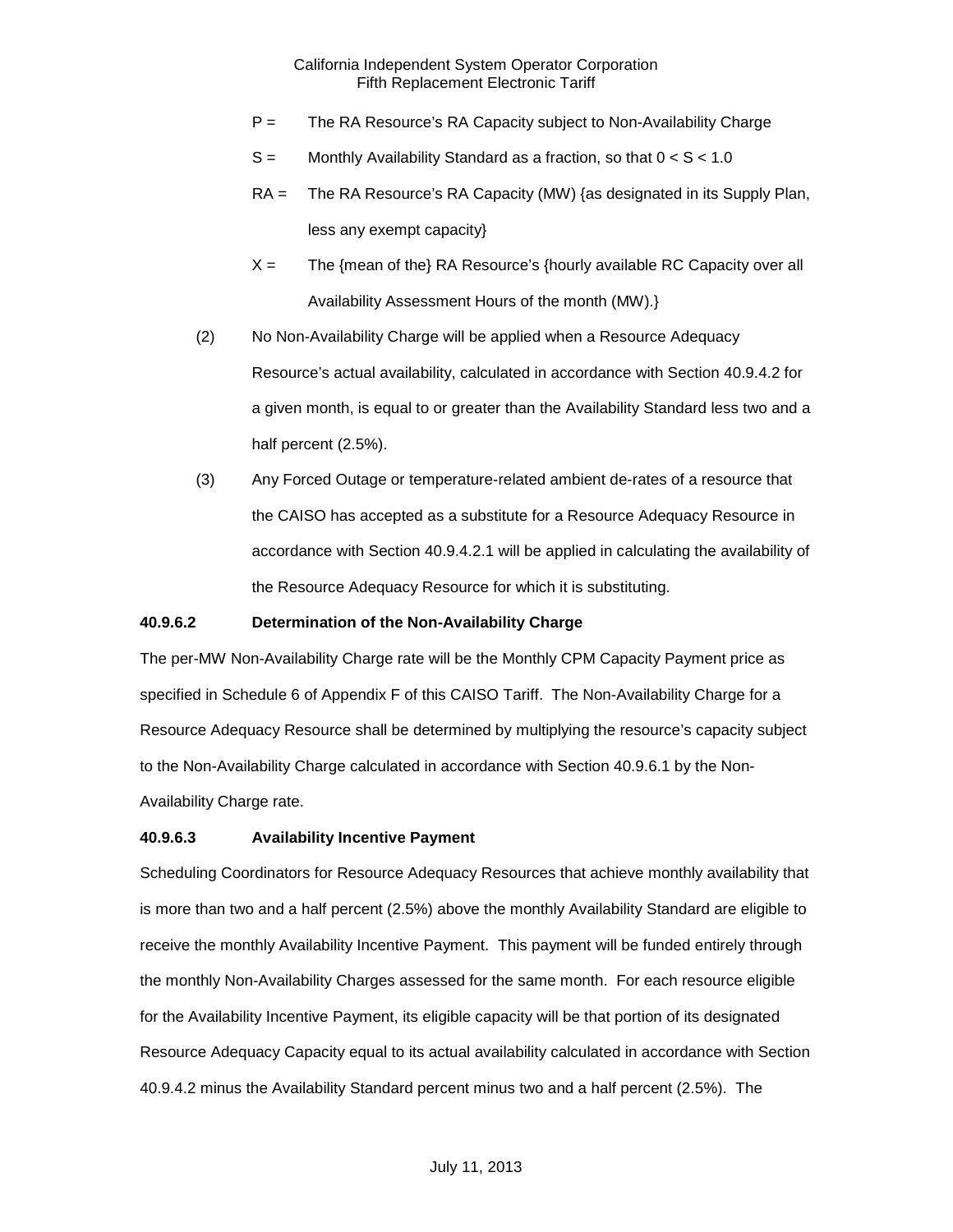P = The RA Resource's RA Capacity subject to Non-Availability Charge

S = Monthly Availability Standard as a fraction, so that $0 < S < 1.0$

RA = The RA Resource's RA Capacity (MW) {as designated in its Supply Plan, less any exempt capacity}

X = The {mean of the} RA Resource's {hourly available RC Capacity over all Availability Assessment Hours of the month (MW).}

(2) No Non-Availability Charge will be applied when a Resource Adequacy Resource's actual availability, calculated in accordance with Section 40.9.4.2 for a given month, is equal to or greater than the Availability Standard less two and a half percent (2.5%).

(3) Any Forced Outage or temperature-related ambient de-rates of a resource that the CAISO has accepted as a substitute for a Resource Adequacy Resource in accordance with Section 40.9.4.2.1 will be applied in calculating the availability of the Resource Adequacy Resource for which it is substituting.

**40.9.6.2 Determination of the Non-Availability Charge**

The per-MW Non-Availability Charge rate will be the Monthly CPM Capacity Payment price as specified in Schedule 6 of Appendix F of this CAISO Tariff. The Non-Availability Charge for a Resource Adequacy Resource shall be determined by multiplying the resource's capacity subject to the Non-Availability Charge calculated in accordance with Section 40.9.6.1 by the Non-Availability Charge rate.

**40.9.6.3 Availability Incentive Payment**

Scheduling Coordinators for Resource Adequacy Resources that achieve monthly availability that is more than two and a half percent (2.5%) above the monthly Availability Standard are eligible to receive the monthly Availability Incentive Payment. This payment will be funded entirely through the monthly Non-Availability Charges assessed for the same month. For each resource eligible for the Availability Incentive Payment, its eligible capacity will be that portion of its designated Resource Adequacy Capacity equal to its actual availability calculated in accordance with Section 40.9.4.2 minus the Availability Standard percent minus two and a half percent (2.5%). The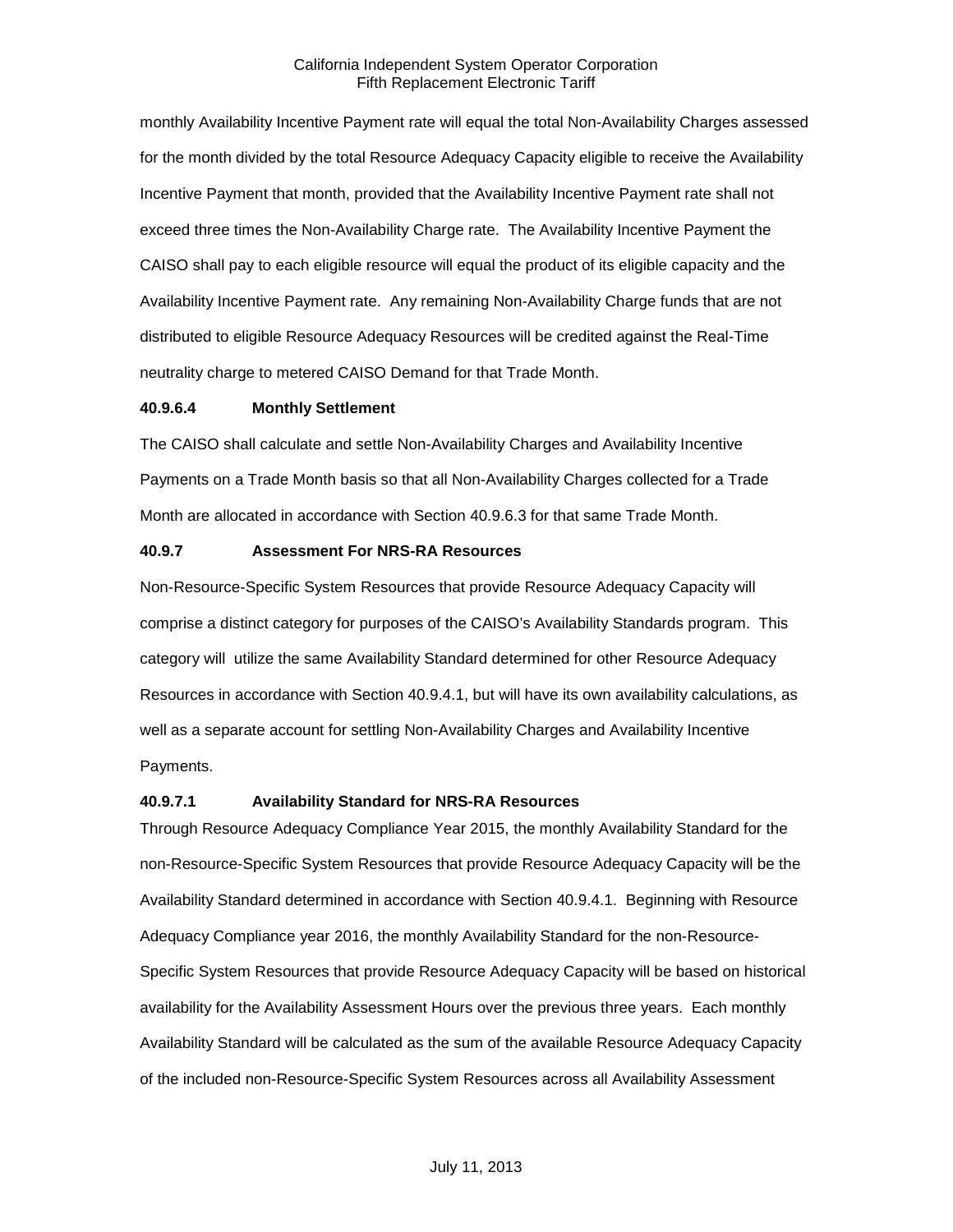monthly Availability Incentive Payment rate will equal the total Non-Availability Charges assessed for the month divided by the total Resource Adequacy Capacity eligible to receive the Availability Incentive Payment that month, provided that the Availability Incentive Payment rate shall not exceed three times the Non-Availability Charge rate. The Availability Incentive Payment the CAISO shall pay to each eligible resource will equal the product of its eligible capacity and the Availability Incentive Payment rate. Any remaining Non-Availability Charge funds that are not distributed to eligible Resource Adequacy Resources will be credited against the Real-Time neutrality charge to metered CAISO Demand for that Trade Month.

**40.9.6.4 Monthly Settlement**

The CAISO shall calculate and settle Non-Availability Charges and Availability Incentive Payments on a Trade Month basis so that all Non-Availability Charges collected for a Trade Month are allocated in accordance with Section 40.9.6.3 for that same Trade Month.

**40.9.7 Assessment For NRS-RA Resources**

Non-Resource-Specific System Resources that provide Resource Adequacy Capacity will comprise a distinct category for purposes of the CAISO's Availability Standards program. This category will utilize the same Availability Standard determined for other Resource Adequacy Resources in accordance with Section 40.9.4.1, but will have its own availability calculations, as well as a separate account for settling Non-Availability Charges and Availability Incentive Payments.

**40.9.7.1 Availability Standard for NRS-RA Resources**

Through Resource Adequacy Compliance Year 2015, the monthly Availability Standard for the non-Resource-Specific System Resources that provide Resource Adequacy Capacity will be the Availability Standard determined in accordance with Section 40.9.4.1. Beginning with Resource Adequacy Compliance year 2016, the monthly Availability Standard for the non-Resource-Specific System Resources that provide Resource Adequacy Capacity will be based on historical availability for the Availability Assessment Hours over the previous three years. Each monthly Availability Standard will be calculated as the sum of the available Resource Adequacy Capacity of the included non-Resource-Specific System Resources across all Availability Assessment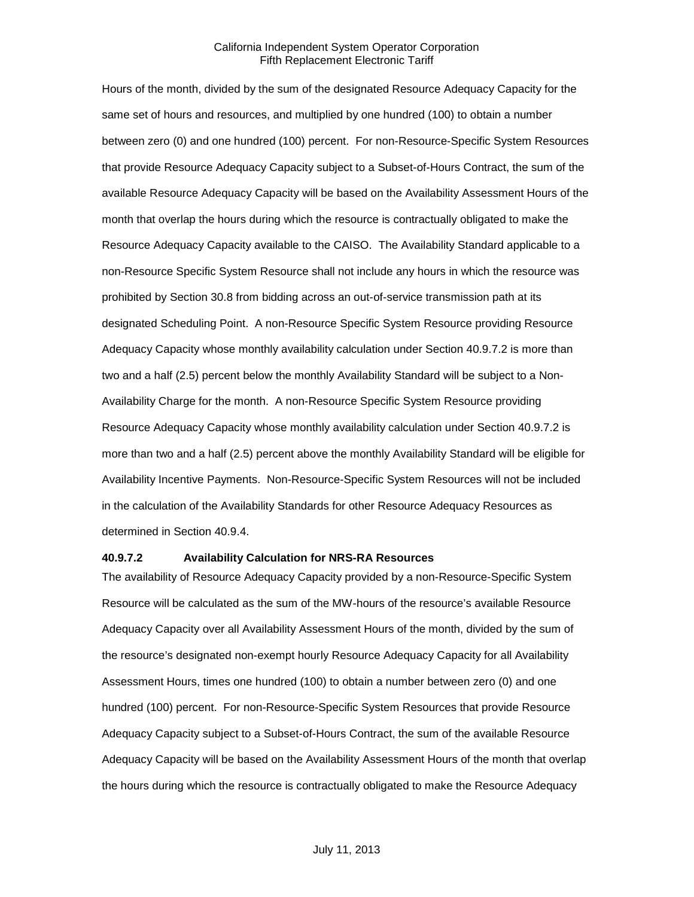Hours of the month, divided by the sum of the designated Resource Adequacy Capacity for the same set of hours and resources, and multiplied by one hundred (100) to obtain a number between zero (0) and one hundred (100) percent. For non-Resource-Specific System Resources that provide Resource Adequacy Capacity subject to a Subset-of-Hours Contract, the sum of the available Resource Adequacy Capacity will be based on the Availability Assessment Hours of the month that overlap the hours during which the resource is contractually obligated to make the Resource Adequacy Capacity available to the CAISO. The Availability Standard applicable to a non-Resource Specific System Resource shall not include any hours in which the resource was prohibited by Section 30.8 from bidding across an out-of-service transmission path at its designated Scheduling Point. A non-Resource Specific System Resource providing Resource Adequacy Capacity whose monthly availability calculation under Section 40.9.7.2 is more than two and a half (2.5) percent below the monthly Availability Standard will be subject to a Non-Availability Charge for the month. A non-Resource Specific System Resource providing Resource Adequacy Capacity whose monthly availability calculation under Section 40.9.7.2 is more than two and a half (2.5) percent above the monthly Availability Standard will be eligible for Availability Incentive Payments. Non-Resource-Specific System Resources will not be included in the calculation of the Availability Standards for other Resource Adequacy Resources as determined in Section 40.9.4.

**40.9.7.2 Availability Calculation for NRS-RA Resources**

The availability of Resource Adequacy Capacity provided by a non-Resource-Specific System Resource will be calculated as the sum of the MW-hours of the resource's available Resource Adequacy Capacity over all Availability Assessment Hours of the month, divided by the sum of the resource's designated non-exempt hourly Resource Adequacy Capacity for all Availability Assessment Hours, times one hundred (100) to obtain a number between zero (0) and one hundred (100) percent. For non-Resource-Specific System Resources that provide Resource Adequacy Capacity subject to a Subset-of-Hours Contract, the sum of the available Resource Adequacy Capacity will be based on the Availability Assessment Hours of the month that overlap the hours during which the resource is contractually obligated to make the Resource Adequacy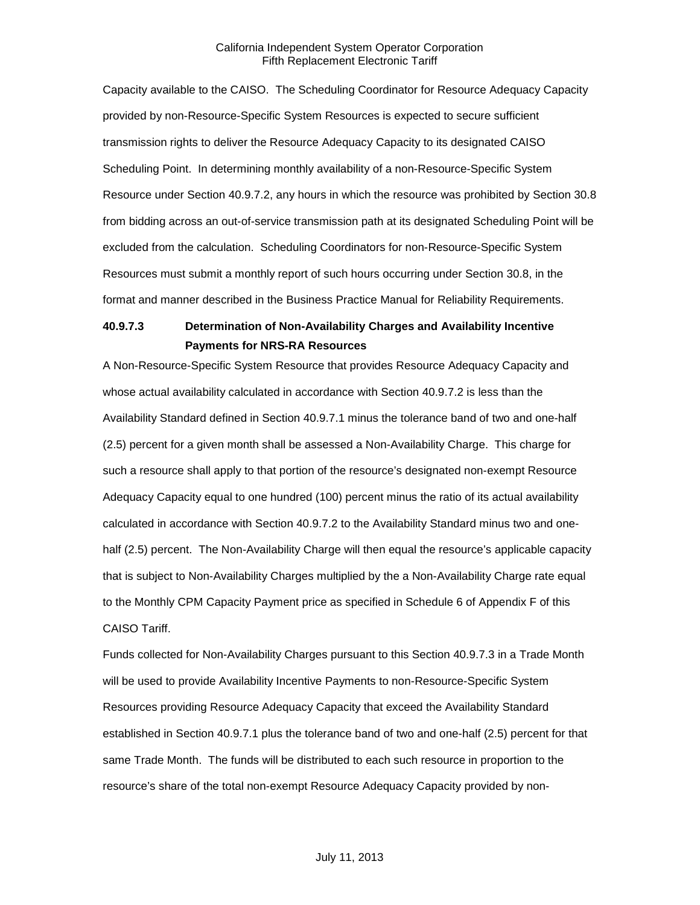Capacity available to the CAISO. The Scheduling Coordinator for Resource Adequacy Capacity provided by non-Resource-Specific System Resources is expected to secure sufficient transmission rights to deliver the Resource Adequacy Capacity to its designated CAISO Scheduling Point. In determining monthly availability of a non-Resource-Specific System Resource under Section 40.9.7.2, any hours in which the resource was prohibited by Section 30.8 from bidding across an out-of-service transmission path at its designated Scheduling Point will be excluded from the calculation. Scheduling Coordinators for non-Resource-Specific System Resources must submit a monthly report of such hours occurring under Section 30.8, in the format and manner described in the Business Practice Manual for Reliability Requirements.

#### 40.9.7.3 Determination of Non-Availability Charges and Availability Incentive Payments for NRS-RA Resources

A Non-Resource-Specific System Resource that provides Resource Adequacy Capacity and whose actual availability calculated in accordance with Section 40.9.7.2 is less than the Availability Standard defined in Section 40.9.7.1 minus the tolerance band of two and one-half (2.5) percent for a given month shall be assessed a Non-Availability Charge. This charge for such a resource shall apply to that portion of the resource's designated non-exempt Resource Adequacy Capacity equal to one hundred (100) percent minus the ratio of its actual availability calculated in accordance with Section 40.9.7.2 to the Availability Standard minus two and one-half (2.5) percent. The Non-Availability Charge will then equal the resource's applicable capacity that is subject to Non-Availability Charges multiplied by the a Non-Availability Charge rate equal to the Monthly CPM Capacity Payment price as specified in Schedule 6 of Appendix F of this CAISO Tariff.

Funds collected for Non-Availability Charges pursuant to this Section 40.9.7.3 in a Trade Month will be used to provide Availability Incentive Payments to non-Resource-Specific System Resources providing Resource Adequacy Capacity that exceed the Availability Standard established in Section 40.9.7.1 plus the tolerance band of two and one-half (2.5) percent for that same Trade Month. The funds will be distributed to each such resource in proportion to the resource's share of the total non-exempt Resource Adequacy Capacity provided by non-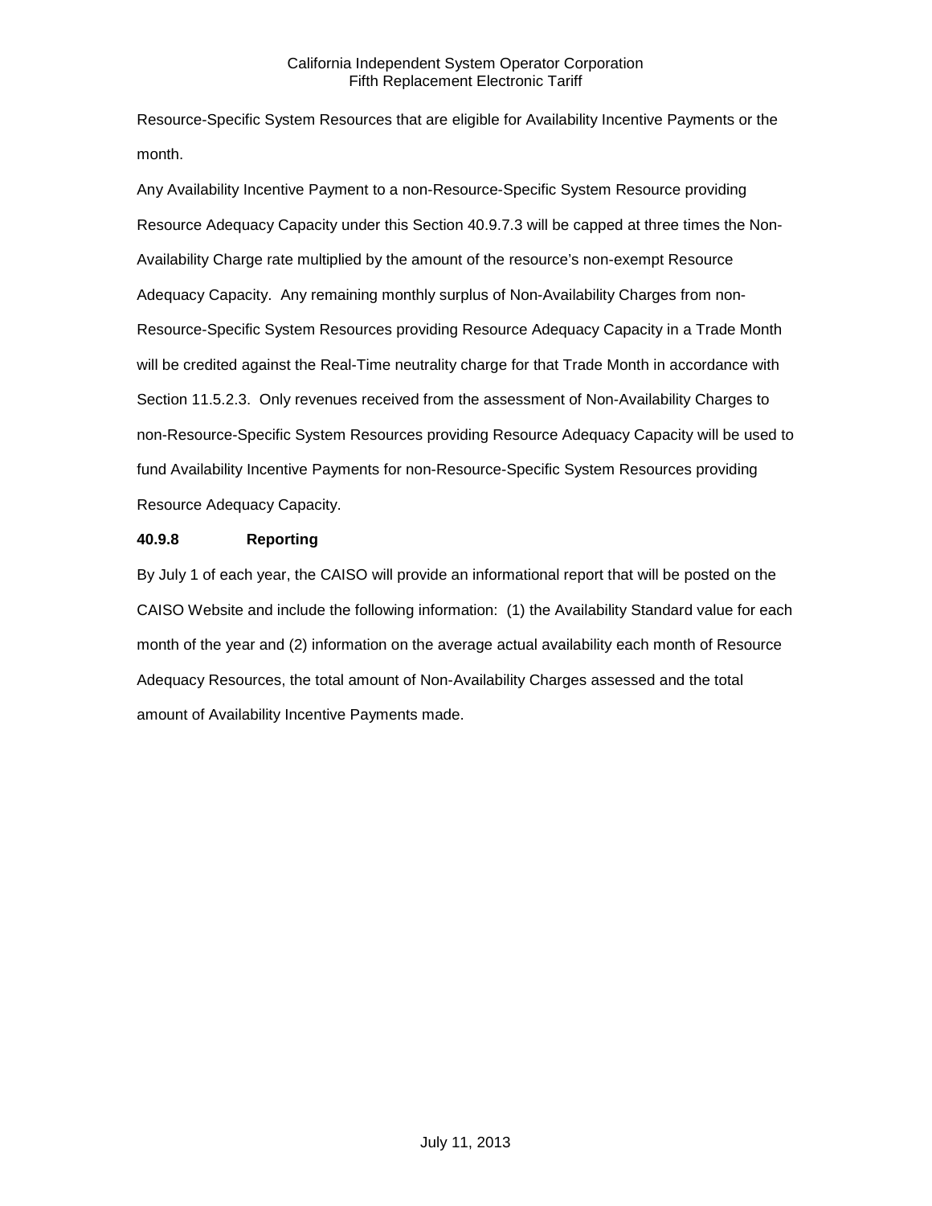Resource-Specific System Resources that are eligible for Availability Incentive Payments or the month.

Any Availability Incentive Payment to a non-Resource-Specific System Resource providing Resource Adequacy Capacity under this Section 40.9.7.3 will be capped at three times the Non-Availability Charge rate multiplied by the amount of the resource's non-exempt Resource Adequacy Capacity. Any remaining monthly surplus of Non-Availability Charges from non-Resource-Specific System Resources providing Resource Adequacy Capacity in a Trade Month will be credited against the Real-Time neutrality charge for that Trade Month in accordance with Section 11.5.2.3. Only revenues received from the assessment of Non-Availability Charges to non-Resource-Specific System Resources providing Resource Adequacy Capacity will be used to fund Availability Incentive Payments for non-Resource-Specific System Resources providing Resource Adequacy Capacity.

**40.9.8 Reporting**

By July 1 of each year, the CAISO will provide an informational report that will be posted on the CAISO Website and include the following information: (1) the Availability Standard value for each month of the year and (2) information on the average actual availability each month of Resource Adequacy Resources, the total amount of Non-Availability Charges assessed and the total amount of Availability Incentive Payments made.